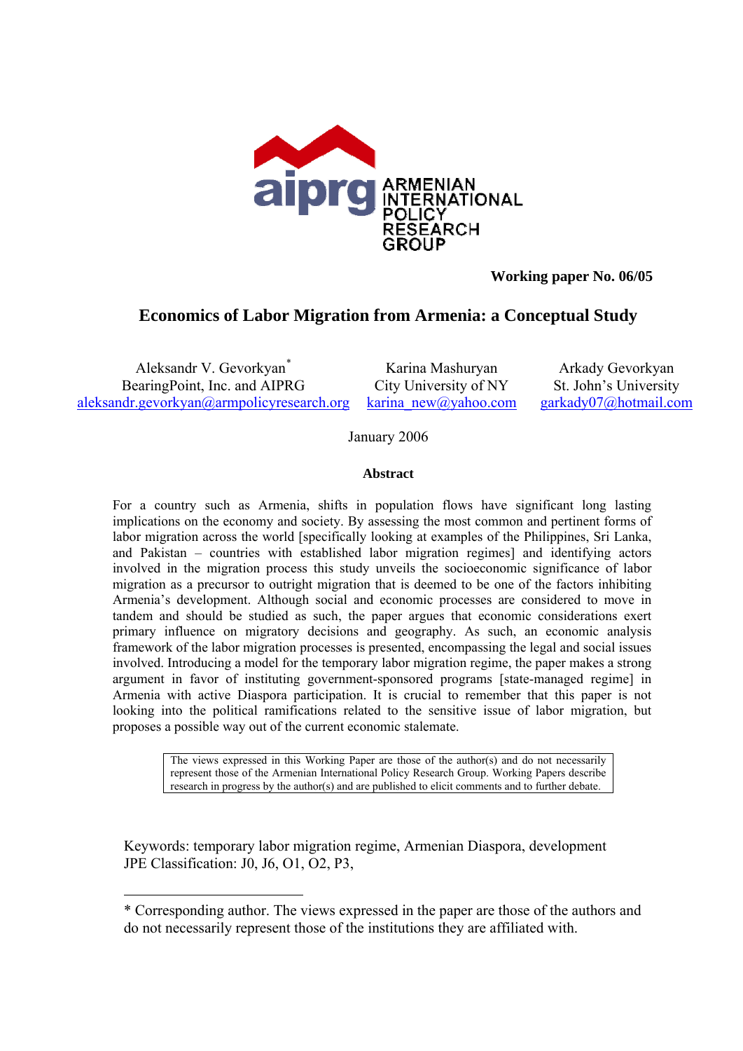aiprg ARMENIAN INTERNATIONAL POLICY RESEARCH GROUP

**Working paper No. 06/05**

# Economics of Labor Migration from Armenia: a Conceptual Study

| Aleksandr V. Gevorkyan* | Karina Mashuryan | Arkady Gevorkyan |
|---|---|---|
| BearingPoint, Inc. and AIPRG | City University of NY | St. John's University |
| aleksandr.gevorkyan@armpolicyresearch.org | karina_new@yahoo.com | garkady07@hotmail.com |

January 2006

**Abstract**

For a country such as Armenia, shifts in population flows have significant long lasting implications on the economy and society. By assessing the most common and pertinent forms of labor migration across the world [specifically looking at examples of the Philippines, Sri Lanka, and Pakistan – countries with established labor migration regimes] and identifying actors involved in the migration process this study unveils the socioeconomic significance of labor migration as a precursor to outright migration that is deemed to be one of the factors inhibiting Armenia's development. Although social and economic processes are considered to move in tandem and should be studied as such, the paper argues that economic considerations exert primary influence on migratory decisions and geography. As such, an economic analysis framework of the labor migration processes is presented, encompassing the legal and social issues involved. Introducing a model for the temporary labor migration regime, the paper makes a strong argument in favor of instituting government-sponsored programs [state-managed regime] in Armenia with active Diaspora participation. It is crucial to remember that this paper is not looking into the political ramifications related to the sensitive issue of labor migration, but proposes a possible way out of the current economic stalemate.

The views expressed in this Working Paper are those of the author(s) and do not necessarily represent those of the Armenian International Policy Research Group. Working Papers describe research in progress by the author(s) and are published to elicit comments and to further debate.

Keywords: temporary labor migration regime, Armenian Diaspora, development
JPE Classification: J0, J6, O1, O2, P3,

* Corresponding author. The views expressed in the paper are those of the authors and do not necessarily represent those of the institutions they are affiliated with.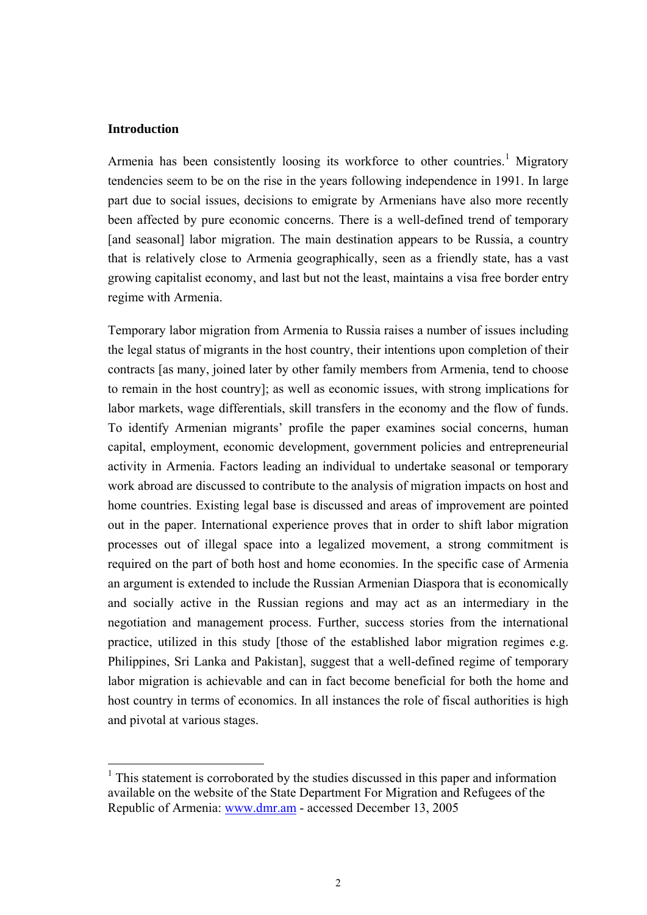## Introduction

Armenia has been consistently loosing its workforce to other countries.[1] Migratory tendencies seem to be on the rise in the years following independence in 1991. In large part due to social issues, decisions to emigrate by Armenians have also more recently been affected by pure economic concerns. There is a well-defined trend of temporary [and seasonal] labor migration. The main destination appears to be Russia, a country that is relatively close to Armenia geographically, seen as a friendly state, has a vast growing capitalist economy, and last but not the least, maintains a visa free border entry regime with Armenia.

Temporary labor migration from Armenia to Russia raises a number of issues including the legal status of migrants in the host country, their intentions upon completion of their contracts [as many, joined later by other family members from Armenia, tend to choose to remain in the host country]; as well as economic issues, with strong implications for labor markets, wage differentials, skill transfers in the economy and the flow of funds. To identify Armenian migrants' profile the paper examines social concerns, human capital, employment, economic development, government policies and entrepreneurial activity in Armenia. Factors leading an individual to undertake seasonal or temporary work abroad are discussed to contribute to the analysis of migration impacts on host and home countries. Existing legal base is discussed and areas of improvement are pointed out in the paper. International experience proves that in order to shift labor migration processes out of illegal space into a legalized movement, a strong commitment is required on the part of both host and home economies. In the specific case of Armenia an argument is extended to include the Russian Armenian Diaspora that is economically and socially active in the Russian regions and may act as an intermediary in the negotiation and management process. Further, success stories from the international practice, utilized in this study [those of the established labor migration regimes e.g. Philippines, Sri Lanka and Pakistan], suggest that a well-defined regime of temporary labor migration is achievable and can in fact become beneficial for both the home and host country in terms of economics. In all instances the role of fiscal authorities is high and pivotal at various stages.

---

[1] This statement is corroborated by the studies discussed in this paper and information available on the website of the State Department For Migration and Refugees of the Republic of Armenia: www.dmr.am - accessed December 13, 2005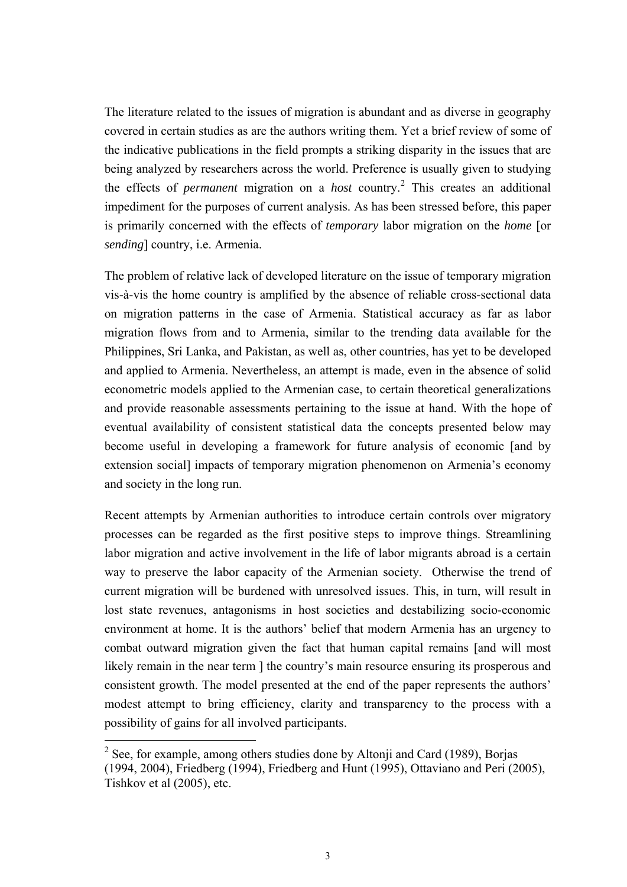The literature related to the issues of migration is abundant and as diverse in geography covered in certain studies as are the authors writing them. Yet a brief review of some of the indicative publications in the field prompts a striking disparity in the issues that are being analyzed by researchers across the world. Preference is usually given to studying the effects of *permanent* migration on a *host* country.[2] This creates an additional impediment for the purposes of current analysis. As has been stressed before, this paper is primarily concerned with the effects of *temporary* labor migration on the *home* [or *sending*] country, i.e. Armenia.

The problem of relative lack of developed literature on the issue of temporary migration vis-à-vis the home country is amplified by the absence of reliable cross-sectional data on migration patterns in the case of Armenia. Statistical accuracy as far as labor migration flows from and to Armenia, similar to the trending data available for the Philippines, Sri Lanka, and Pakistan, as well as, other countries, has yet to be developed and applied to Armenia. Nevertheless, an attempt is made, even in the absence of solid econometric models applied to the Armenian case, to certain theoretical generalizations and provide reasonable assessments pertaining to the issue at hand. With the hope of eventual availability of consistent statistical data the concepts presented below may become useful in developing a framework for future analysis of economic [and by extension social] impacts of temporary migration phenomenon on Armenia's economy and society in the long run.

Recent attempts by Armenian authorities to introduce certain controls over migratory processes can be regarded as the first positive steps to improve things. Streamlining labor migration and active involvement in the life of labor migrants abroad is a certain way to preserve the labor capacity of the Armenian society. Otherwise the trend of current migration will be burdened with unresolved issues. This, in turn, will result in lost state revenues, antagonisms in host societies and destabilizing socio-economic environment at home. It is the authors' belief that modern Armenia has an urgency to combat outward migration given the fact that human capital remains [and will most likely remain in the near term ] the country's main resource ensuring its prosperous and consistent growth. The model presented at the end of the paper represents the authors' modest attempt to bring efficiency, clarity and transparency to the process with a possibility of gains for all involved participants.

[2] See, for example, among others studies done by Altonji and Card (1989), Borjas (1994, 2004), Friedberg (1994), Friedberg and Hunt (1995), Ottaviano and Peri (2005), Tishkov et al (2005), etc.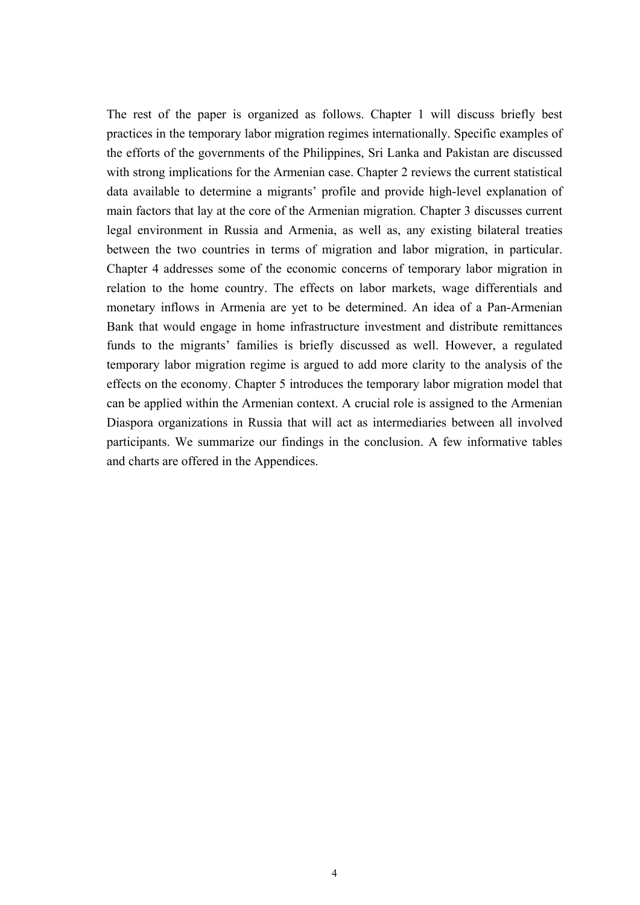The rest of the paper is organized as follows. Chapter 1 will discuss briefly best practices in the temporary labor migration regimes internationally. Specific examples of the efforts of the governments of the Philippines, Sri Lanka and Pakistan are discussed with strong implications for the Armenian case. Chapter 2 reviews the current statistical data available to determine a migrants' profile and provide high-level explanation of main factors that lay at the core of the Armenian migration. Chapter 3 discusses current legal environment in Russia and Armenia, as well as, any existing bilateral treaties between the two countries in terms of migration and labor migration, in particular. Chapter 4 addresses some of the economic concerns of temporary labor migration in relation to the home country. The effects on labor markets, wage differentials and monetary inflows in Armenia are yet to be determined. An idea of a Pan-Armenian Bank that would engage in home infrastructure investment and distribute remittances funds to the migrants' families is briefly discussed as well. However, a regulated temporary labor migration regime is argued to add more clarity to the analysis of the effects on the economy. Chapter 5 introduces the temporary labor migration model that can be applied within the Armenian context. A crucial role is assigned to the Armenian Diaspora organizations in Russia that will act as intermediaries between all involved participants. We summarize our findings in the conclusion. A few informative tables and charts are offered in the Appendices.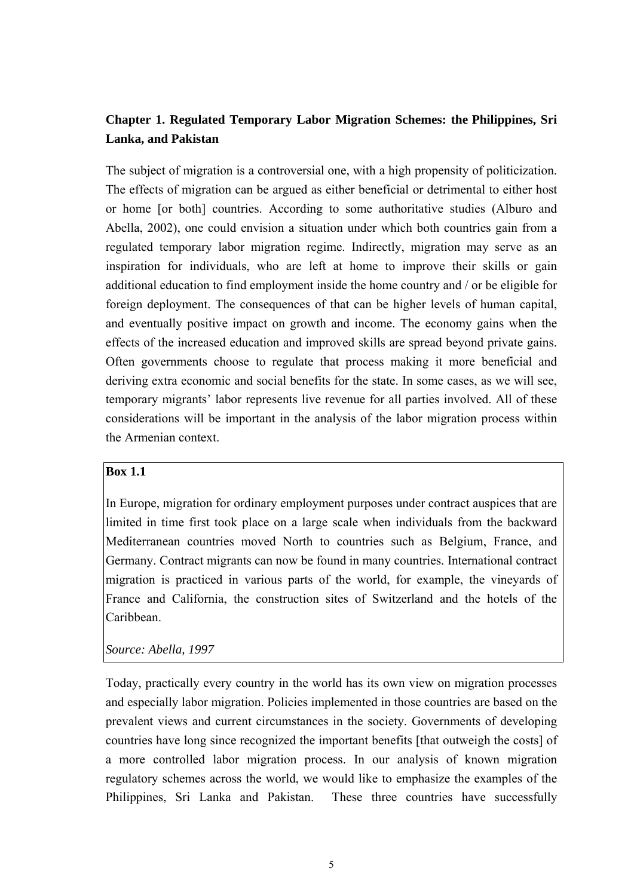## Chapter 1. Regulated Temporary Labor Migration Schemes: the Philippines, Sri Lanka, and Pakistan

The subject of migration is a controversial one, with a high propensity of politicization. The effects of migration can be argued as either beneficial or detrimental to either host or home [or both] countries. According to some authoritative studies (Alburo and Abella, 2002), one could envision a situation under which both countries gain from a regulated temporary labor migration regime. Indirectly, migration may serve as an inspiration for individuals, who are left at home to improve their skills or gain additional education to find employment inside the home country and / or be eligible for foreign deployment. The consequences of that can be higher levels of human capital, and eventually positive impact on growth and income. The economy gains when the effects of the increased education and improved skills are spread beyond private gains. Often governments choose to regulate that process making it more beneficial and deriving extra economic and social benefits for the state. In some cases, as we will see, temporary migrants' labor represents live revenue for all parties involved. All of these considerations will be important in the analysis of the labor migration process within the Armenian context.

> **Box 1.1**
>
> In Europe, migration for ordinary employment purposes under contract auspices that are limited in time first took place on a large scale when individuals from the backward Mediterranean countries moved North to countries such as Belgium, France, and Germany. Contract migrants can now be found in many countries. International contract migration is practiced in various parts of the world, for example, the vineyards of France and California, the construction sites of Switzerland and the hotels of the Caribbean.
>
> *Source: Abella, 1997*

Today, practically every country in the world has its own view on migration processes and especially labor migration. Policies implemented in those countries are based on the prevalent views and current circumstances in the society. Governments of developing countries have long since recognized the important benefits [that outweigh the costs] of a more controlled labor migration process. In our analysis of known migration regulatory schemes across the world, we would like to emphasize the examples of the Philippines, Sri Lanka and Pakistan. These three countries have successfully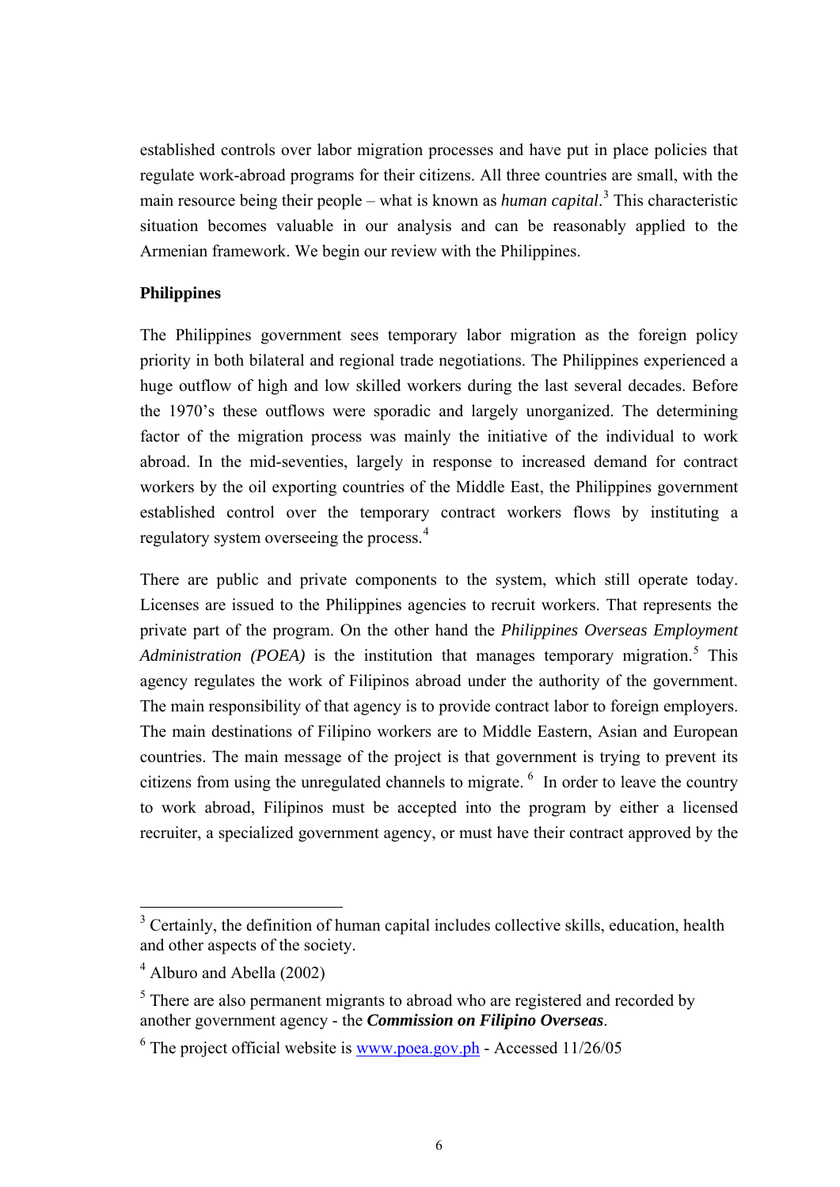established controls over labor migration processes and have put in place policies that regulate work-abroad programs for their citizens. All three countries are small, with the main resource being their people – what is known as *human capital*.[3] This characteristic situation becomes valuable in our analysis and can be reasonably applied to the Armenian framework. We begin our review with the Philippines.

**Philippines**

The Philippines government sees temporary labor migration as the foreign policy priority in both bilateral and regional trade negotiations. The Philippines experienced a huge outflow of high and low skilled workers during the last several decades. Before the 1970's these outflows were sporadic and largely unorganized. The determining factor of the migration process was mainly the initiative of the individual to work abroad. In the mid-seventies, largely in response to increased demand for contract workers by the oil exporting countries of the Middle East, the Philippines government established control over the temporary contract workers flows by instituting a regulatory system overseeing the process.[4]

There are public and private components to the system, which still operate today. Licenses are issued to the Philippines agencies to recruit workers. That represents the private part of the program. On the other hand the *Philippines Overseas Employment Administration (POEA)* is the institution that manages temporary migration.[5] This agency regulates the work of Filipinos abroad under the authority of the government. The main responsibility of that agency is to provide contract labor to foreign employers. The main destinations of Filipino workers are to Middle Eastern, Asian and European countries. The main message of the project is that government is trying to prevent its citizens from using the unregulated channels to migrate.[6] In order to leave the country to work abroad, Filipinos must be accepted into the program by either a licensed recruiter, a specialized government agency, or must have their contract approved by the

---

[3] Certainly, the definition of human capital includes collective skills, education, health and other aspects of the society.

[4] Alburo and Abella (2002)

[5] There are also permanent migrants to abroad who are registered and recorded by another government agency - the ***Commission on Filipino Overseas***.

[6] The project official website is www.poea.gov.ph - Accessed 11/26/05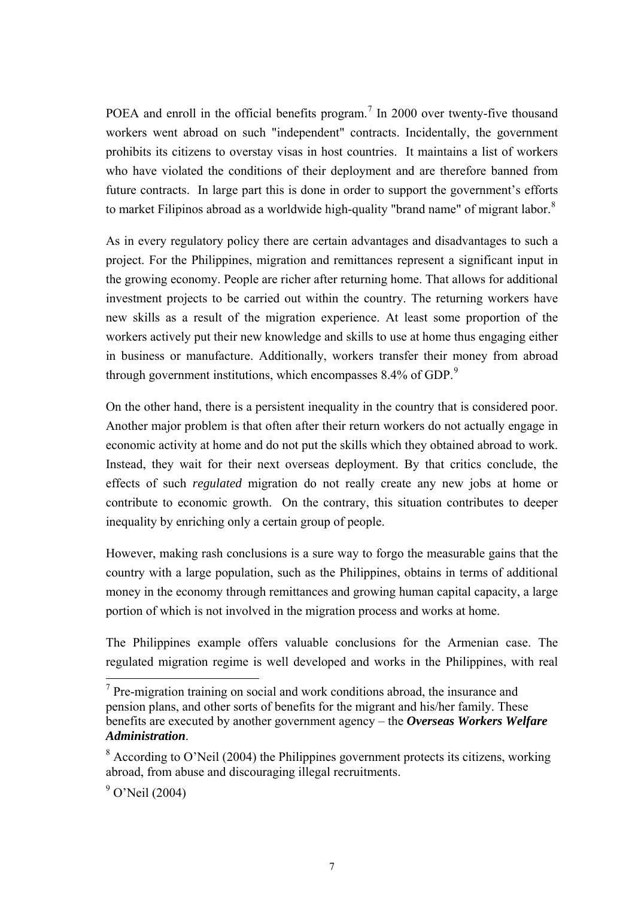POEA and enroll in the official benefits program.[7] In 2000 over twenty-five thousand workers went abroad on such "independent" contracts. Incidentally, the government prohibits its citizens to overstay visas in host countries. It maintains a list of workers who have violated the conditions of their deployment and are therefore banned from future contracts. In large part this is done in order to support the government's efforts to market Filipinos abroad as a worldwide high-quality "brand name" of migrant labor.[8]

As in every regulatory policy there are certain advantages and disadvantages to such a project. For the Philippines, migration and remittances represent a significant input in the growing economy. People are richer after returning home. That allows for additional investment projects to be carried out within the country. The returning workers have new skills as a result of the migration experience. At least some proportion of the workers actively put their new knowledge and skills to use at home thus engaging either in business or manufacture. Additionally, workers transfer their money from abroad through government institutions, which encompasses 8.4% of GDP.[9]

On the other hand, there is a persistent inequality in the country that is considered poor. Another major problem is that often after their return workers do not actually engage in economic activity at home and do not put the skills which they obtained abroad to work. Instead, they wait for their next overseas deployment. By that critics conclude, the effects of such *regulated* migration do not really create any new jobs at home or contribute to economic growth. On the contrary, this situation contributes to deeper inequality by enriching only a certain group of people.

However, making rash conclusions is a sure way to forgo the measurable gains that the country with a large population, such as the Philippines, obtains in terms of additional money in the economy through remittances and growing human capital capacity, a large portion of which is not involved in the migration process and works at home.

The Philippines example offers valuable conclusions for the Armenian case. The regulated migration regime is well developed and works in the Philippines, with real

[7] Pre-migration training on social and work conditions abroad, the insurance and pension plans, and other sorts of benefits for the migrant and his/her family. These benefits are executed by another government agency – the ***Overseas Workers Welfare Administration***.

[8] According to O'Neil (2004) the Philippines government protects its citizens, working abroad, from abuse and discouraging illegal recruitments.

[9] O'Neil (2004)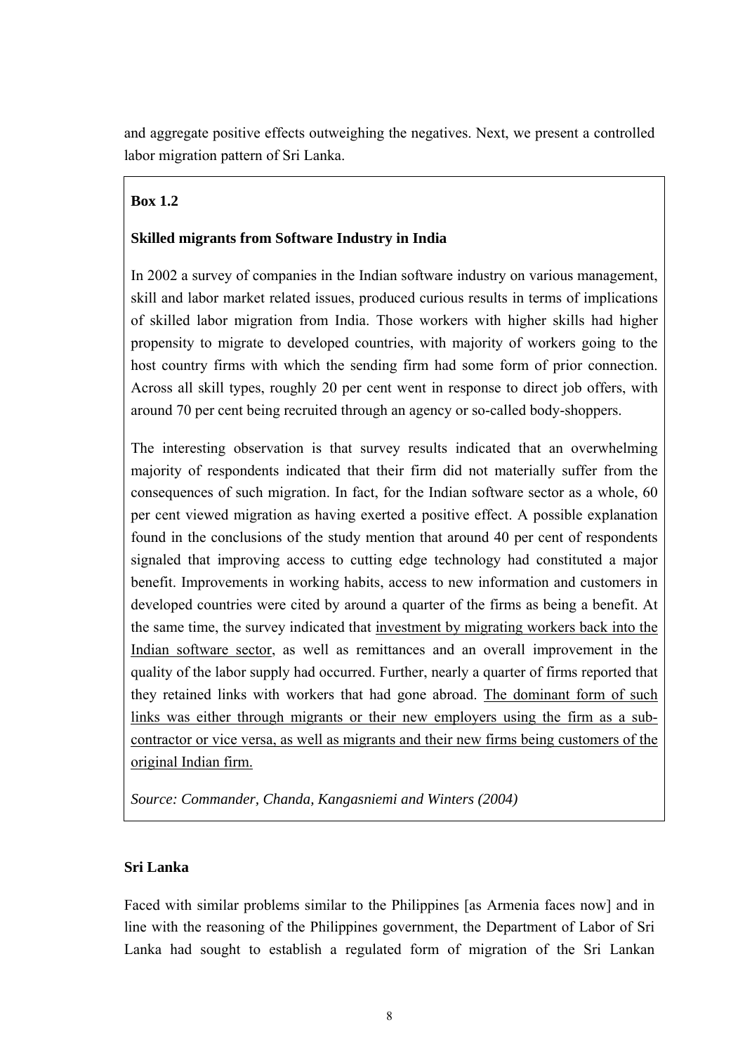and aggregate positive effects outweighing the negatives. Next, we present a controlled labor migration pattern of Sri Lanka.

> **Box 1.2**
>
> **Skilled migrants from Software Industry in India**
>
> In 2002 a survey of companies in the Indian software industry on various management, skill and labor market related issues, produced curious results in terms of implications of skilled labor migration from India. Those workers with higher skills had higher propensity to migrate to developed countries, with majority of workers going to the host country firms with which the sending firm had some form of prior connection. Across all skill types, roughly 20 per cent went in response to direct job offers, with around 70 per cent being recruited through an agency or so-called body-shoppers.
>
> The interesting observation is that survey results indicated that an overwhelming majority of respondents indicated that their firm did not materially suffer from the consequences of such migration. In fact, for the Indian software sector as a whole, 60 per cent viewed migration as having exerted a positive effect. A possible explanation found in the conclusions of the study mention that around 40 per cent of respondents signaled that improving access to cutting edge technology had constituted a major benefit. Improvements in working habits, access to new information and customers in developed countries were cited by around a quarter of the firms as being a benefit. At the same time, the survey indicated that <u>investment by migrating workers back into the Indian software sector</u>, as well as remittances and an overall improvement in the quality of the labor supply had occurred. Further, nearly a quarter of firms reported that they retained links with workers that had gone abroad. <u>The dominant form of such links was either through migrants or their new employers using the firm as a sub-contractor or vice versa, as well as migrants and their new firms being customers of the original Indian firm.</u>
>
> *Source: Commander, Chanda, Kangasniemi and Winters (2004)*

**Sri Lanka**

Faced with similar problems similar to the Philippines [as Armenia faces now] and in line with the reasoning of the Philippines government, the Department of Labor of Sri Lanka had sought to establish a regulated form of migration of the Sri Lankan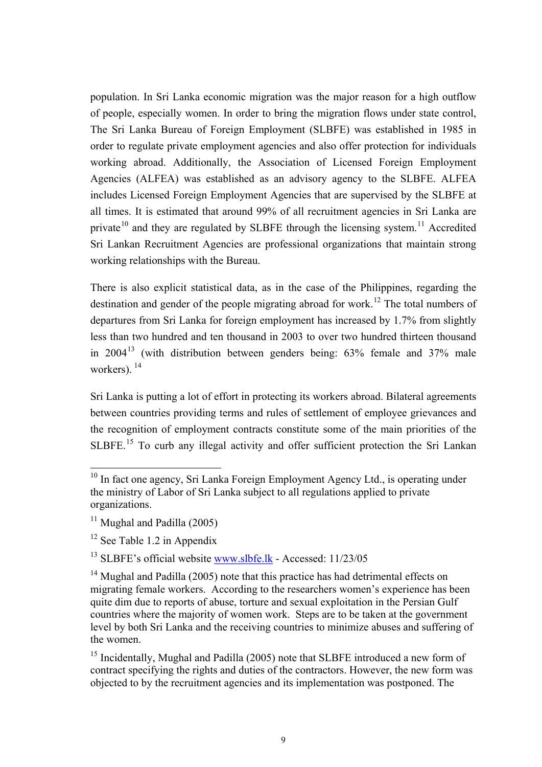population. In Sri Lanka economic migration was the major reason for a high outflow of people, especially women. In order to bring the migration flows under state control, The Sri Lanka Bureau of Foreign Employment (SLBFE) was established in 1985 in order to regulate private employment agencies and also offer protection for individuals working abroad. Additionally, the Association of Licensed Foreign Employment Agencies (ALFEA) was established as an advisory agency to the SLBFE. ALFEA includes Licensed Foreign Employment Agencies that are supervised by the SLBFE at all times. It is estimated that around 99% of all recruitment agencies in Sri Lanka are private[10] and they are regulated by SLBFE through the licensing system.[11] Accredited Sri Lankan Recruitment Agencies are professional organizations that maintain strong working relationships with the Bureau.

There is also explicit statistical data, as in the case of the Philippines, regarding the destination and gender of the people migrating abroad for work.[12] The total numbers of departures from Sri Lanka for foreign employment has increased by 1.7% from slightly less than two hundred and ten thousand in 2003 to over two hundred thirteen thousand in 2004[13] (with distribution between genders being: 63% female and 37% male workers).[14]

Sri Lanka is putting a lot of effort in protecting its workers abroad. Bilateral agreements between countries providing terms and rules of settlement of employee grievances and the recognition of employment contracts constitute some of the main priorities of the SLBFE.[15] To curb any illegal activity and offer sufficient protection the Sri Lankan

---

[10] In fact one agency, Sri Lanka Foreign Employment Agency Ltd., is operating under the ministry of Labor of Sri Lanka subject to all regulations applied to private organizations.

[11] Mughal and Padilla (2005)

[12] See Table 1.2 in Appendix

[13] SLBFE's official website www.slbfe.lk - Accessed: 11/23/05

[14] Mughal and Padilla (2005) note that this practice has had detrimental effects on migrating female workers. According to the researchers women's experience has been quite dim due to reports of abuse, torture and sexual exploitation in the Persian Gulf countries where the majority of women work. Steps are to be taken at the government level by both Sri Lanka and the receiving countries to minimize abuses and suffering of the women.

[15] Incidentally, Mughal and Padilla (2005) note that SLBFE introduced a new form of contract specifying the rights and duties of the contractors. However, the new form was objected to by the recruitment agencies and its implementation was postponed. The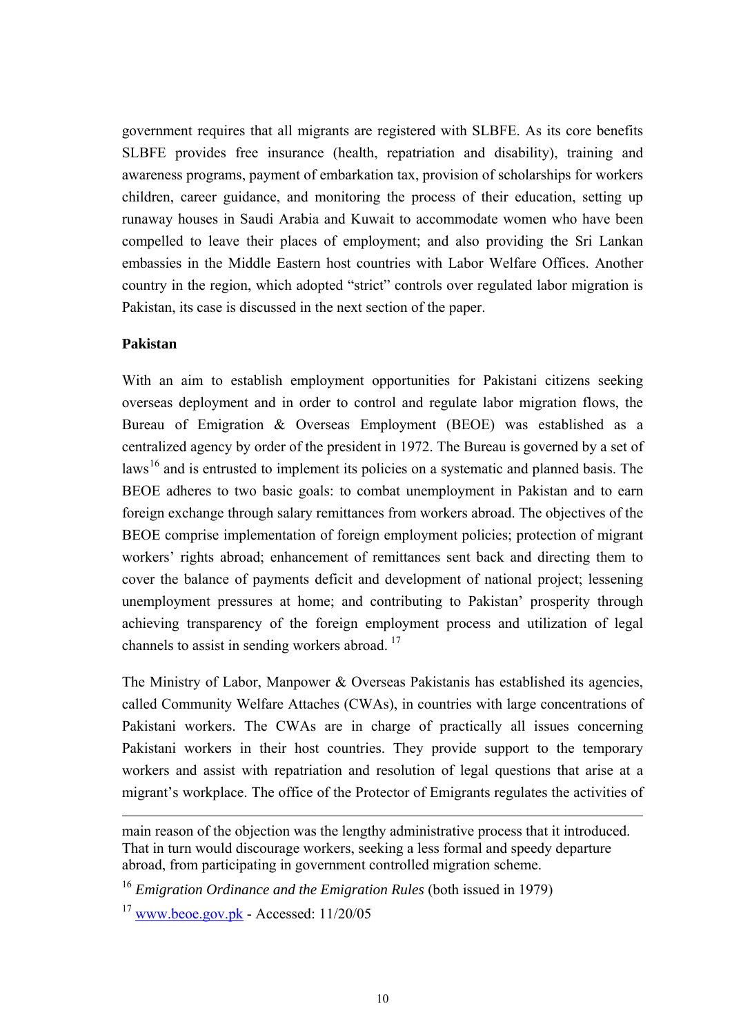government requires that all migrants are registered with SLBFE. As its core benefits SLBFE provides free insurance (health, repatriation and disability), training and awareness programs, payment of embarkation tax, provision of scholarships for workers children, career guidance, and monitoring the process of their education, setting up runaway houses in Saudi Arabia and Kuwait to accommodate women who have been compelled to leave their places of employment; and also providing the Sri Lankan embassies in the Middle Eastern host countries with Labor Welfare Offices. Another country in the region, which adopted "strict" controls over regulated labor migration is Pakistan, its case is discussed in the next section of the paper.

**Pakistan**

With an aim to establish employment opportunities for Pakistani citizens seeking overseas deployment and in order to control and regulate labor migration flows, the Bureau of Emigration & Overseas Employment (BEOE) was established as a centralized agency by order of the president in 1972. The Bureau is governed by a set of laws[16] and is entrusted to implement its policies on a systematic and planned basis. The BEOE adheres to two basic goals: to combat unemployment in Pakistan and to earn foreign exchange through salary remittances from workers abroad. The objectives of the BEOE comprise implementation of foreign employment policies; protection of migrant workers' rights abroad; enhancement of remittances sent back and directing them to cover the balance of payments deficit and development of national project; lessening unemployment pressures at home; and contributing to Pakistan' prosperity through achieving transparency of the foreign employment process and utilization of legal channels to assist in sending workers abroad. [17]

The Ministry of Labor, Manpower & Overseas Pakistanis has established its agencies, called Community Welfare Attaches (CWAs), in countries with large concentrations of Pakistani workers. The CWAs are in charge of practically all issues concerning Pakistani workers in their host countries. They provide support to the temporary workers and assist with repatriation and resolution of legal questions that arise at a migrant's workplace. The office of the Protector of Emigrants regulates the activities of

---

main reason of the objection was the lengthy administrative process that it introduced. That in turn would discourage workers, seeking a less formal and speedy departure abroad, from participating in government controlled migration scheme.

[16] *Emigration Ordinance and the Emigration Rules* (both issued in 1979)

[17] www.beoe.gov.pk - Accessed: 11/20/05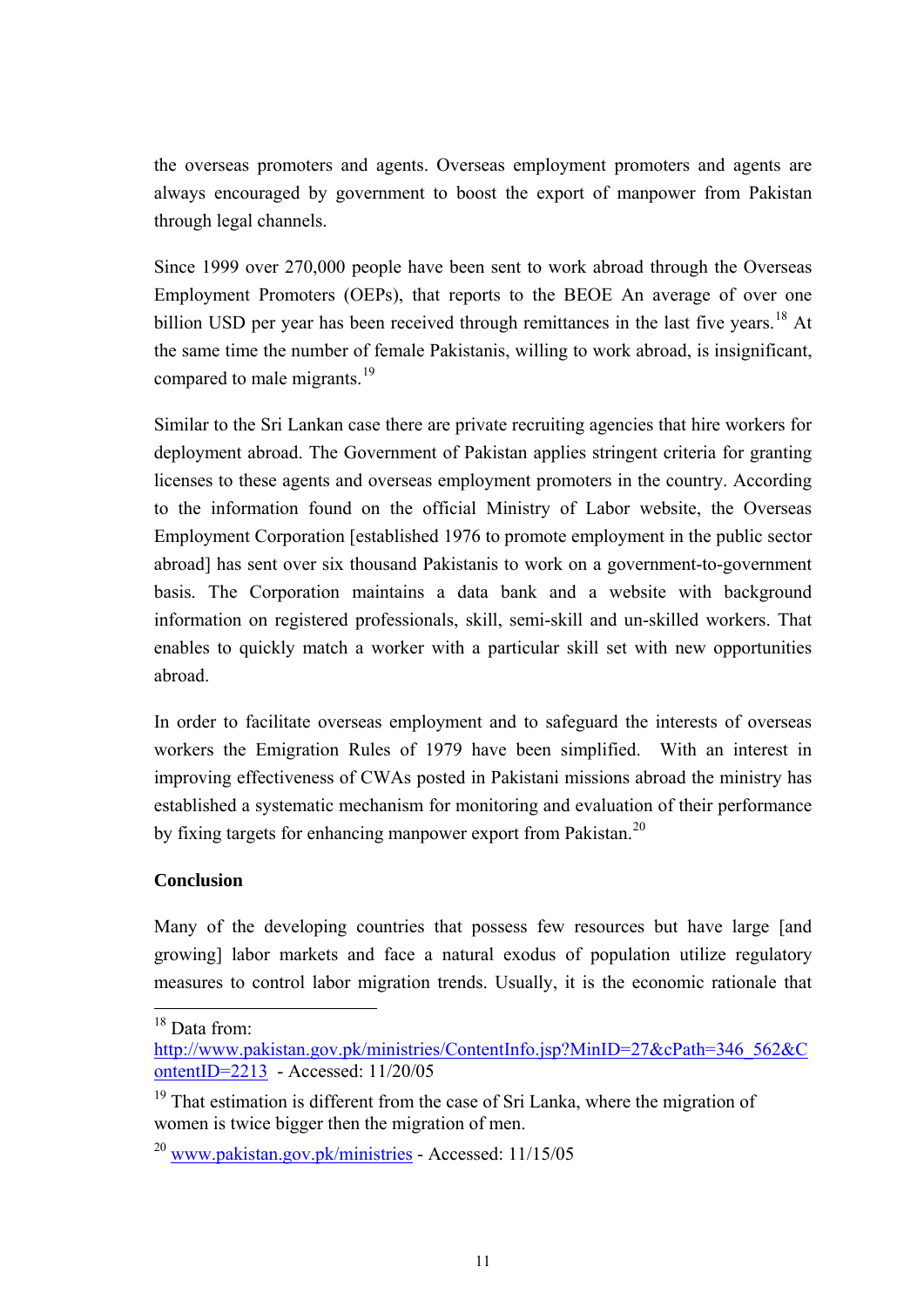the overseas promoters and agents. Overseas employment promoters and agents are always encouraged by government to boost the export of manpower from Pakistan through legal channels.

Since 1999 over 270,000 people have been sent to work abroad through the Overseas Employment Promoters (OEPs), that reports to the BEOE An average of over one billion USD per year has been received through remittances in the last five years.[18] At the same time the number of female Pakistanis, willing to work abroad, is insignificant, compared to male migrants.[19]

Similar to the Sri Lankan case there are private recruiting agencies that hire workers for deployment abroad. The Government of Pakistan applies stringent criteria for granting licenses to these agents and overseas employment promoters in the country. According to the information found on the official Ministry of Labor website, the Overseas Employment Corporation [established 1976 to promote employment in the public sector abroad] has sent over six thousand Pakistanis to work on a government-to-government basis. The Corporation maintains a data bank and a website with background information on registered professionals, skill, semi-skill and un-skilled workers. That enables to quickly match a worker with a particular skill set with new opportunities abroad.

In order to facilitate overseas employment and to safeguard the interests of overseas workers the Emigration Rules of 1979 have been simplified. With an interest in improving effectiveness of CWAs posted in Pakistani missions abroad the ministry has established a systematic mechanism for monitoring and evaluation of their performance by fixing targets for enhancing manpower export from Pakistan.[20]

**Conclusion**

Many of the developing countries that possess few resources but have large [and growing] labor markets and face a natural exodus of population utilize regulatory measures to control labor migration trends. Usually, it is the economic rationale that

---

[18] Data from: http://www.pakistan.gov.pk/ministries/ContentInfo.jsp?MinID=27&cPath=346_562&ContentID=2213 - Accessed: 11/20/05

[19] That estimation is different from the case of Sri Lanka, where the migration of women is twice bigger then the migration of men.

[20] www.pakistan.gov.pk/ministries - Accessed: 11/15/05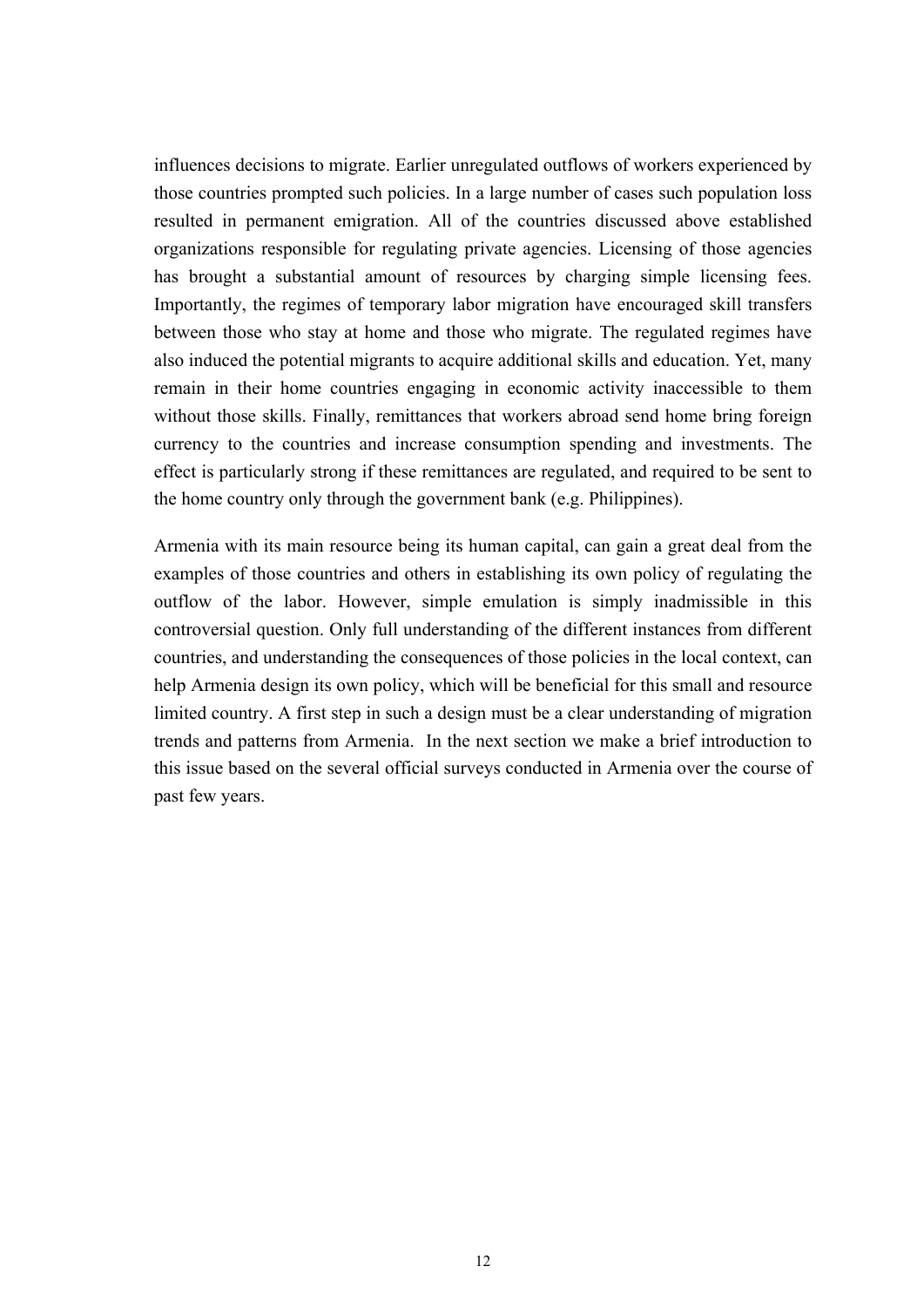influences decisions to migrate. Earlier unregulated outflows of workers experienced by those countries prompted such policies. In a large number of cases such population loss resulted in permanent emigration. All of the countries discussed above established organizations responsible for regulating private agencies. Licensing of those agencies has brought a substantial amount of resources by charging simple licensing fees. Importantly, the regimes of temporary labor migration have encouraged skill transfers between those who stay at home and those who migrate. The regulated regimes have also induced the potential migrants to acquire additional skills and education. Yet, many remain in their home countries engaging in economic activity inaccessible to them without those skills. Finally, remittances that workers abroad send home bring foreign currency to the countries and increase consumption spending and investments. The effect is particularly strong if these remittances are regulated, and required to be sent to the home country only through the government bank (e.g. Philippines).

Armenia with its main resource being its human capital, can gain a great deal from the examples of those countries and others in establishing its own policy of regulating the outflow of the labor. However, simple emulation is simply inadmissible in this controversial question. Only full understanding of the different instances from different countries, and understanding the consequences of those policies in the local context, can help Armenia design its own policy, which will be beneficial for this small and resource limited country. A first step in such a design must be a clear understanding of migration trends and patterns from Armenia. In the next section we make a brief introduction to this issue based on the several official surveys conducted in Armenia over the course of past few years.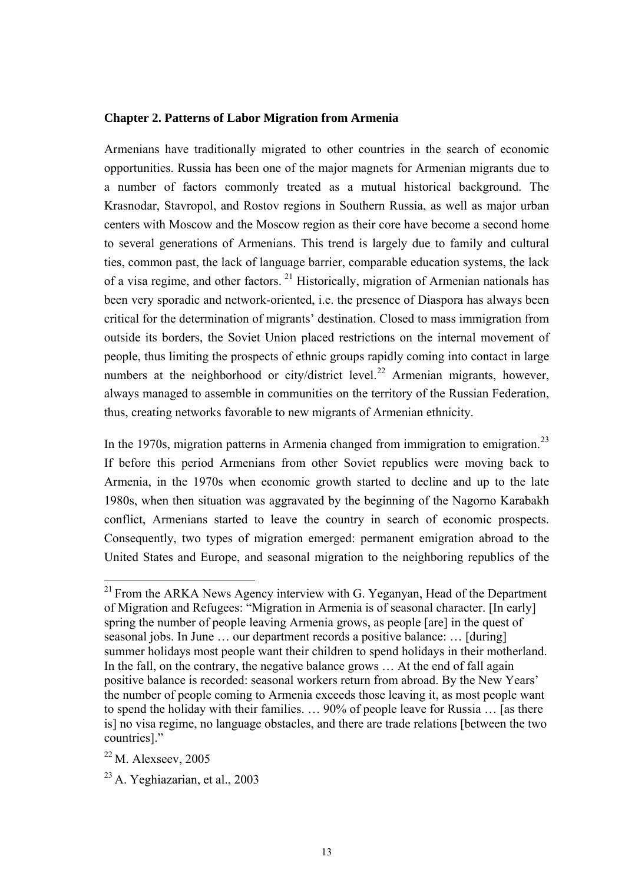## Chapter 2. Patterns of Labor Migration from Armenia

Armenians have traditionally migrated to other countries in the search of economic opportunities. Russia has been one of the major magnets for Armenian migrants due to a number of factors commonly treated as a mutual historical background. The Krasnodar, Stavropol, and Rostov regions in Southern Russia, as well as major urban centers with Moscow and the Moscow region as their core have become a second home to several generations of Armenians. This trend is largely due to family and cultural ties, common past, the lack of language barrier, comparable education systems, the lack of a visa regime, and other factors. [21] Historically, migration of Armenian nationals has been very sporadic and network-oriented, i.e. the presence of Diaspora has always been critical for the determination of migrants' destination. Closed to mass immigration from outside its borders, the Soviet Union placed restrictions on the internal movement of people, thus limiting the prospects of ethnic groups rapidly coming into contact in large numbers at the neighborhood or city/district level.[22] Armenian migrants, however, always managed to assemble in communities on the territory of the Russian Federation, thus, creating networks favorable to new migrants of Armenian ethnicity.

In the 1970s, migration patterns in Armenia changed from immigration to emigration.[23] If before this period Armenians from other Soviet republics were moving back to Armenia, in the 1970s when economic growth started to decline and up to the late 1980s, when then situation was aggravated by the beginning of the Nagorno Karabakh conflict, Armenians started to leave the country in search of economic prospects. Consequently, two types of migration emerged: permanent emigration abroad to the United States and Europe, and seasonal migration to the neighboring republics of the

---

[21] From the ARKA News Agency interview with G. Yeganyan, Head of the Department of Migration and Refugees: "Migration in Armenia is of seasonal character. [In early] spring the number of people leaving Armenia grows, as people [are] in the quest of seasonal jobs. In June … our department records a positive balance: … [during] summer holidays most people want their children to spend holidays in their motherland. In the fall, on the contrary, the negative balance grows … At the end of fall again positive balance is recorded: seasonal workers return from abroad. By the New Years' the number of people coming to Armenia exceeds those leaving it, as most people want to spend the holiday with their families. … 90% of people leave for Russia … [as there is] no visa regime, no language obstacles, and there are trade relations [between the two countries]."

[22] M. Alexseev, 2005

[23] A. Yeghiazarian, et al., 2003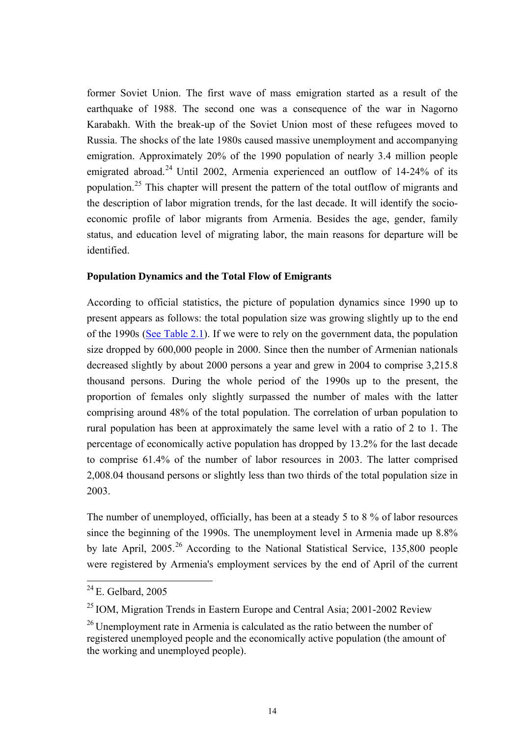former Soviet Union. The first wave of mass emigration started as a result of the earthquake of 1988. The second one was a consequence of the war in Nagorno Karabakh. With the break-up of the Soviet Union most of these refugees moved to Russia. The shocks of the late 1980s caused massive unemployment and accompanying emigration. Approximately 20% of the 1990 population of nearly 3.4 million people emigrated abroad.[24] Until 2002, Armenia experienced an outflow of 14-24% of its population.[25] This chapter will present the pattern of the total outflow of migrants and the description of labor migration trends, for the last decade. It will identify the socio-economic profile of labor migrants from Armenia. Besides the age, gender, family status, and education level of migrating labor, the main reasons for departure will be identified.

**Population Dynamics and the Total Flow of Emigrants**

According to official statistics, the picture of population dynamics since 1990 up to present appears as follows: the total population size was growing slightly up to the end of the 1990s (See Table 2.1). If we were to rely on the government data, the population size dropped by 600,000 people in 2000. Since then the number of Armenian nationals decreased slightly by about 2000 persons a year and grew in 2004 to comprise 3,215.8 thousand persons. During the whole period of the 1990s up to the present, the proportion of females only slightly surpassed the number of males with the latter comprising around 48% of the total population. The correlation of urban population to rural population has been at approximately the same level with a ratio of 2 to 1. The percentage of economically active population has dropped by 13.2% for the last decade to comprise 61.4% of the number of labor resources in 2003. The latter comprised 2,008.04 thousand persons or slightly less than two thirds of the total population size in 2003.

The number of unemployed, officially, has been at a steady 5 to 8 % of labor resources since the beginning of the 1990s. The unemployment level in Armenia made up 8.8% by late April, 2005.[26] According to the National Statistical Service, 135,800 people were registered by Armenia's employment services by the end of April of the current

---

[24] E. Gelbard, 2005

[25] IOM, Migration Trends in Eastern Europe and Central Asia; 2001-2002 Review

[26] Unemployment rate in Armenia is calculated as the ratio between the number of registered unemployed people and the economically active population (the amount of the working and unemployed people).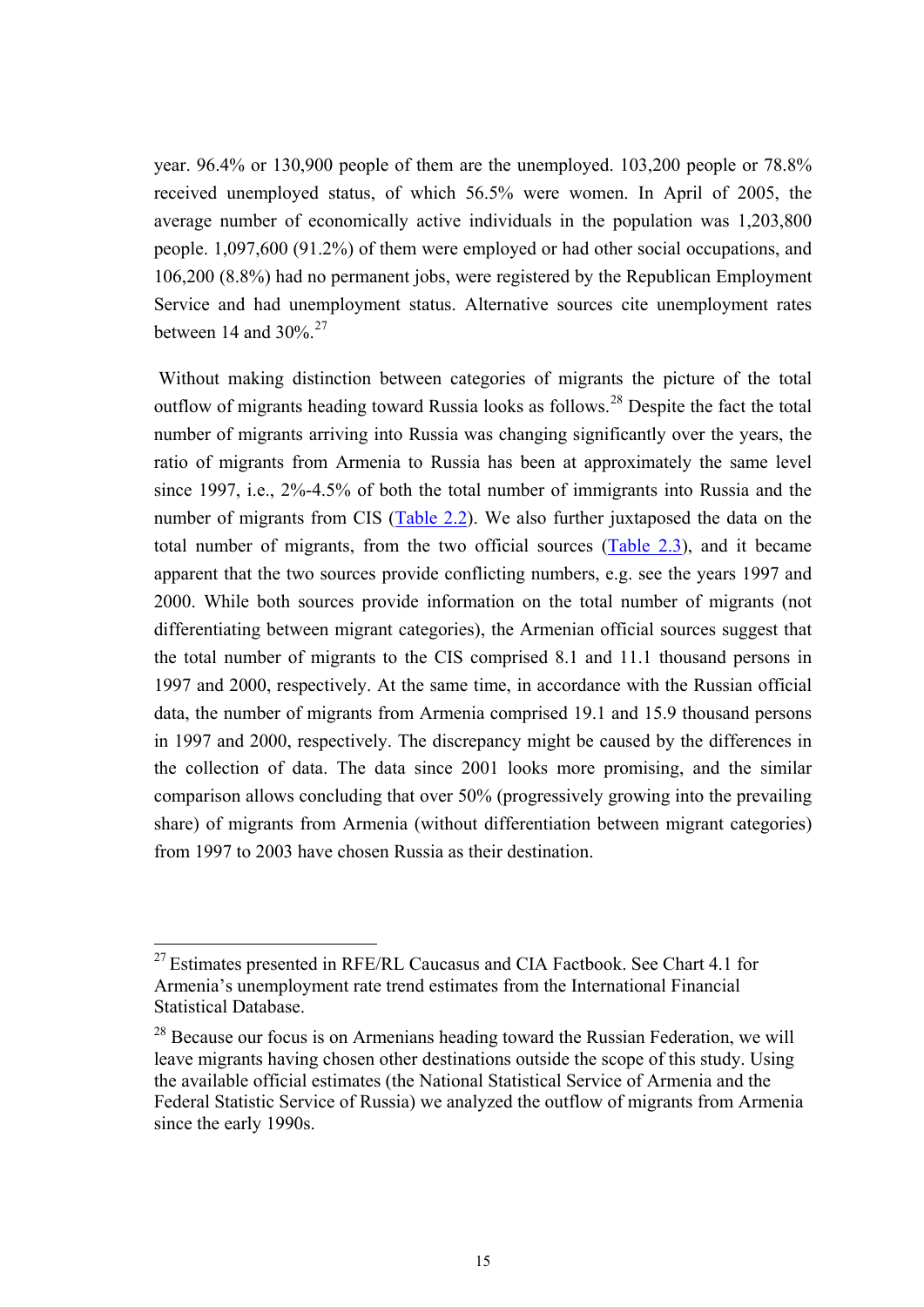year. 96.4% or 130,900 people of them are the unemployed. 103,200 people or 78.8% received unemployed status, of which 56.5% were women. In April of 2005, the average number of economically active individuals in the population was 1,203,800 people. 1,097,600 (91.2%) of them were employed or had other social occupations, and 106,200 (8.8%) had no permanent jobs, were registered by the Republican Employment Service and had unemployment status. Alternative sources cite unemployment rates between 14 and 30%.[27]

Without making distinction between categories of migrants the picture of the total outflow of migrants heading toward Russia looks as follows.[28] Despite the fact the total number of migrants arriving into Russia was changing significantly over the years, the ratio of migrants from Armenia to Russia has been at approximately the same level since 1997, i.e., 2%-4.5% of both the total number of immigrants into Russia and the number of migrants from CIS (Table 2.2). We also further juxtaposed the data on the total number of migrants, from the two official sources (Table 2.3), and it became apparent that the two sources provide conflicting numbers, e.g. see the years 1997 and 2000. While both sources provide information on the total number of migrants (not differentiating between migrant categories), the Armenian official sources suggest that the total number of migrants to the CIS comprised 8.1 and 11.1 thousand persons in 1997 and 2000, respectively. At the same time, in accordance with the Russian official data, the number of migrants from Armenia comprised 19.1 and 15.9 thousand persons in 1997 and 2000, respectively. The discrepancy might be caused by the differences in the collection of data. The data since 2001 looks more promising, and the similar comparison allows concluding that over 50% (progressively growing into the prevailing share) of migrants from Armenia (without differentiation between migrant categories) from 1997 to 2003 have chosen Russia as their destination.

---

[27] Estimates presented in RFE/RL Caucasus and CIA Factbook. See Chart 4.1 for Armenia's unemployment rate trend estimates from the International Financial Statistical Database.

[28] Because our focus is on Armenians heading toward the Russian Federation, we will leave migrants having chosen other destinations outside the scope of this study. Using the available official estimates (the National Statistical Service of Armenia and the Federal Statistic Service of Russia) we analyzed the outflow of migrants from Armenia since the early 1990s.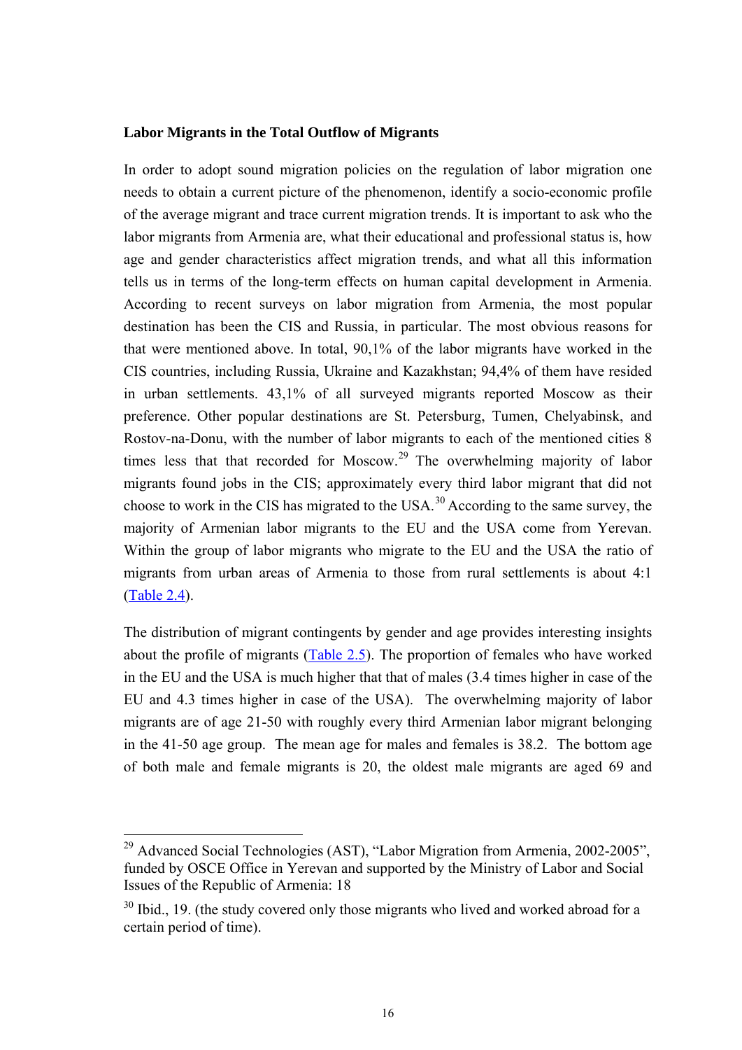**Labor Migrants in the Total Outflow of Migrants**

In order to adopt sound migration policies on the regulation of labor migration one needs to obtain a current picture of the phenomenon, identify a socio-economic profile of the average migrant and trace current migration trends. It is important to ask who the labor migrants from Armenia are, what their educational and professional status is, how age and gender characteristics affect migration trends, and what all this information tells us in terms of the long-term effects on human capital development in Armenia. According to recent surveys on labor migration from Armenia, the most popular destination has been the CIS and Russia, in particular. The most obvious reasons for that were mentioned above. In total, 90,1% of the labor migrants have worked in the CIS countries, including Russia, Ukraine and Kazakhstan; 94,4% of them have resided in urban settlements. 43,1% of all surveyed migrants reported Moscow as their preference. Other popular destinations are St. Petersburg, Tumen, Chelyabinsk, and Rostov-na-Donu, with the number of labor migrants to each of the mentioned cities 8 times less that that recorded for Moscow.[29] The overwhelming majority of labor migrants found jobs in the CIS; approximately every third labor migrant that did not choose to work in the CIS has migrated to the USA.[30] According to the same survey, the majority of Armenian labor migrants to the EU and the USA come from Yerevan. Within the group of labor migrants who migrate to the EU and the USA the ratio of migrants from urban areas of Armenia to those from rural settlements is about 4:1 (Table 2.4).

The distribution of migrant contingents by gender and age provides interesting insights about the profile of migrants (Table 2.5). The proportion of females who have worked in the EU and the USA is much higher that that of males (3.4 times higher in case of the EU and 4.3 times higher in case of the USA). The overwhelming majority of labor migrants are of age 21-50 with roughly every third Armenian labor migrant belonging in the 41-50 age group. The mean age for males and females is 38.2. The bottom age of both male and female migrants is 20, the oldest male migrants are aged 69 and

---

[29] Advanced Social Technologies (AST), "Labor Migration from Armenia, 2002-2005", funded by OSCE Office in Yerevan and supported by the Ministry of Labor and Social Issues of the Republic of Armenia: 18

[30] Ibid., 19. (the study covered only those migrants who lived and worked abroad for a certain period of time).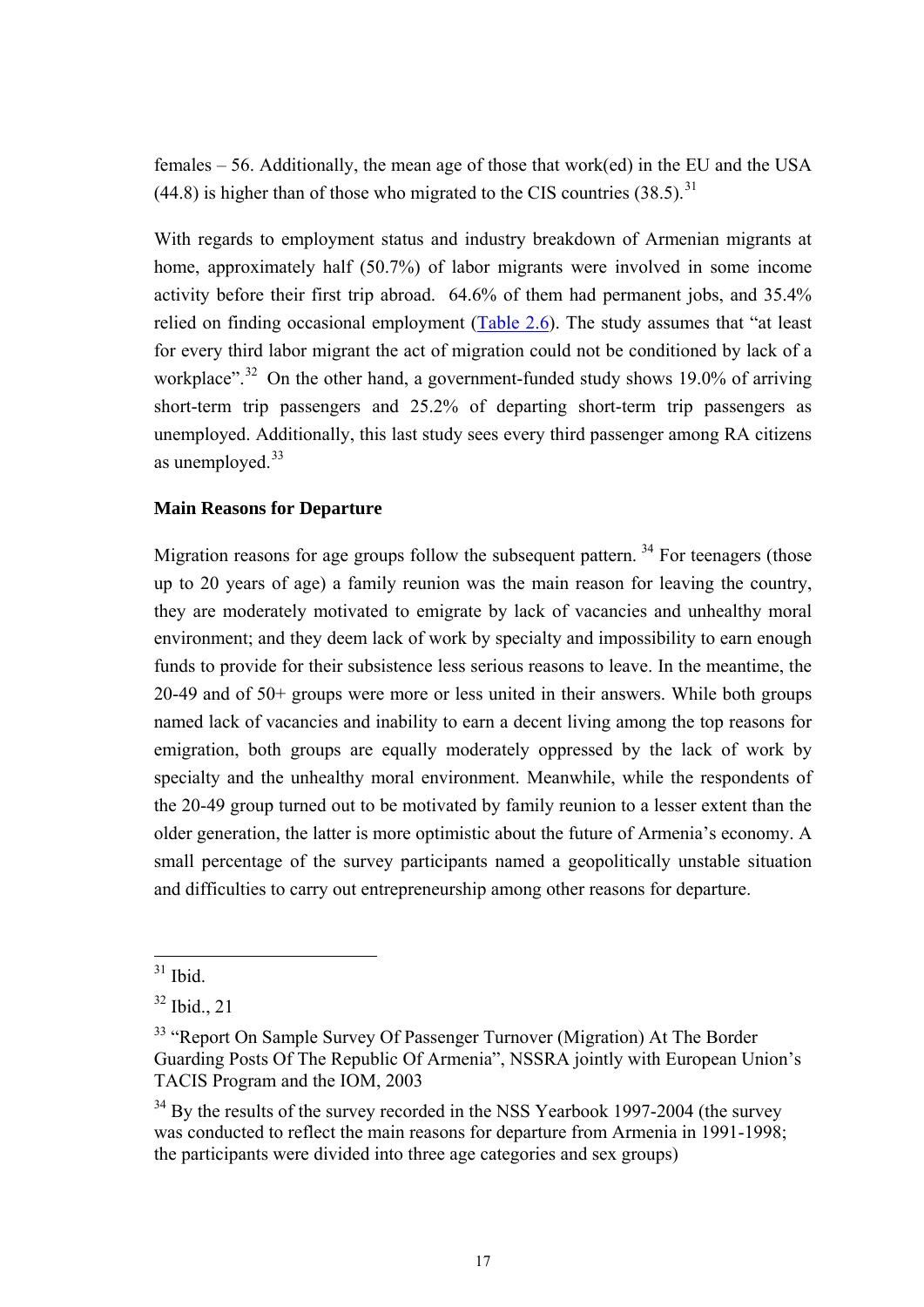females – 56. Additionally, the mean age of those that work(ed) in the EU and the USA (44.8) is higher than of those who migrated to the CIS countries (38.5).[31]

With regards to employment status and industry breakdown of Armenian migrants at home, approximately half (50.7%) of labor migrants were involved in some income activity before their first trip abroad. 64.6% of them had permanent jobs, and 35.4% relied on finding occasional employment (Table 2.6). The study assumes that "at least for every third labor migrant the act of migration could not be conditioned by lack of a workplace".[32] On the other hand, a government-funded study shows 19.0% of arriving short-term trip passengers and 25.2% of departing short-term trip passengers as unemployed. Additionally, this last study sees every third passenger among RA citizens as unemployed.[33]

**Main Reasons for Departure**

Migration reasons for age groups follow the subsequent pattern. [34] For teenagers (those up to 20 years of age) a family reunion was the main reason for leaving the country, they are moderately motivated to emigrate by lack of vacancies and unhealthy moral environment; and they deem lack of work by specialty and impossibility to earn enough funds to provide for their subsistence less serious reasons to leave. In the meantime, the 20-49 and of 50+ groups were more or less united in their answers. While both groups named lack of vacancies and inability to earn a decent living among the top reasons for emigration, both groups are equally moderately oppressed by the lack of work by specialty and the unhealthy moral environment. Meanwhile, while the respondents of the 20-49 group turned out to be motivated by family reunion to a lesser extent than the older generation, the latter is more optimistic about the future of Armenia's economy. A small percentage of the survey participants named a geopolitically unstable situation and difficulties to carry out entrepreneurship among other reasons for departure.

---

[31] Ibid.

[32] Ibid., 21

[33] "Report On Sample Survey Of Passenger Turnover (Migration) At The Border Guarding Posts Of The Republic Of Armenia", NSSRA jointly with European Union's TACIS Program and the IOM, 2003

[34] By the results of the survey recorded in the NSS Yearbook 1997-2004 (the survey was conducted to reflect the main reasons for departure from Armenia in 1991-1998; the participants were divided into three age categories and sex groups)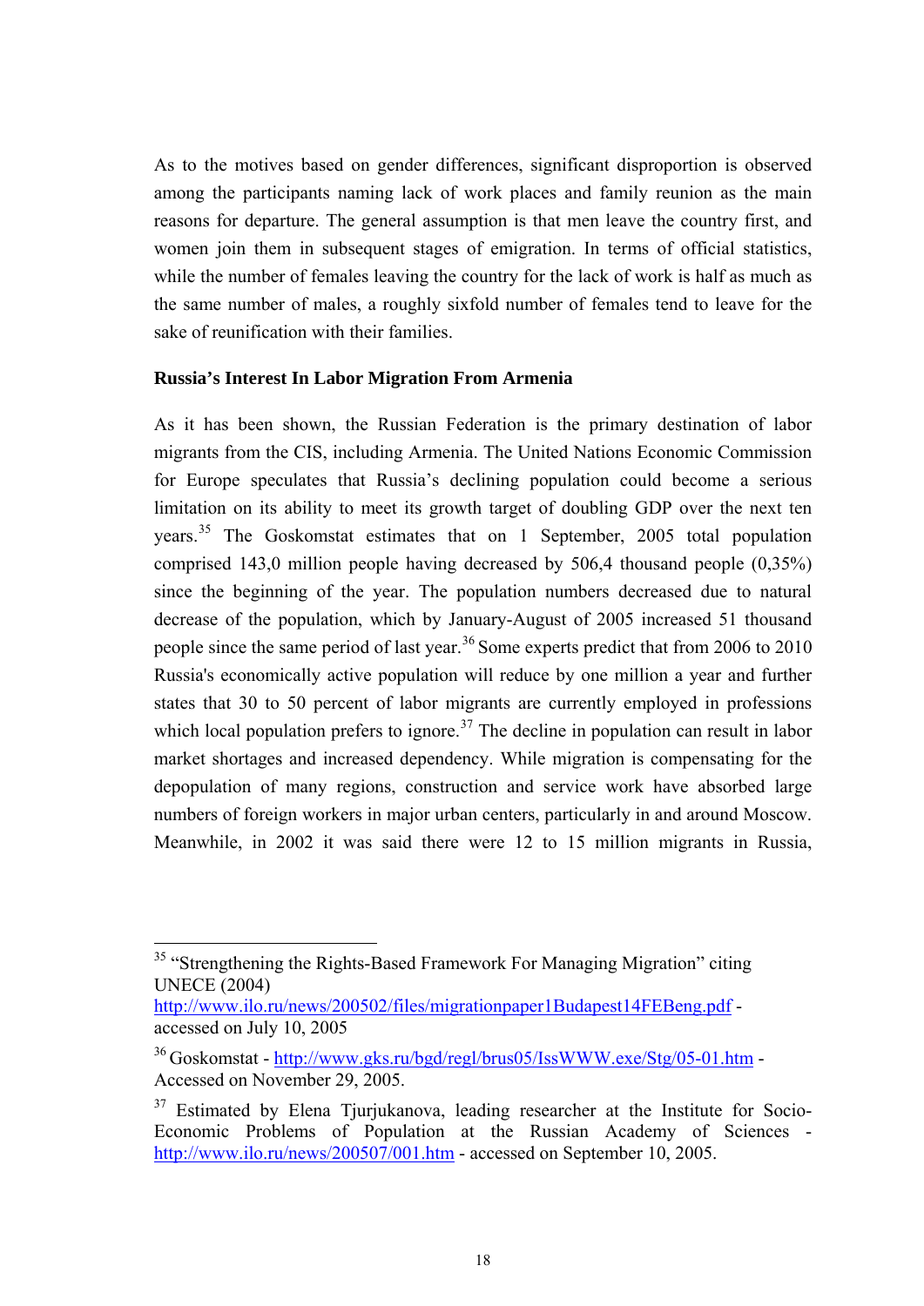As to the motives based on gender differences, significant disproportion is observed among the participants naming lack of work places and family reunion as the main reasons for departure. The general assumption is that men leave the country first, and women join them in subsequent stages of emigration. In terms of official statistics, while the number of females leaving the country for the lack of work is half as much as the same number of males, a roughly sixfold number of females tend to leave for the sake of reunification with their families.

**Russia's Interest In Labor Migration From Armenia**

As it has been shown, the Russian Federation is the primary destination of labor migrants from the CIS, including Armenia. The United Nations Economic Commission for Europe speculates that Russia's declining population could become a serious limitation on its ability to meet its growth target of doubling GDP over the next ten years.[35] The Goskomstat estimates that on 1 September, 2005 total population comprised 143,0 million people having decreased by 506,4 thousand people (0,35%) since the beginning of the year. The population numbers decreased due to natural decrease of the population, which by January-August of 2005 increased 51 thousand people since the same period of last year.[36] Some experts predict that from 2006 to 2010 Russia's economically active population will reduce by one million a year and further states that 30 to 50 percent of labor migrants are currently employed in professions which local population prefers to ignore.[37] The decline in population can result in labor market shortages and increased dependency. While migration is compensating for the depopulation of many regions, construction and service work have absorbed large numbers of foreign workers in major urban centers, particularly in and around Moscow. Meanwhile, in 2002 it was said there were 12 to 15 million migrants in Russia,

---

[35] "Strengthening the Rights-Based Framework For Managing Migration" citing UNECE (2004) http://www.ilo.ru/news/200502/files/migrationpaper1Budapest14FEBeng.pdf - accessed on July 10, 2005

[36] Goskomstat - http://www.gks.ru/bgd/regl/brus05/IssWWW.exe/Stg/05-01.htm - Accessed on November 29, 2005.

[37] Estimated by Elena Tjurjukanova, leading researcher at the Institute for Socio-Economic Problems of Population at the Russian Academy of Sciences - http://www.ilo.ru/news/200507/001.htm - accessed on September 10, 2005.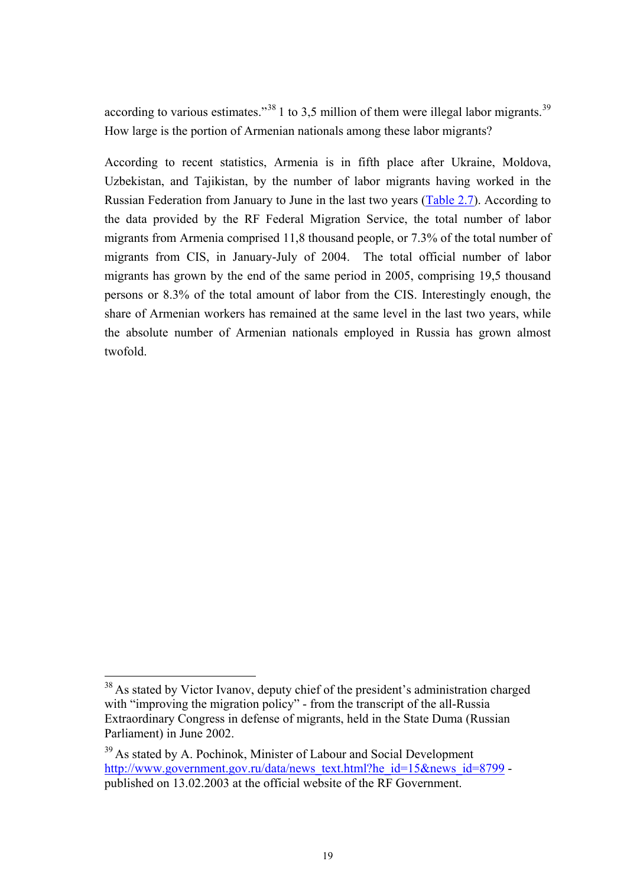according to various estimates."[38] 1 to 3,5 million of them were illegal labor migrants.[39] How large is the portion of Armenian nationals among these labor migrants?

According to recent statistics, Armenia is in fifth place after Ukraine, Moldova, Uzbekistan, and Tajikistan, by the number of labor migrants having worked in the Russian Federation from January to June in the last two years (Table 2.7). According to the data provided by the RF Federal Migration Service, the total number of labor migrants from Armenia comprised 11,8 thousand people, or 7.3% of the total number of migrants from CIS, in January-July of 2004. The total official number of labor migrants has grown by the end of the same period in 2005, comprising 19,5 thousand persons or 8.3% of the total amount of labor from the CIS. Interestingly enough, the share of Armenian workers has remained at the same level in the last two years, while the absolute number of Armenian nationals employed in Russia has grown almost twofold.

---

[38] As stated by Victor Ivanov, deputy chief of the president's administration charged with "improving the migration policy" - from the transcript of the all-Russia Extraordinary Congress in defense of migrants, held in the State Duma (Russian Parliament) in June 2002.

[39] As stated by A. Pochinok, Minister of Labour and Social Development http://www.government.gov.ru/data/news_text.html?he_id=15&news_id=8799 - published on 13.02.2003 at the official website of the RF Government.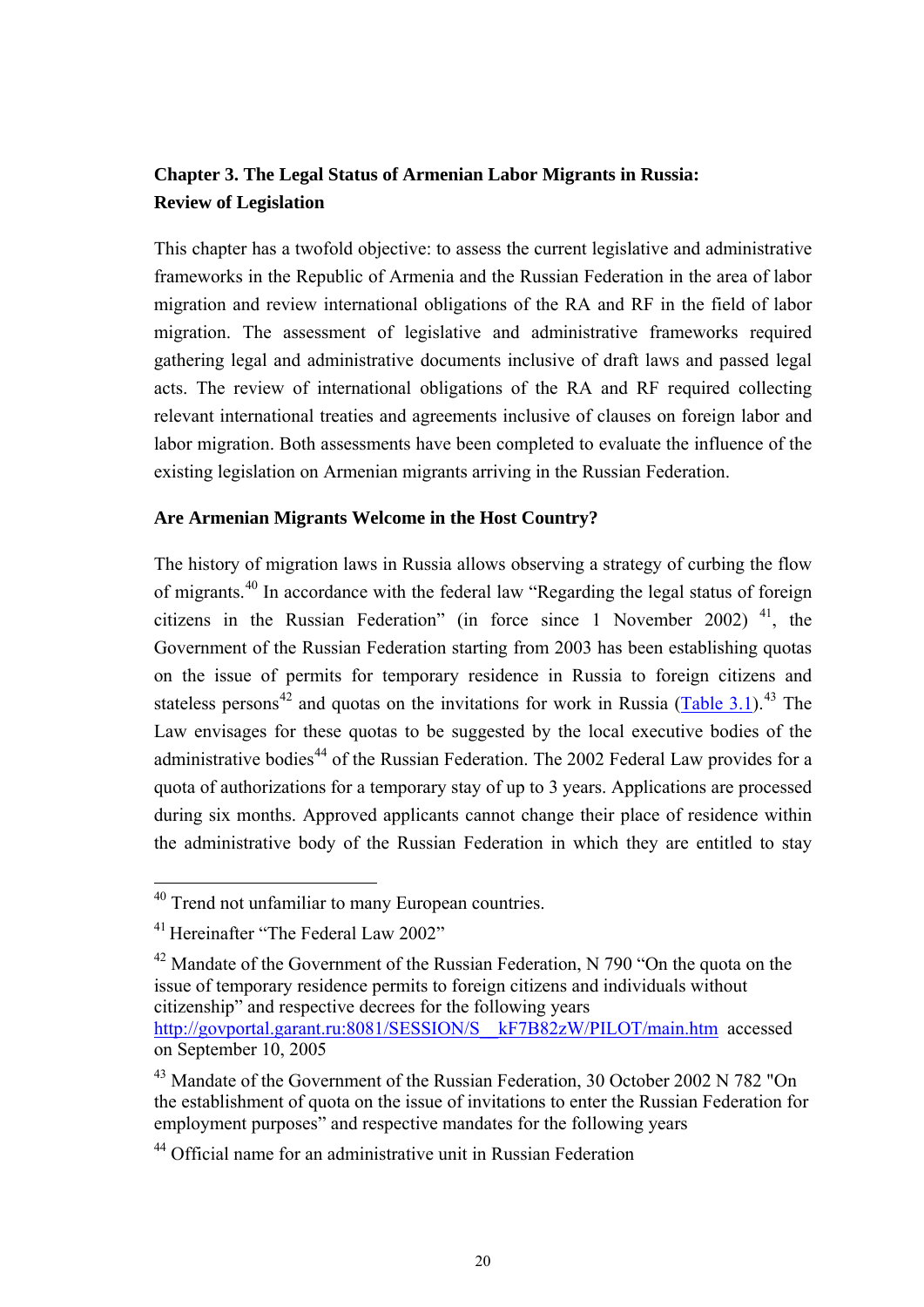## Chapter 3. The Legal Status of Armenian Labor Migrants in Russia: Review of Legislation

This chapter has a twofold objective: to assess the current legislative and administrative frameworks in the Republic of Armenia and the Russian Federation in the area of labor migration and review international obligations of the RA and RF in the field of labor migration. The assessment of legislative and administrative frameworks required gathering legal and administrative documents inclusive of draft laws and passed legal acts. The review of international obligations of the RA and RF required collecting relevant international treaties and agreements inclusive of clauses on foreign labor and labor migration. Both assessments have been completed to evaluate the influence of the existing legislation on Armenian migrants arriving in the Russian Federation.

### Are Armenian Migrants Welcome in the Host Country?

The history of migration laws in Russia allows observing a strategy of curbing the flow of migrants.[40] In accordance with the federal law "Regarding the legal status of foreign citizens in the Russian Federation" (in force since 1 November 2002) [41], the Government of the Russian Federation starting from 2003 has been establishing quotas on the issue of permits for temporary residence in Russia to foreign citizens and stateless persons[42] and quotas on the invitations for work in Russia (Table 3.1).[43] The Law envisages for these quotas to be suggested by the local executive bodies of the administrative bodies[44] of the Russian Federation. The 2002 Federal Law provides for a quota of authorizations for a temporary stay of up to 3 years. Applications are processed during six months. Approved applicants cannot change their place of residence within the administrative body of the Russian Federation in which they are entitled to stay

---

[40] Trend not unfamiliar to many European countries.

[41] Hereinafter "The Federal Law 2002"

[42] Mandate of the Government of the Russian Federation, N 790 "On the quota on the issue of temporary residence permits to foreign citizens and individuals without citizenship" and respective decrees for the following years http://govportal.garant.ru:8081/SESSION/S__kF7B82zW/PILOT/main.htm accessed on September 10, 2005

[43] Mandate of the Government of the Russian Federation, 30 October 2002 N 782 "On the establishment of quota on the issue of invitations to enter the Russian Federation for employment purposes" and respective mandates for the following years

[44] Official name for an administrative unit in Russian Federation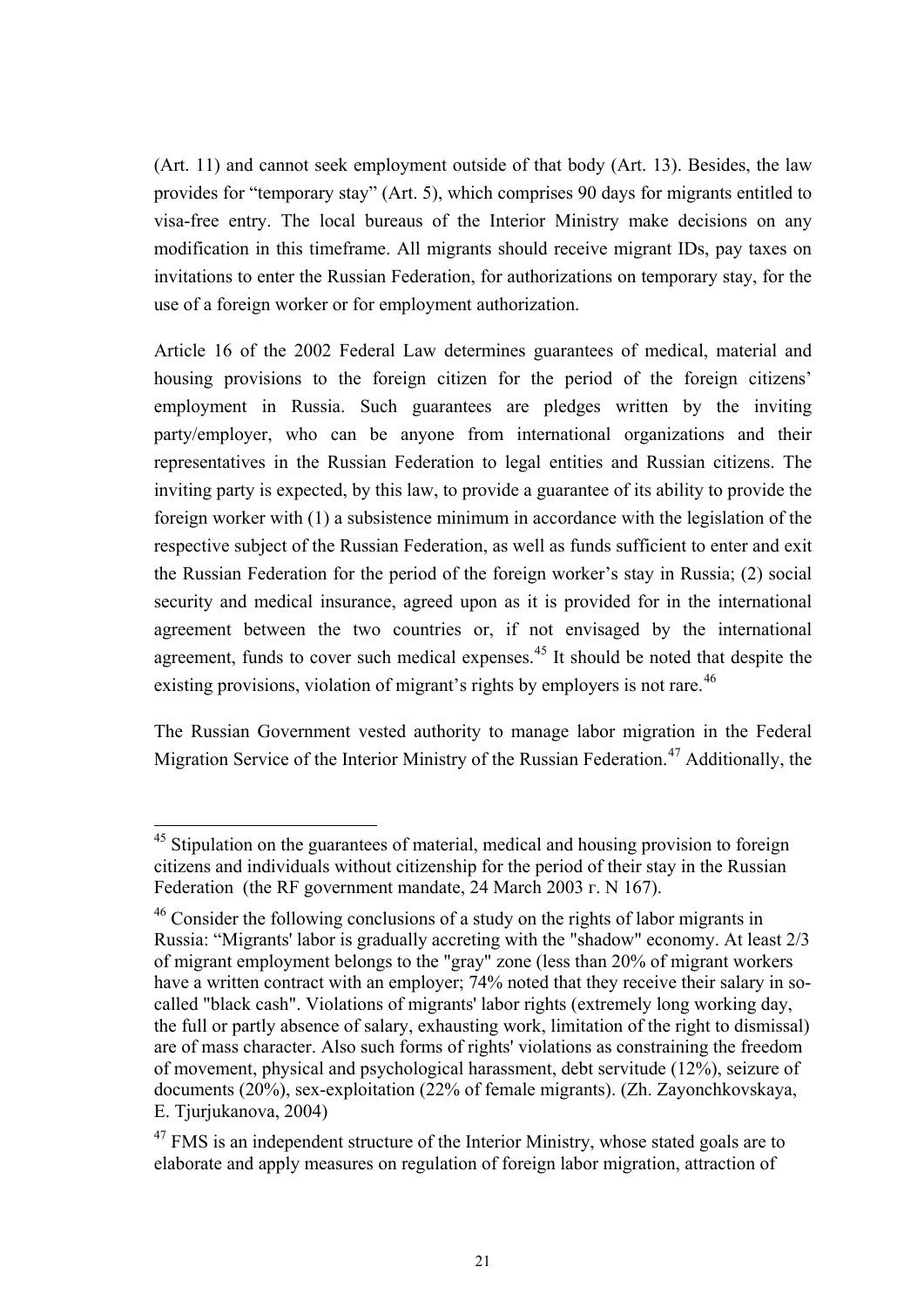(Art. 11) and cannot seek employment outside of that body (Art. 13). Besides, the law provides for “temporary stay” (Art. 5), which comprises 90 days for migrants entitled to visa-free entry. The local bureaus of the Interior Ministry make decisions on any modification in this timeframe. All migrants should receive migrant IDs, pay taxes on invitations to enter the Russian Federation, for authorizations on temporary stay, for the use of a foreign worker or for employment authorization.

Article 16 of the 2002 Federal Law determines guarantees of medical, material and housing provisions to the foreign citizen for the period of the foreign citizens’ employment in Russia. Such guarantees are pledges written by the inviting party/employer, who can be anyone from international organizations and their representatives in the Russian Federation to legal entities and Russian citizens. The inviting party is expected, by this law, to provide a guarantee of its ability to provide the foreign worker with (1) a subsistence minimum in accordance with the legislation of the respective subject of the Russian Federation, as well as funds sufficient to enter and exit the Russian Federation for the period of the foreign worker’s stay in Russia; (2) social security and medical insurance, agreed upon as it is provided for in the international agreement between the two countries or, if not envisaged by the international agreement, funds to cover such medical expenses.[45] It should be noted that despite the existing provisions, violation of migrant’s rights by employers is not rare.[46]

The Russian Government vested authority to manage labor migration in the Federal Migration Service of the Interior Ministry of the Russian Federation.[47] Additionally, the

---

[45] Stipulation on the guarantees of material, medical and housing provision to foreign citizens and individuals without citizenship for the period of their stay in the Russian Federation (the RF government mandate, 24 March 2003 г. N 167).

[46] Consider the following conclusions of a study on the rights of labor migrants in Russia: “Migrants' labor is gradually accreting with the "shadow" economy. At least 2/3 of migrant employment belongs to the "gray" zone (less than 20% of migrant workers have a written contract with an employer; 74% noted that they receive their salary in so-called "black cash". Violations of migrants' labor rights (extremely long working day, the full or partly absence of salary, exhausting work, limitation of the right to dismissal) are of mass character. Also such forms of rights' violations as constraining the freedom of movement, physical and psychological harassment, debt servitude (12%), seizure of documents (20%), sex-exploitation (22% of female migrants). (Zh. Zayonchkovskaya, E. Tjurjukanova, 2004)

[47] FMS is an independent structure of the Interior Ministry, whose stated goals are to elaborate and apply measures on regulation of foreign labor migration, attraction of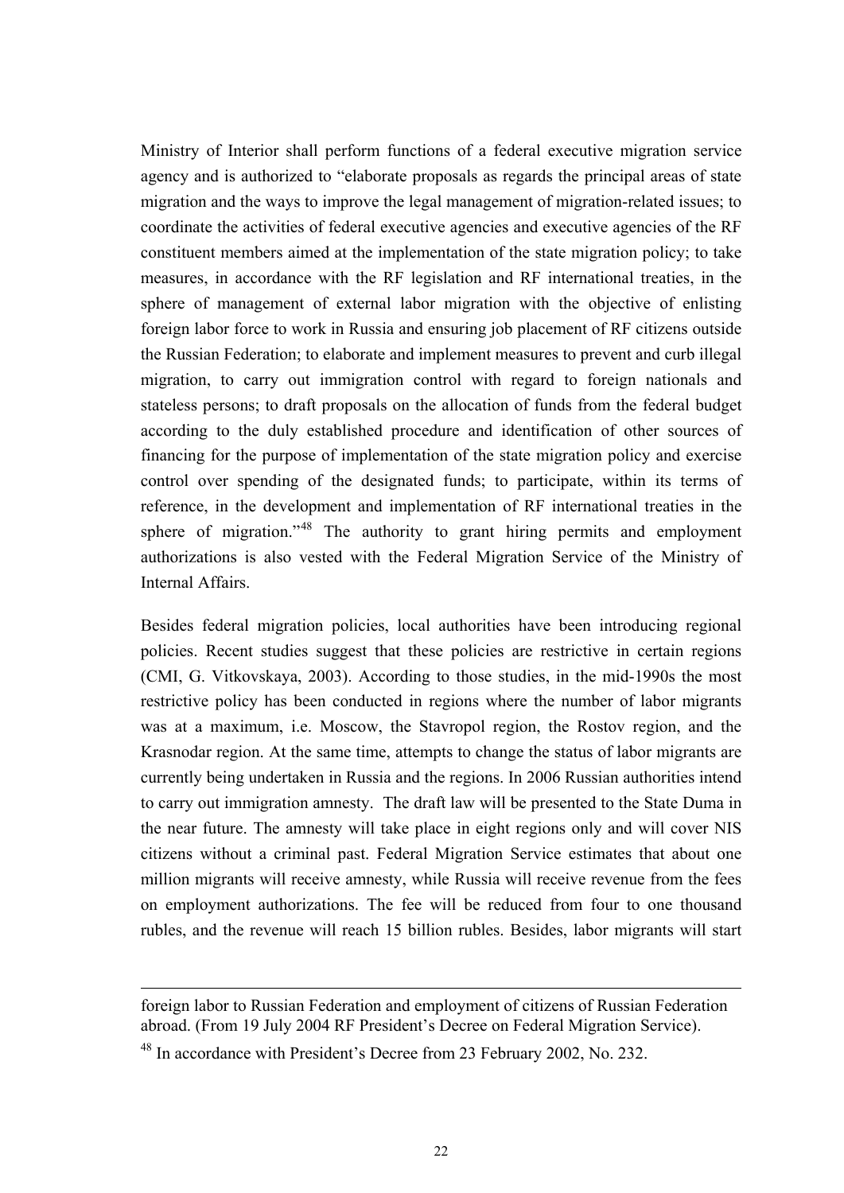Ministry of Interior shall perform functions of a federal executive migration service agency and is authorized to "elaborate proposals as regards the principal areas of state migration and the ways to improve the legal management of migration-related issues; to coordinate the activities of federal executive agencies and executive agencies of the RF constituent members aimed at the implementation of the state migration policy; to take measures, in accordance with the RF legislation and RF international treaties, in the sphere of management of external labor migration with the objective of enlisting foreign labor force to work in Russia and ensuring job placement of RF citizens outside the Russian Federation; to elaborate and implement measures to prevent and curb illegal migration, to carry out immigration control with regard to foreign nationals and stateless persons; to draft proposals on the allocation of funds from the federal budget according to the duly established procedure and identification of other sources of financing for the purpose of implementation of the state migration policy and exercise control over spending of the designated funds; to participate, within its terms of reference, in the development and implementation of RF international treaties in the sphere of migration."[48] The authority to grant hiring permits and employment authorizations is also vested with the Federal Migration Service of the Ministry of Internal Affairs.

Besides federal migration policies, local authorities have been introducing regional policies. Recent studies suggest that these policies are restrictive in certain regions (CMI, G. Vitkovskaya, 2003). According to those studies, in the mid-1990s the most restrictive policy has been conducted in regions where the number of labor migrants was at a maximum, i.e. Moscow, the Stavropol region, the Rostov region, and the Krasnodar region. At the same time, attempts to change the status of labor migrants are currently being undertaken in Russia and the regions. In 2006 Russian authorities intend to carry out immigration amnesty. The draft law will be presented to the State Duma in the near future. The amnesty will take place in eight regions only and will cover NIS citizens without a criminal past. Federal Migration Service estimates that about one million migrants will receive amnesty, while Russia will receive revenue from the fees on employment authorizations. The fee will be reduced from four to one thousand rubles, and the revenue will reach 15 billion rubles. Besides, labor migrants will start

---

foreign labor to Russian Federation and employment of citizens of Russian Federation abroad. (From 19 July 2004 RF President's Decree on Federal Migration Service).

[48] In accordance with President's Decree from 23 February 2002, No. 232.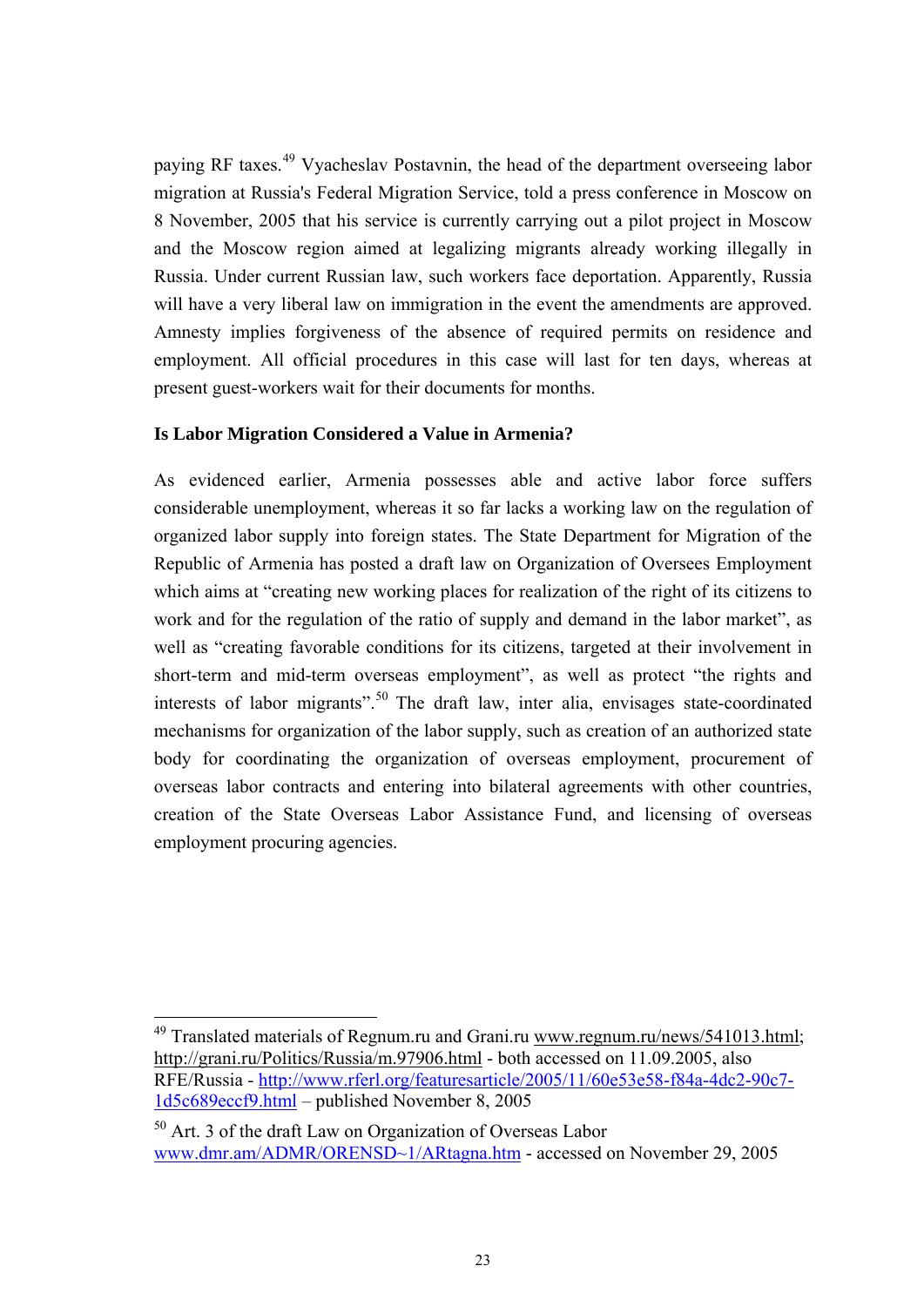paying RF taxes.[49] Vyacheslav Postavnin, the head of the department overseeing labor migration at Russia's Federal Migration Service, told a press conference in Moscow on 8 November, 2005 that his service is currently carrying out a pilot project in Moscow and the Moscow region aimed at legalizing migrants already working illegally in Russia. Under current Russian law, such workers face deportation. Apparently, Russia will have a very liberal law on immigration in the event the amendments are approved. Amnesty implies forgiveness of the absence of required permits on residence and employment. All official procedures in this case will last for ten days, whereas at present guest-workers wait for their documents for months.

**Is Labor Migration Considered a Value in Armenia?**

As evidenced earlier, Armenia possesses able and active labor force suffers considerable unemployment, whereas it so far lacks a working law on the regulation of organized labor supply into foreign states. The State Department for Migration of the Republic of Armenia has posted a draft law on Organization of Oversees Employment which aims at "creating new working places for realization of the right of its citizens to work and for the regulation of the ratio of supply and demand in the labor market", as well as "creating favorable conditions for its citizens, targeted at their involvement in short-term and mid-term overseas employment", as well as protect "the rights and interests of labor migrants".[50] The draft law, inter alia, envisages state-coordinated mechanisms for organization of the labor supply, such as creation of an authorized state body for coordinating the organization of overseas employment, procurement of overseas labor contracts and entering into bilateral agreements with other countries, creation of the State Overseas Labor Assistance Fund, and licensing of overseas employment procuring agencies.

---

[49] Translated materials of Regnum.ru and Grani.ru www.regnum.ru/news/541013.html; http://grani.ru/Politics/Russia/m.97906.html - both accessed on 11.09.2005, also RFE/Russia - http://www.rferl.org/featuresarticle/2005/11/60e53e58-f84a-4dc2-90c7-1d5c689eccf9.html – published November 8, 2005

[50] Art. 3 of the draft Law on Organization of Overseas Labor www.dmr.am/ADMR/ORENSD~1/ARtagna.htm - accessed on November 29, 2005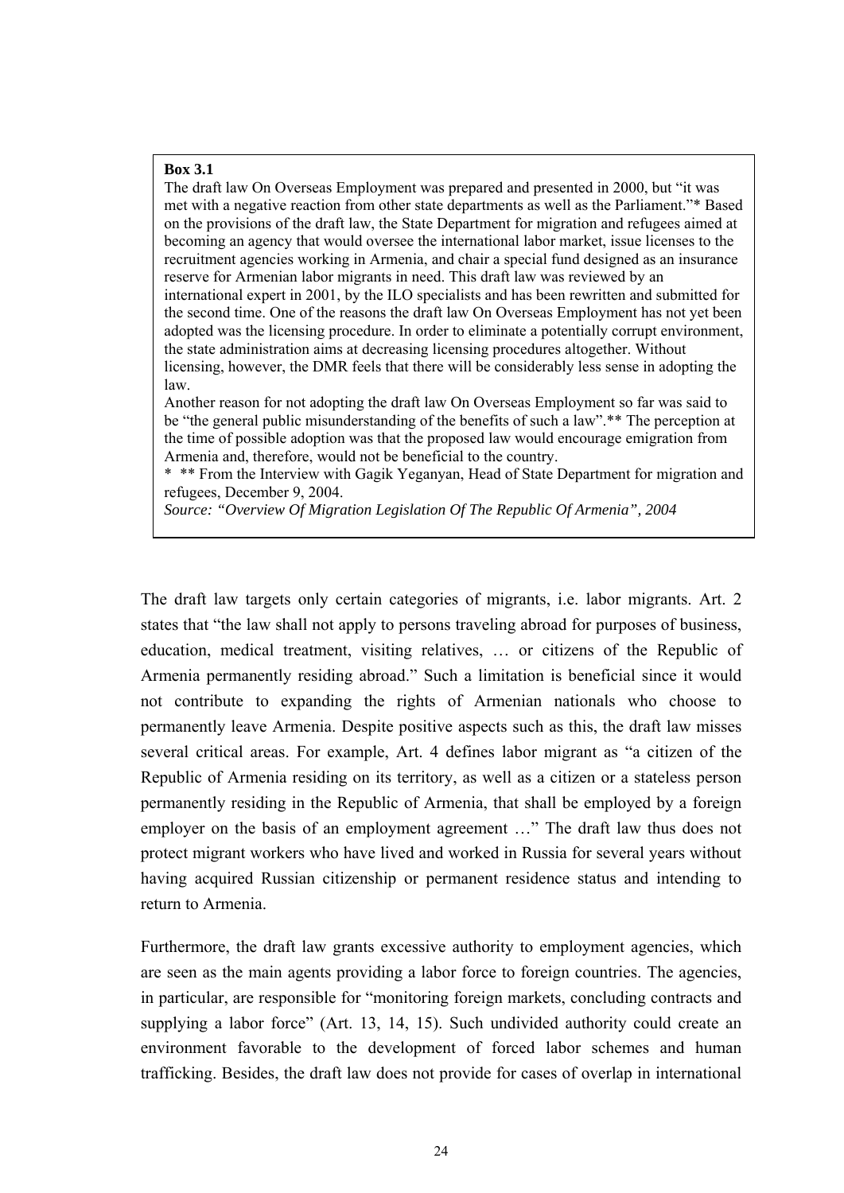**Box 3.1**

The draft law On Overseas Employment was prepared and presented in 2000, but "it was met with a negative reaction from other state departments as well as the Parliament."* Based on the provisions of the draft law, the State Department for migration and refugees aimed at becoming an agency that would oversee the international labor market, issue licenses to the recruitment agencies working in Armenia, and chair a special fund designed as an insurance reserve for Armenian labor migrants in need. This draft law was reviewed by an international expert in 2001, by the ILO specialists and has been rewritten and submitted for the second time. One of the reasons the draft law On Overseas Employment has not yet been adopted was the licensing procedure. In order to eliminate a potentially corrupt environment, the state administration aims at decreasing licensing procedures altogether. Without licensing, however, the DMR feels that there will be considerably less sense in adopting the law.

Another reason for not adopting the draft law On Overseas Employment so far was said to be "the general public misunderstanding of the benefits of such a law".** The perception at the time of possible adoption was that the proposed law would encourage emigration from Armenia and, therefore, would not be beneficial to the country.

\* ** From the Interview with Gagik Yeganyan, Head of State Department for migration and refugees, December 9, 2004.

*Source: "Overview Of Migration Legislation Of The Republic Of Armenia", 2004*

The draft law targets only certain categories of migrants, i.e. labor migrants. Art. 2 states that "the law shall not apply to persons traveling abroad for purposes of business, education, medical treatment, visiting relatives, … or citizens of the Republic of Armenia permanently residing abroad." Such a limitation is beneficial since it would not contribute to expanding the rights of Armenian nationals who choose to permanently leave Armenia. Despite positive aspects such as this, the draft law misses several critical areas. For example, Art. 4 defines labor migrant as "a citizen of the Republic of Armenia residing on its territory, as well as a citizen or a stateless person permanently residing in the Republic of Armenia, that shall be employed by a foreign employer on the basis of an employment agreement …" The draft law thus does not protect migrant workers who have lived and worked in Russia for several years without having acquired Russian citizenship or permanent residence status and intending to return to Armenia.

Furthermore, the draft law grants excessive authority to employment agencies, which are seen as the main agents providing a labor force to foreign countries. The agencies, in particular, are responsible for "monitoring foreign markets, concluding contracts and supplying a labor force" (Art. 13, 14, 15). Such undivided authority could create an environment favorable to the development of forced labor schemes and human trafficking. Besides, the draft law does not provide for cases of overlap in international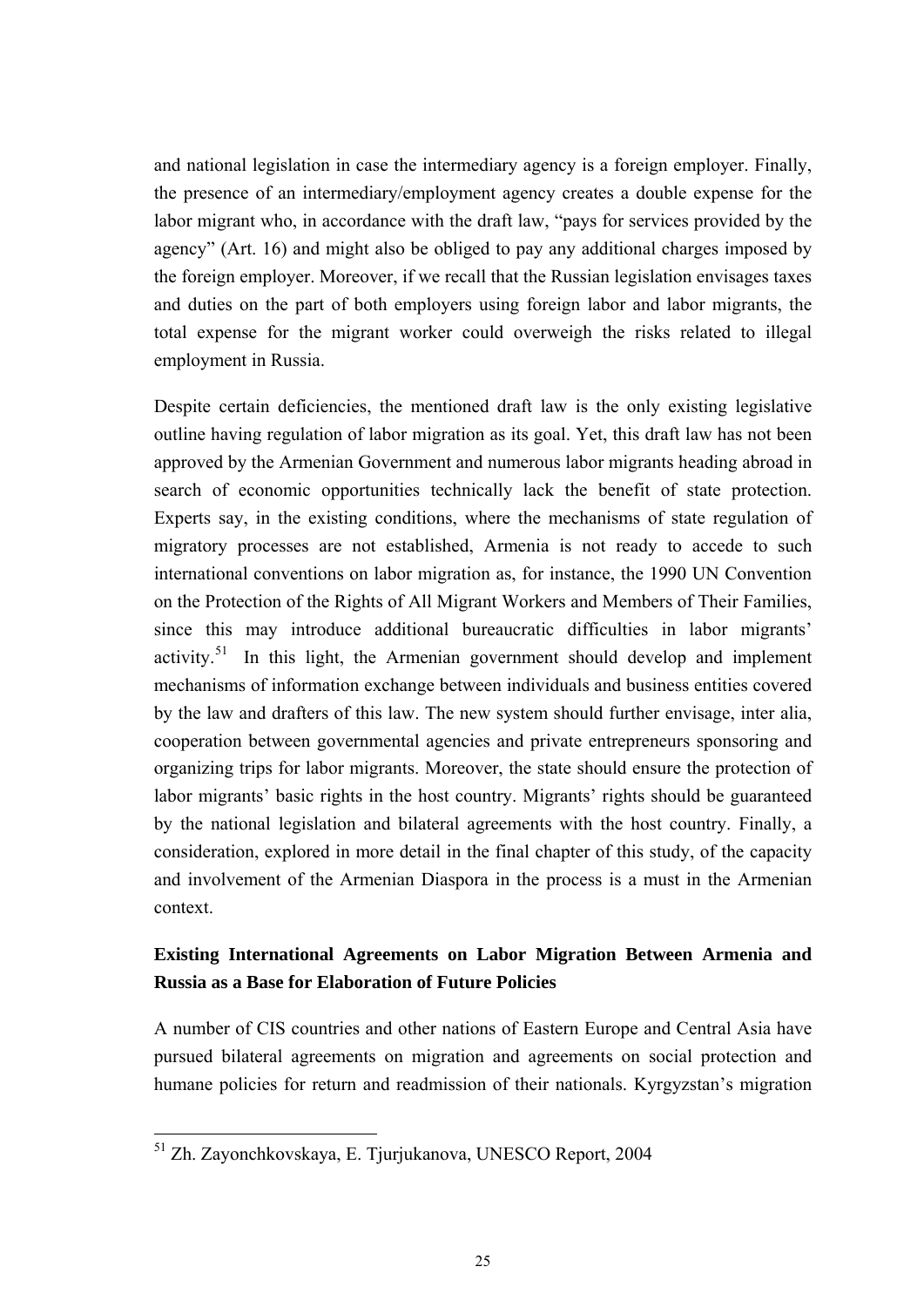and national legislation in case the intermediary agency is a foreign employer. Finally, the presence of an intermediary/employment agency creates a double expense for the labor migrant who, in accordance with the draft law, "pays for services provided by the agency" (Art. 16) and might also be obliged to pay any additional charges imposed by the foreign employer. Moreover, if we recall that the Russian legislation envisages taxes and duties on the part of both employers using foreign labor and labor migrants, the total expense for the migrant worker could overweigh the risks related to illegal employment in Russia.

Despite certain deficiencies, the mentioned draft law is the only existing legislative outline having regulation of labor migration as its goal. Yet, this draft law has not been approved by the Armenian Government and numerous labor migrants heading abroad in search of economic opportunities technically lack the benefit of state protection. Experts say, in the existing conditions, where the mechanisms of state regulation of migratory processes are not established, Armenia is not ready to accede to such international conventions on labor migration as, for instance, the 1990 UN Convention on the Protection of the Rights of All Migrant Workers and Members of Their Families, since this may introduce additional bureaucratic difficulties in labor migrants' activity.[51] In this light, the Armenian government should develop and implement mechanisms of information exchange between individuals and business entities covered by the law and drafters of this law. The new system should further envisage, inter alia, cooperation between governmental agencies and private entrepreneurs sponsoring and organizing trips for labor migrants. Moreover, the state should ensure the protection of labor migrants' basic rights in the host country. Migrants' rights should be guaranteed by the national legislation and bilateral agreements with the host country. Finally, a consideration, explored in more detail in the final chapter of this study, of the capacity and involvement of the Armenian Diaspora in the process is a must in the Armenian context.

### Existing International Agreements on Labor Migration Between Armenia and Russia as a Base for Elaboration of Future Policies

A number of CIS countries and other nations of Eastern Europe and Central Asia have pursued bilateral agreements on migration and agreements on social protection and humane policies for return and readmission of their nationals. Kyrgyzstan's migration

[51] Zh. Zayonchkovskaya, E. Tjurjukanova, UNESCO Report, 2004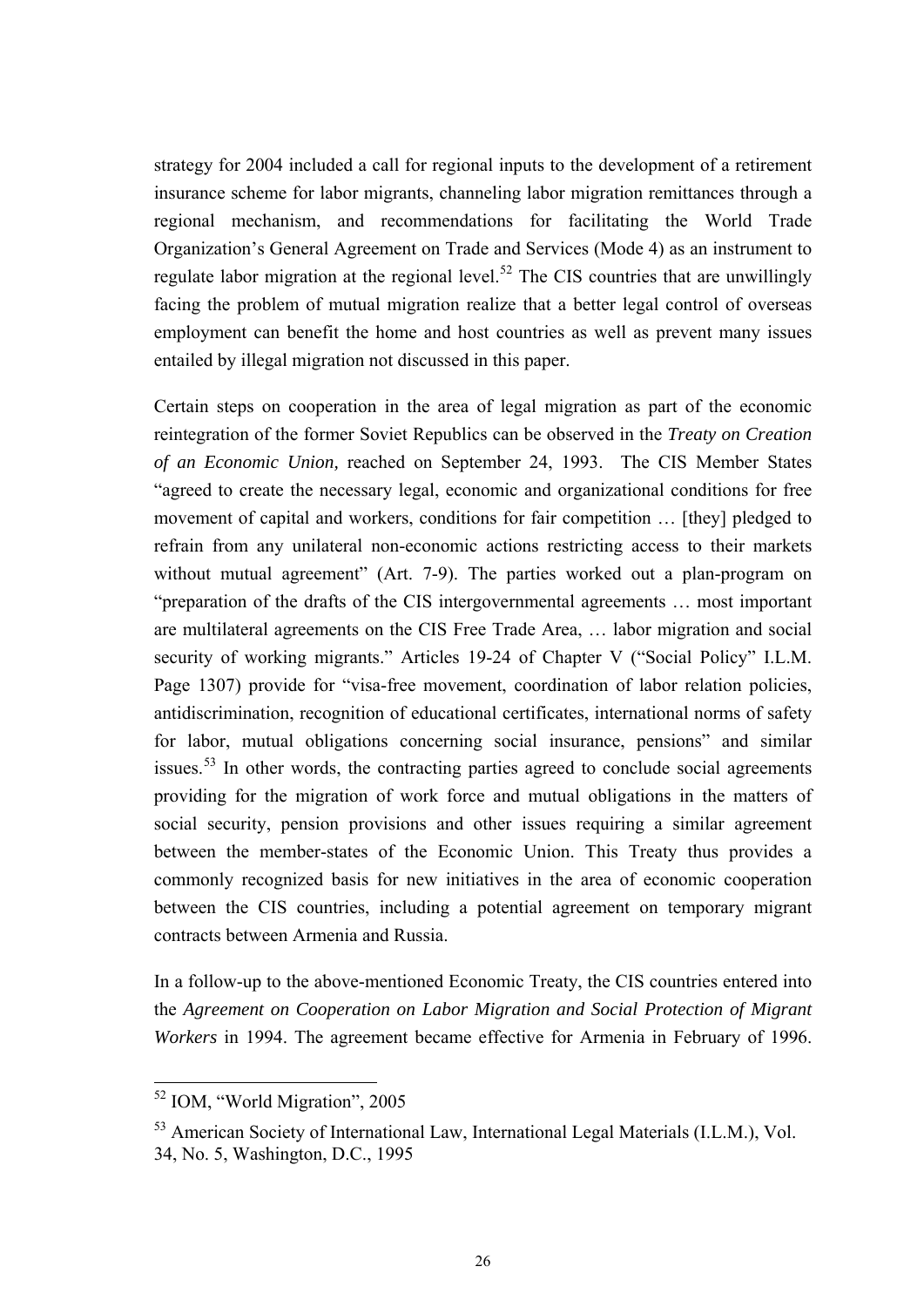strategy for 2004 included a call for regional inputs to the development of a retirement insurance scheme for labor migrants, channeling labor migration remittances through a regional mechanism, and recommendations for facilitating the World Trade Organization's General Agreement on Trade and Services (Mode 4) as an instrument to regulate labor migration at the regional level.[52] The CIS countries that are unwillingly facing the problem of mutual migration realize that a better legal control of overseas employment can benefit the home and host countries as well as prevent many issues entailed by illegal migration not discussed in this paper.

Certain steps on cooperation in the area of legal migration as part of the economic reintegration of the former Soviet Republics can be observed in the *Treaty on Creation of an Economic Union,* reached on September 24, 1993. The CIS Member States "agreed to create the necessary legal, economic and organizational conditions for free movement of capital and workers, conditions for fair competition … [they] pledged to refrain from any unilateral non-economic actions restricting access to their markets without mutual agreement" (Art. 7-9). The parties worked out a plan-program on "preparation of the drafts of the CIS intergovernmental agreements … most important are multilateral agreements on the CIS Free Trade Area, … labor migration and social security of working migrants." Articles 19-24 of Chapter V ("Social Policy" I.L.M. Page 1307) provide for "visa-free movement, coordination of labor relation policies, antidiscrimination, recognition of educational certificates, international norms of safety for labor, mutual obligations concerning social insurance, pensions" and similar issues.[53] In other words, the contracting parties agreed to conclude social agreements providing for the migration of work force and mutual obligations in the matters of social security, pension provisions and other issues requiring a similar agreement between the member-states of the Economic Union. This Treaty thus provides a commonly recognized basis for new initiatives in the area of economic cooperation between the CIS countries, including a potential agreement on temporary migrant contracts between Armenia and Russia.

In a follow-up to the above-mentioned Economic Treaty, the CIS countries entered into the *Agreement on Cooperation on Labor Migration and Social Protection of Migrant Workers* in 1994. The agreement became effective for Armenia in February of 1996.

---

[52] IOM, "World Migration", 2005

[53] American Society of International Law, International Legal Materials (I.L.M.), Vol. 34, No. 5, Washington, D.C., 1995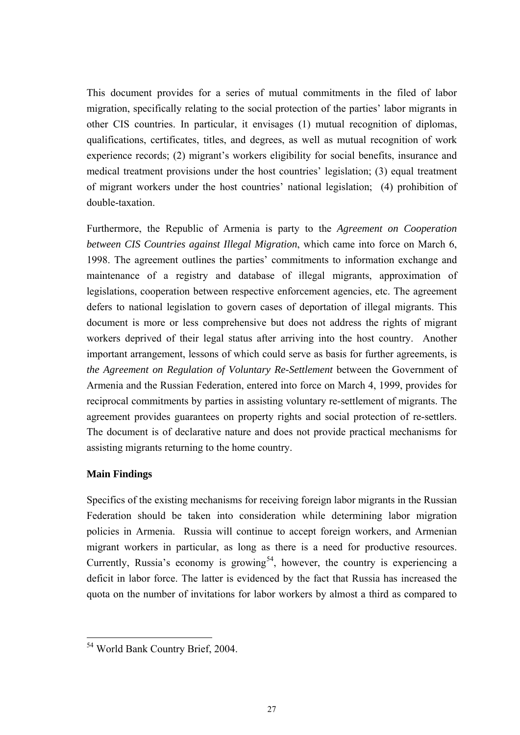This document provides for a series of mutual commitments in the filed of labor migration, specifically relating to the social protection of the parties' labor migrants in other CIS countries. In particular, it envisages (1) mutual recognition of diplomas, qualifications, certificates, titles, and degrees, as well as mutual recognition of work experience records; (2) migrant's workers eligibility for social benefits, insurance and medical treatment provisions under the host countries' legislation; (3) equal treatment of migrant workers under the host countries' national legislation; (4) prohibition of double-taxation.

Furthermore, the Republic of Armenia is party to the *Agreement on Cooperation between CIS Countries against Illegal Migration*, which came into force on March 6, 1998. The agreement outlines the parties' commitments to information exchange and maintenance of a registry and database of illegal migrants, approximation of legislations, cooperation between respective enforcement agencies, etc. The agreement defers to national legislation to govern cases of deportation of illegal migrants. This document is more or less comprehensive but does not address the rights of migrant workers deprived of their legal status after arriving into the host country. Another important arrangement, lessons of which could serve as basis for further agreements, is *the Agreement on Regulation of Voluntary Re-Settlement* between the Government of Armenia and the Russian Federation, entered into force on March 4, 1999, provides for reciprocal commitments by parties in assisting voluntary re-settlement of migrants. The agreement provides guarantees on property rights and social protection of re-settlers. The document is of declarative nature and does not provide practical mechanisms for assisting migrants returning to the home country.

**Main Findings**

Specifics of the existing mechanisms for receiving foreign labor migrants in the Russian Federation should be taken into consideration while determining labor migration policies in Armenia. Russia will continue to accept foreign workers, and Armenian migrant workers in particular, as long as there is a need for productive resources. Currently, Russia's economy is growing[54], however, the country is experiencing a deficit in labor force. The latter is evidenced by the fact that Russia has increased the quota on the number of invitations for labor workers by almost a third as compared to

[54] World Bank Country Brief, 2004.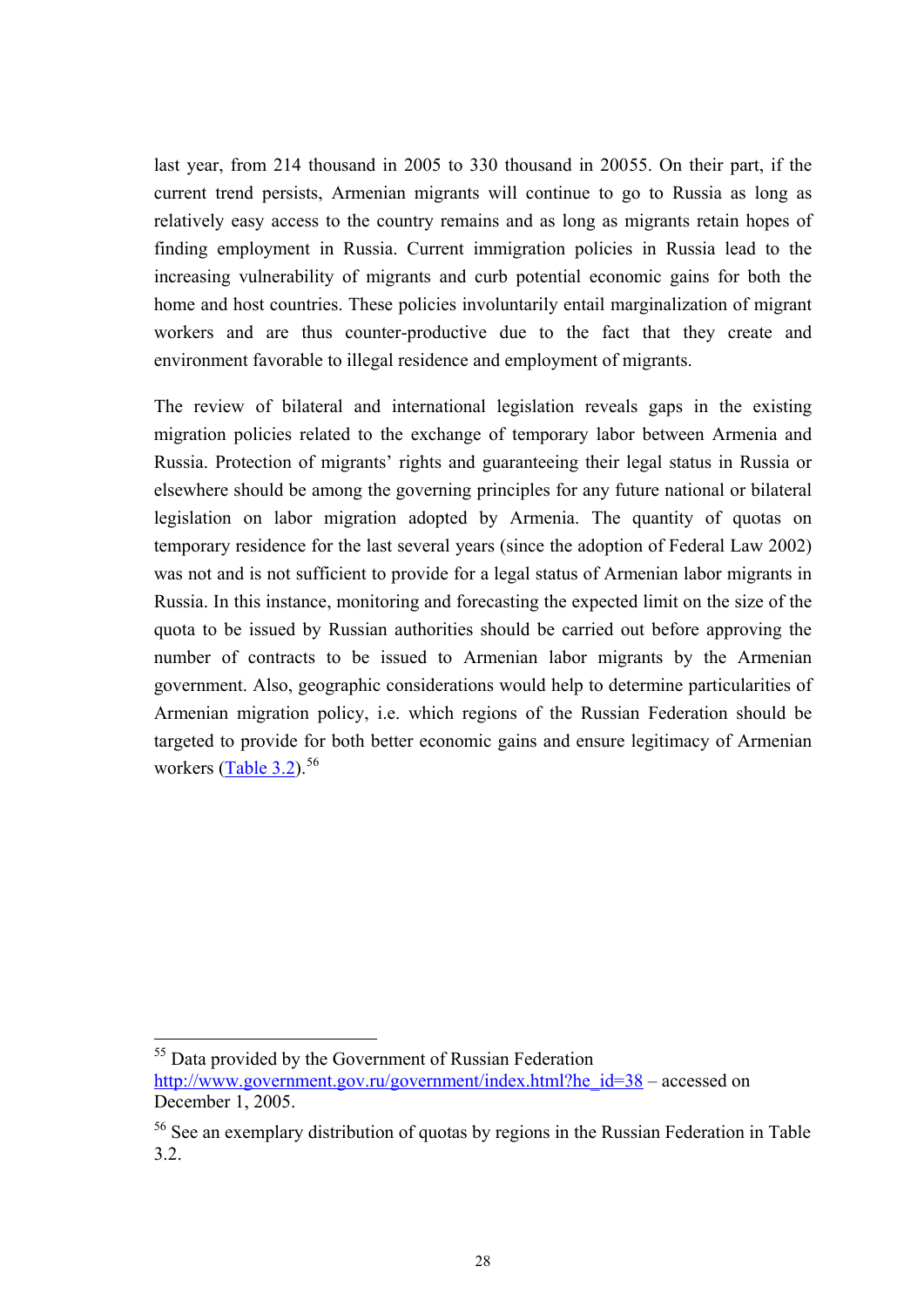last year, from 214 thousand in 2005 to 330 thousand in 20055. On their part, if the current trend persists, Armenian migrants will continue to go to Russia as long as relatively easy access to the country remains and as long as migrants retain hopes of finding employment in Russia. Current immigration policies in Russia lead to the increasing vulnerability of migrants and curb potential economic gains for both the home and host countries. These policies involuntarily entail marginalization of migrant workers and are thus counter-productive due to the fact that they create and environment favorable to illegal residence and employment of migrants.

The review of bilateral and international legislation reveals gaps in the existing migration policies related to the exchange of temporary labor between Armenia and Russia. Protection of migrants' rights and guaranteeing their legal status in Russia or elsewhere should be among the governing principles for any future national or bilateral legislation on labor migration adopted by Armenia. The quantity of quotas on temporary residence for the last several years (since the adoption of Federal Law 2002) was not and is not sufficient to provide for a legal status of Armenian labor migrants in Russia. In this instance, monitoring and forecasting the expected limit on the size of the quota to be issued by Russian authorities should be carried out before approving the number of contracts to be issued to Armenian labor migrants by the Armenian government. Also, geographic considerations would help to determine particularities of Armenian migration policy, i.e. which regions of the Russian Federation should be targeted to provide for both better economic gains and ensure legitimacy of Armenian workers (Table 3.2).[56]

---

[55] Data provided by the Government of Russian Federation http://www.government.gov.ru/government/index.html?he_id=38 – accessed on December 1, 2005.

[56] See an exemplary distribution of quotas by regions in the Russian Federation in Table 3.2.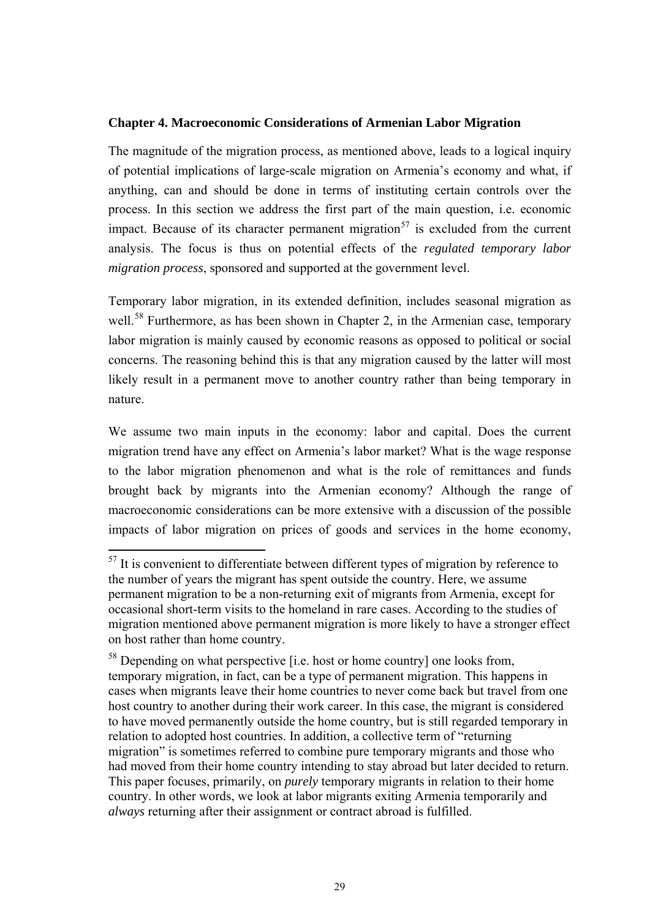**Chapter 4. Macroeconomic Considerations of Armenian Labor Migration**

The magnitude of the migration process, as mentioned above, leads to a logical inquiry of potential implications of large-scale migration on Armenia's economy and what, if anything, can and should be done in terms of instituting certain controls over the process. In this section we address the first part of the main question, i.e. economic impact. Because of its character permanent migration[57] is excluded from the current analysis. The focus is thus on potential effects of the *regulated temporary labor migration process*, sponsored and supported at the government level.

Temporary labor migration, in its extended definition, includes seasonal migration as well.[58] Furthermore, as has been shown in Chapter 2, in the Armenian case, temporary labor migration is mainly caused by economic reasons as opposed to political or social concerns. The reasoning behind this is that any migration caused by the latter will most likely result in a permanent move to another country rather than being temporary in nature.

We assume two main inputs in the economy: labor and capital. Does the current migration trend have any effect on Armenia's labor market? What is the wage response to the labor migration phenomenon and what is the role of remittances and funds brought back by migrants into the Armenian economy? Although the range of macroeconomic considerations can be more extensive with a discussion of the possible impacts of labor migration on prices of goods and services in the home economy,

---

[57] It is convenient to differentiate between different types of migration by reference to the number of years the migrant has spent outside the country. Here, we assume permanent migration to be a non-returning exit of migrants from Armenia, except for occasional short-term visits to the homeland in rare cases. According to the studies of migration mentioned above permanent migration is more likely to have a stronger effect on host rather than home country.

[58] Depending on what perspective [i.e. host or home country] one looks from, temporary migration, in fact, can be a type of permanent migration. This happens in cases when migrants leave their home countries to never come back but travel from one host country to another during their work career. In this case, the migrant is considered to have moved permanently outside the home country, but is still regarded temporary in relation to adopted host countries. In addition, a collective term of "returning migration" is sometimes referred to combine pure temporary migrants and those who had moved from their home country intending to stay abroad but later decided to return. This paper focuses, primarily, on *purely* temporary migrants in relation to their home country. In other words, we look at labor migrants exiting Armenia temporarily and *always* returning after their assignment or contract abroad is fulfilled.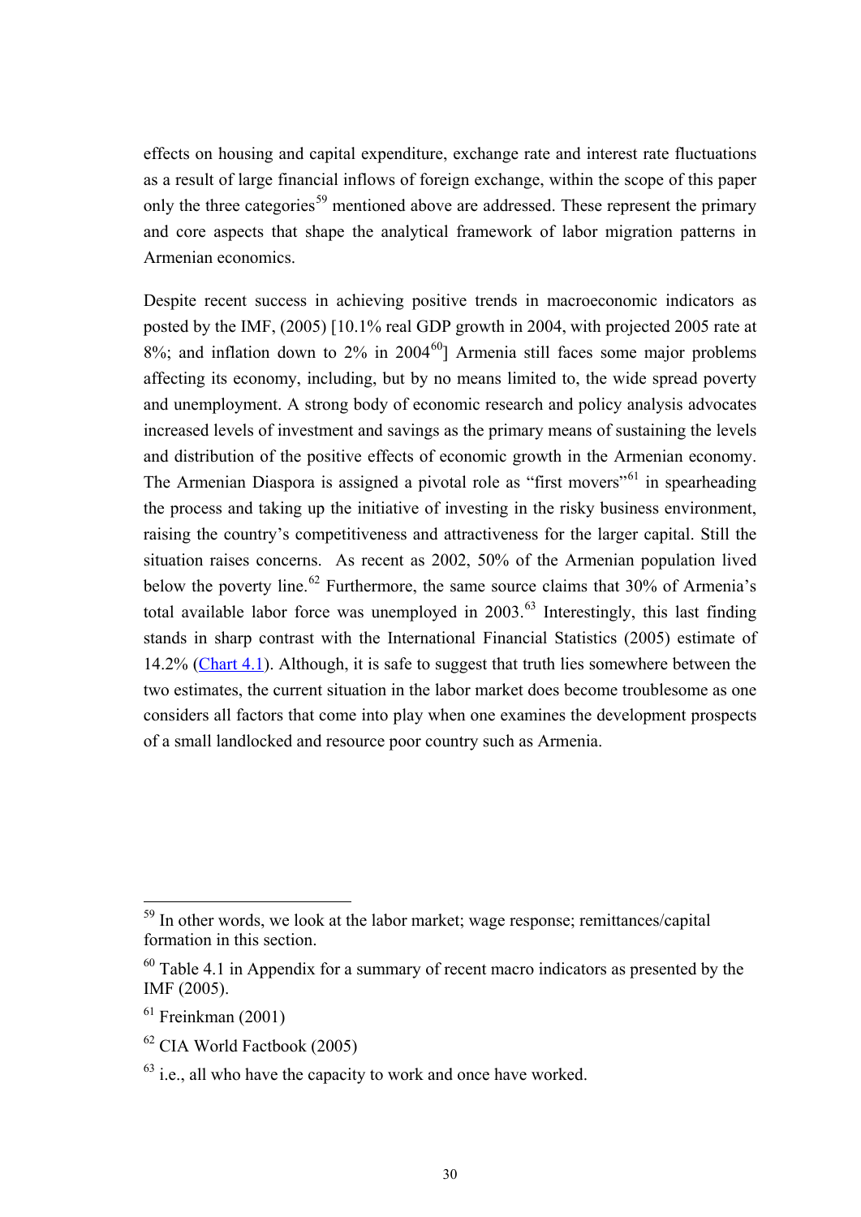effects on housing and capital expenditure, exchange rate and interest rate fluctuations as a result of large financial inflows of foreign exchange, within the scope of this paper only the three categories[59] mentioned above are addressed. These represent the primary and core aspects that shape the analytical framework of labor migration patterns in Armenian economics.

Despite recent success in achieving positive trends in macroeconomic indicators as posted by the IMF, (2005) [10.1% real GDP growth in 2004, with projected 2005 rate at 8%; and inflation down to 2% in 2004[60]] Armenia still faces some major problems affecting its economy, including, but by no means limited to, the wide spread poverty and unemployment. A strong body of economic research and policy analysis advocates increased levels of investment and savings as the primary means of sustaining the levels and distribution of the positive effects of economic growth in the Armenian economy. The Armenian Diaspora is assigned a pivotal role as "first movers"[61] in spearheading the process and taking up the initiative of investing in the risky business environment, raising the country's competitiveness and attractiveness for the larger capital. Still the situation raises concerns. As recent as 2002, 50% of the Armenian population lived below the poverty line.[62] Furthermore, the same source claims that 30% of Armenia's total available labor force was unemployed in 2003.[63] Interestingly, this last finding stands in sharp contrast with the International Financial Statistics (2005) estimate of 14.2% (Chart 4.1). Although, it is safe to suggest that truth lies somewhere between the two estimates, the current situation in the labor market does become troublesome as one considers all factors that come into play when one examines the development prospects of a small landlocked and resource poor country such as Armenia.

---

[59] In other words, we look at the labor market; wage response; remittances/capital formation in this section.

[60] Table 4.1 in Appendix for a summary of recent macro indicators as presented by the IMF (2005).

[61] Freinkman (2001)

[62] CIA World Factbook (2005)

[63] i.e., all who have the capacity to work and once have worked.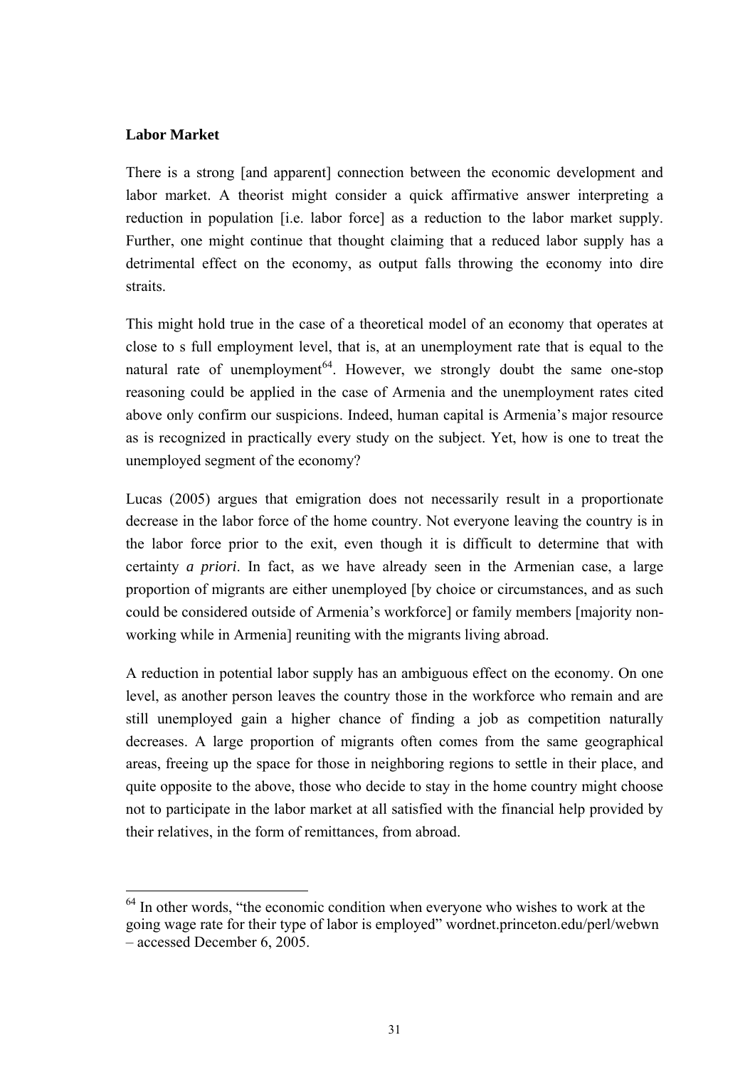**Labor Market**

There is a strong [and apparent] connection between the economic development and labor market. A theorist might consider a quick affirmative answer interpreting a reduction in population [i.e. labor force] as a reduction to the labor market supply. Further, one might continue that thought claiming that a reduced labor supply has a detrimental effect on the economy, as output falls throwing the economy into dire straits.

This might hold true in the case of a theoretical model of an economy that operates at close to s full employment level, that is, at an unemployment rate that is equal to the natural rate of unemployment[64]. However, we strongly doubt the same one-stop reasoning could be applied in the case of Armenia and the unemployment rates cited above only confirm our suspicions. Indeed, human capital is Armenia's major resource as is recognized in practically every study on the subject. Yet, how is one to treat the unemployed segment of the economy?

Lucas (2005) argues that emigration does not necessarily result in a proportionate decrease in the labor force of the home country. Not everyone leaving the country is in the labor force prior to the exit, even though it is difficult to determine that with certainty *a priori*. In fact, as we have already seen in the Armenian case, a large proportion of migrants are either unemployed [by choice or circumstances, and as such could be considered outside of Armenia's workforce] or family members [majority non-working while in Armenia] reuniting with the migrants living abroad.

A reduction in potential labor supply has an ambiguous effect on the economy. On one level, as another person leaves the country those in the workforce who remain and are still unemployed gain a higher chance of finding a job as competition naturally decreases. A large proportion of migrants often comes from the same geographical areas, freeing up the space for those in neighboring regions to settle in their place, and quite opposite to the above, those who decide to stay in the home country might choose not to participate in the labor market at all satisfied with the financial help provided by their relatives, in the form of remittances, from abroad.

---

[64] In other words, "the economic condition when everyone who wishes to work at the going wage rate for their type of labor is employed" wordnet.princeton.edu/perl/webwn – accessed December 6, 2005.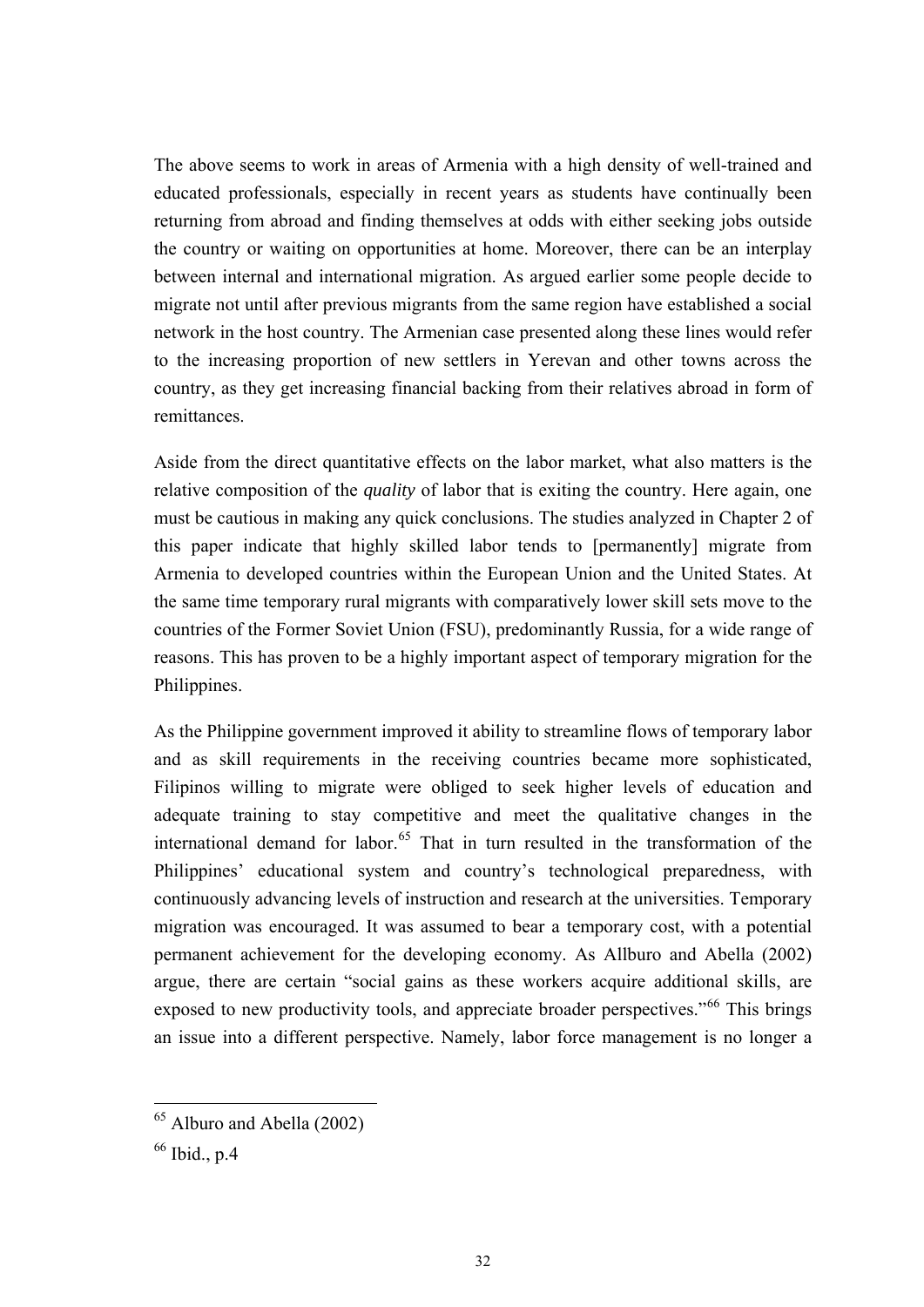The above seems to work in areas of Armenia with a high density of well-trained and educated professionals, especially in recent years as students have continually been returning from abroad and finding themselves at odds with either seeking jobs outside the country or waiting on opportunities at home. Moreover, there can be an interplay between internal and international migration. As argued earlier some people decide to migrate not until after previous migrants from the same region have established a social network in the host country. The Armenian case presented along these lines would refer to the increasing proportion of new settlers in Yerevan and other towns across the country, as they get increasing financial backing from their relatives abroad in form of remittances.

Aside from the direct quantitative effects on the labor market, what also matters is the relative composition of the *quality* of labor that is exiting the country. Here again, one must be cautious in making any quick conclusions. The studies analyzed in Chapter 2 of this paper indicate that highly skilled labor tends to [permanently] migrate from Armenia to developed countries within the European Union and the United States. At the same time temporary rural migrants with comparatively lower skill sets move to the countries of the Former Soviet Union (FSU), predominantly Russia, for a wide range of reasons. This has proven to be a highly important aspect of temporary migration for the Philippines.

As the Philippine government improved it ability to streamline flows of temporary labor and as skill requirements in the receiving countries became more sophisticated, Filipinos willing to migrate were obliged to seek higher levels of education and adequate training to stay competitive and meet the qualitative changes in the international demand for labor.[65] That in turn resulted in the transformation of the Philippines' educational system and country's technological preparedness, with continuously advancing levels of instruction and research at the universities. Temporary migration was encouraged. It was assumed to bear a temporary cost, with a potential permanent achievement for the developing economy. As Allburo and Abella (2002) argue, there are certain "social gains as these workers acquire additional skills, are exposed to new productivity tools, and appreciate broader perspectives."[66] This brings an issue into a different perspective. Namely, labor force management is no longer a

---

[65] Alburo and Abella (2002)

[66] Ibid., p.4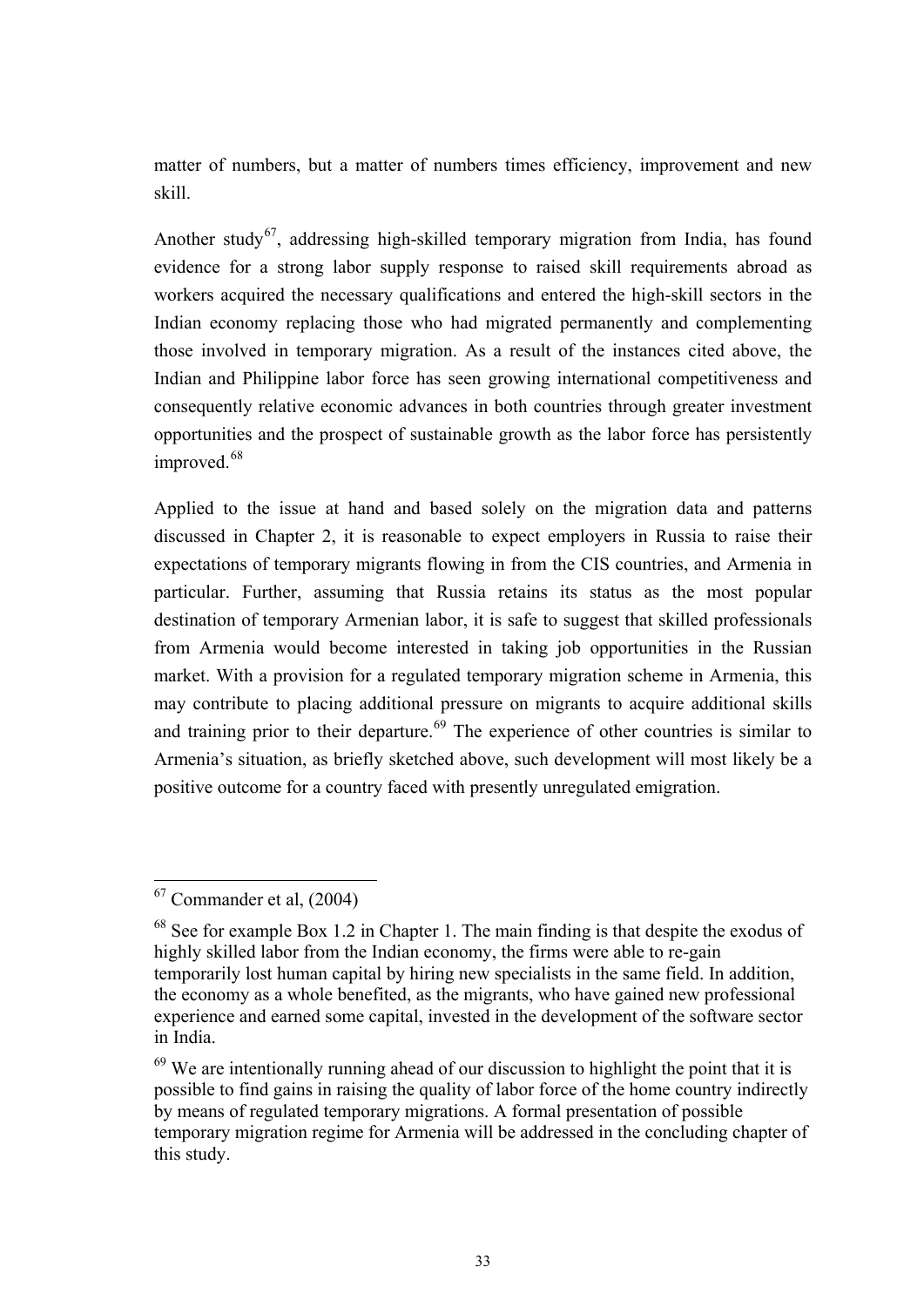matter of numbers, but a matter of numbers times efficiency, improvement and new skill.

Another study[67], addressing high-skilled temporary migration from India, has found evidence for a strong labor supply response to raised skill requirements abroad as workers acquired the necessary qualifications and entered the high-skill sectors in the Indian economy replacing those who had migrated permanently and complementing those involved in temporary migration. As a result of the instances cited above, the Indian and Philippine labor force has seen growing international competitiveness and consequently relative economic advances in both countries through greater investment opportunities and the prospect of sustainable growth as the labor force has persistently improved.[68]

Applied to the issue at hand and based solely on the migration data and patterns discussed in Chapter 2, it is reasonable to expect employers in Russia to raise their expectations of temporary migrants flowing in from the CIS countries, and Armenia in particular. Further, assuming that Russia retains its status as the most popular destination of temporary Armenian labor, it is safe to suggest that skilled professionals from Armenia would become interested in taking job opportunities in the Russian market. With a provision for a regulated temporary migration scheme in Armenia, this may contribute to placing additional pressure on migrants to acquire additional skills and training prior to their departure.[69] The experience of other countries is similar to Armenia's situation, as briefly sketched above, such development will most likely be a positive outcome for a country faced with presently unregulated emigration.

---

[67] Commander et al, (2004)

[68] See for example Box 1.2 in Chapter 1. The main finding is that despite the exodus of highly skilled labor from the Indian economy, the firms were able to re-gain temporarily lost human capital by hiring new specialists in the same field. In addition, the economy as a whole benefited, as the migrants, who have gained new professional experience and earned some capital, invested in the development of the software sector in India.

[69] We are intentionally running ahead of our discussion to highlight the point that it is possible to find gains in raising the quality of labor force of the home country indirectly by means of regulated temporary migrations. A formal presentation of possible temporary migration regime for Armenia will be addressed in the concluding chapter of this study.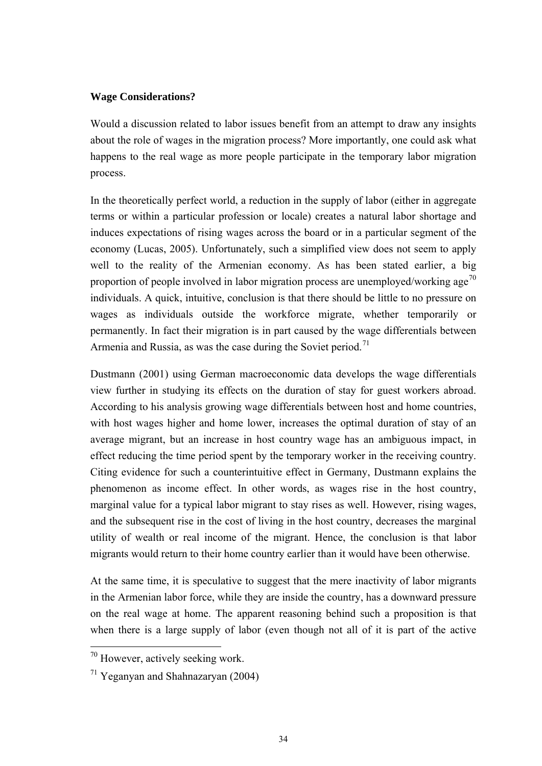**Wage Considerations?**

Would a discussion related to labor issues benefit from an attempt to draw any insights about the role of wages in the migration process? More importantly, one could ask what happens to the real wage as more people participate in the temporary labor migration process.

In the theoretically perfect world, a reduction in the supply of labor (either in aggregate terms or within a particular profession or locale) creates a natural labor shortage and induces expectations of rising wages across the board or in a particular segment of the economy (Lucas, 2005). Unfortunately, such a simplified view does not seem to apply well to the reality of the Armenian economy. As has been stated earlier, a big proportion of people involved in labor migration process are unemployed/working age[70] individuals. A quick, intuitive, conclusion is that there should be little to no pressure on wages as individuals outside the workforce migrate, whether temporarily or permanently. In fact their migration is in part caused by the wage differentials between Armenia and Russia, as was the case during the Soviet period.[71]

Dustmann (2001) using German macroeconomic data develops the wage differentials view further in studying its effects on the duration of stay for guest workers abroad. According to his analysis growing wage differentials between host and home countries, with host wages higher and home lower, increases the optimal duration of stay of an average migrant, but an increase in host country wage has an ambiguous impact, in effect reducing the time period spent by the temporary worker in the receiving country. Citing evidence for such a counterintuitive effect in Germany, Dustmann explains the phenomenon as income effect. In other words, as wages rise in the host country, marginal value for a typical labor migrant to stay rises as well. However, rising wages, and the subsequent rise in the cost of living in the host country, decreases the marginal utility of wealth or real income of the migrant. Hence, the conclusion is that labor migrants would return to their home country earlier than it would have been otherwise.

At the same time, it is speculative to suggest that the mere inactivity of labor migrants in the Armenian labor force, while they are inside the country, has a downward pressure on the real wage at home. The apparent reasoning behind such a proposition is that when there is a large supply of labor (even though not all of it is part of the active

[70] However, actively seeking work.

[71] Yeganyan and Shahnazaryan (2004)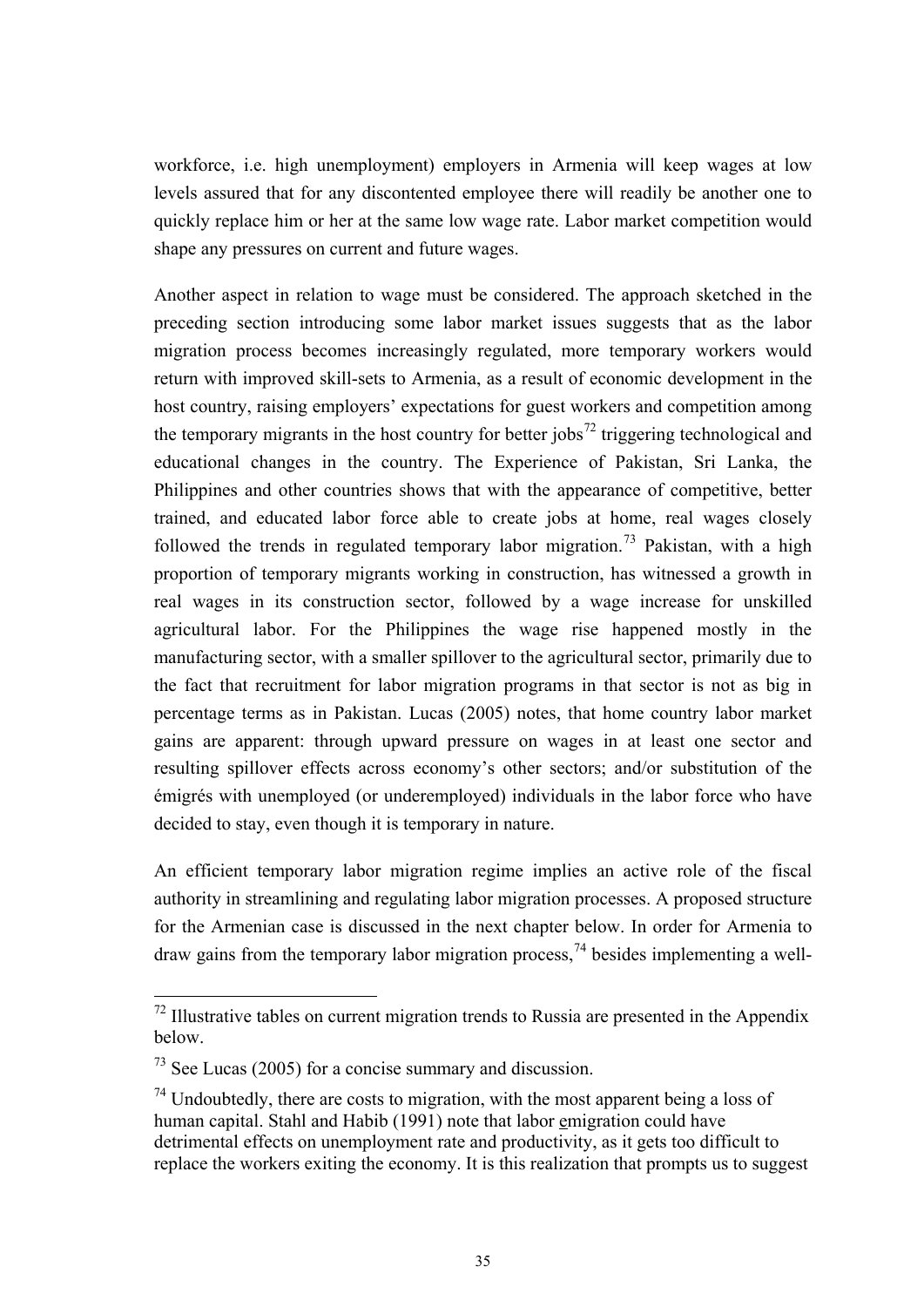workforce, i.e. high unemployment) employers in Armenia will keep wages at low levels assured that for any discontented employee there will readily be another one to quickly replace him or her at the same low wage rate. Labor market competition would shape any pressures on current and future wages.

Another aspect in relation to wage must be considered. The approach sketched in the preceding section introducing some labor market issues suggests that as the labor migration process becomes increasingly regulated, more temporary workers would return with improved skill-sets to Armenia, as a result of economic development in the host country, raising employers' expectations for guest workers and competition among the temporary migrants in the host country for better jobs[72] triggering technological and educational changes in the country. The Experience of Pakistan, Sri Lanka, the Philippines and other countries shows that with the appearance of competitive, better trained, and educated labor force able to create jobs at home, real wages closely followed the trends in regulated temporary labor migration.[73] Pakistan, with a high proportion of temporary migrants working in construction, has witnessed a growth in real wages in its construction sector, followed by a wage increase for unskilled agricultural labor. For the Philippines the wage rise happened mostly in the manufacturing sector, with a smaller spillover to the agricultural sector, primarily due to the fact that recruitment for labor migration programs in that sector is not as big in percentage terms as in Pakistan. Lucas (2005) notes, that home country labor market gains are apparent: through upward pressure on wages in at least one sector and resulting spillover effects across economy's other sectors; and/or substitution of the émigrés with unemployed (or underemployed) individuals in the labor force who have decided to stay, even though it is temporary in nature.

An efficient temporary labor migration regime implies an active role of the fiscal authority in streamlining and regulating labor migration processes. A proposed structure for the Armenian case is discussed in the next chapter below. In order for Armenia to draw gains from the temporary labor migration process,[74] besides implementing a well-

---

[72] Illustrative tables on current migration trends to Russia are presented in the Appendix below.

[73] See Lucas (2005) for a concise summary and discussion.

[74] Undoubtedly, there are costs to migration, with the most apparent being a loss of human capital. Stahl and Habib (1991) note that labor emigration could have detrimental effects on unemployment rate and productivity, as it gets too difficult to replace the workers exiting the economy. It is this realization that prompts us to suggest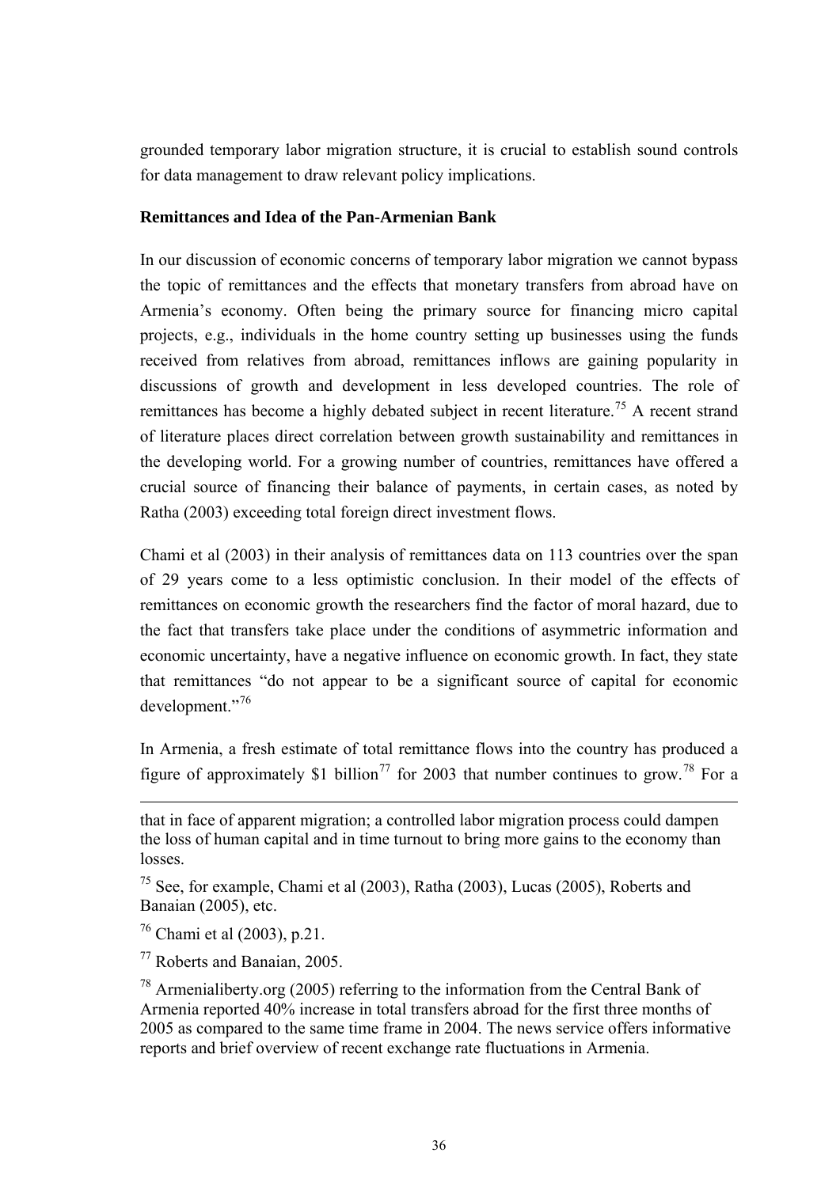grounded temporary labor migration structure, it is crucial to establish sound controls for data management to draw relevant policy implications.

**Remittances and Idea of the Pan-Armenian Bank**

In our discussion of economic concerns of temporary labor migration we cannot bypass the topic of remittances and the effects that monetary transfers from abroad have on Armenia's economy. Often being the primary source for financing micro capital projects, e.g., individuals in the home country setting up businesses using the funds received from relatives from abroad, remittances inflows are gaining popularity in discussions of growth and development in less developed countries. The role of remittances has become a highly debated subject in recent literature.[75] A recent strand of literature places direct correlation between growth sustainability and remittances in the developing world. For a growing number of countries, remittances have offered a crucial source of financing their balance of payments, in certain cases, as noted by Ratha (2003) exceeding total foreign direct investment flows.

Chami et al (2003) in their analysis of remittances data on 113 countries over the span of 29 years come to a less optimistic conclusion. In their model of the effects of remittances on economic growth the researchers find the factor of moral hazard, due to the fact that transfers take place under the conditions of asymmetric information and economic uncertainty, have a negative influence on economic growth. In fact, they state that remittances "do not appear to be a significant source of capital for economic development."[76]

In Armenia, a fresh estimate of total remittance flows into the country has produced a figure of approximately $1 billion[77] for 2003 that number continues to grow.[78] For a

---

that in face of apparent migration; a controlled labor migration process could dampen the loss of human capital and in time turnout to bring more gains to the economy than losses.

[75] See, for example, Chami et al (2003), Ratha (2003), Lucas (2005), Roberts and Banaian (2005), etc.

[76] Chami et al (2003), p.21.

[77] Roberts and Banaian, 2005.

[78] Armenialiberty.org (2005) referring to the information from the Central Bank of Armenia reported 40% increase in total transfers abroad for the first three months of 2005 as compared to the same time frame in 2004. The news service offers informative reports and brief overview of recent exchange rate fluctuations in Armenia.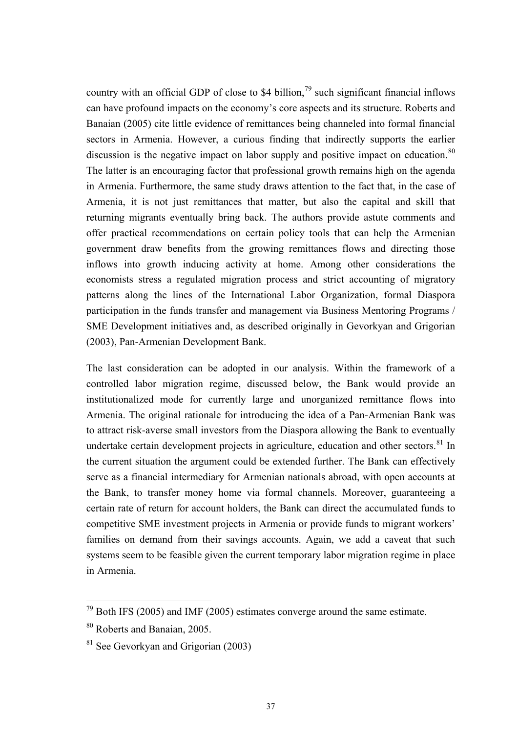country with an official GDP of close to \$4 billion,[79] such significant financial inflows can have profound impacts on the economy's core aspects and its structure. Roberts and Banaian (2005) cite little evidence of remittances being channeled into formal financial sectors in Armenia. However, a curious finding that indirectly supports the earlier discussion is the negative impact on labor supply and positive impact on education.[80] The latter is an encouraging factor that professional growth remains high on the agenda in Armenia. Furthermore, the same study draws attention to the fact that, in the case of Armenia, it is not just remittances that matter, but also the capital and skill that returning migrants eventually bring back. The authors provide astute comments and offer practical recommendations on certain policy tools that can help the Armenian government draw benefits from the growing remittances flows and directing those inflows into growth inducing activity at home. Among other considerations the economists stress a regulated migration process and strict accounting of migratory patterns along the lines of the International Labor Organization, formal Diaspora participation in the funds transfer and management via Business Mentoring Programs / SME Development initiatives and, as described originally in Gevorkyan and Grigorian (2003), Pan-Armenian Development Bank.

The last consideration can be adopted in our analysis. Within the framework of a controlled labor migration regime, discussed below, the Bank would provide an institutionalized mode for currently large and unorganized remittance flows into Armenia. The original rationale for introducing the idea of a Pan-Armenian Bank was to attract risk-averse small investors from the Diaspora allowing the Bank to eventually undertake certain development projects in agriculture, education and other sectors.[81] In the current situation the argument could be extended further. The Bank can effectively serve as a financial intermediary for Armenian nationals abroad, with open accounts at the Bank, to transfer money home via formal channels. Moreover, guaranteeing a certain rate of return for account holders, the Bank can direct the accumulated funds to competitive SME investment projects in Armenia or provide funds to migrant workers' families on demand from their savings accounts. Again, we add a caveat that such systems seem to be feasible given the current temporary labor migration regime in place in Armenia.

[79] Both IFS (2005) and IMF (2005) estimates converge around the same estimate.

[80] Roberts and Banaian, 2005.

[81] See Gevorkyan and Grigorian (2003)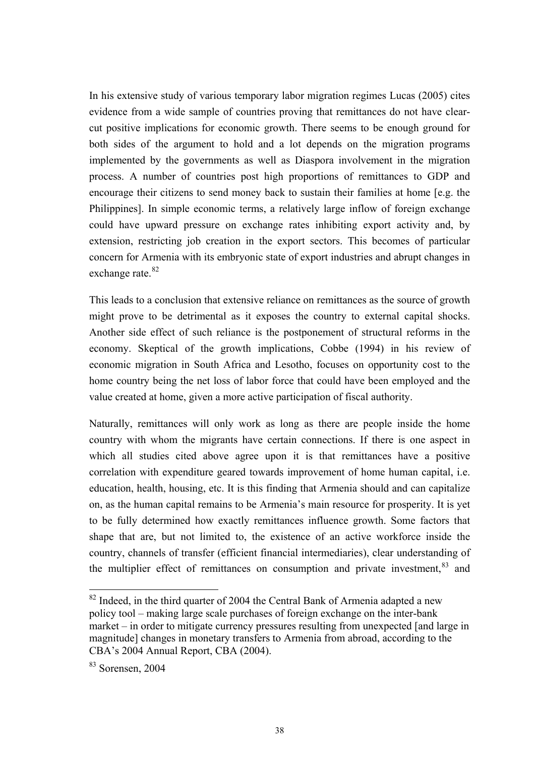In his extensive study of various temporary labor migration regimes Lucas (2005) cites evidence from a wide sample of countries proving that remittances do not have clear-cut positive implications for economic growth. There seems to be enough ground for both sides of the argument to hold and a lot depends on the migration programs implemented by the governments as well as Diaspora involvement in the migration process. A number of countries post high proportions of remittances to GDP and encourage their citizens to send money back to sustain their families at home [e.g. the Philippines]. In simple economic terms, a relatively large inflow of foreign exchange could have upward pressure on exchange rates inhibiting export activity and, by extension, restricting job creation in the export sectors. This becomes of particular concern for Armenia with its embryonic state of export industries and abrupt changes in exchange rate.[82]

This leads to a conclusion that extensive reliance on remittances as the source of growth might prove to be detrimental as it exposes the country to external capital shocks. Another side effect of such reliance is the postponement of structural reforms in the economy. Skeptical of the growth implications, Cobbe (1994) in his review of economic migration in South Africa and Lesotho, focuses on opportunity cost to the home country being the net loss of labor force that could have been employed and the value created at home, given a more active participation of fiscal authority.

Naturally, remittances will only work as long as there are people inside the home country with whom the migrants have certain connections. If there is one aspect in which all studies cited above agree upon it is that remittances have a positive correlation with expenditure geared towards improvement of home human capital, i.e. education, health, housing, etc. It is this finding that Armenia should and can capitalize on, as the human capital remains to be Armenia's main resource for prosperity. It is yet to be fully determined how exactly remittances influence growth. Some factors that shape that are, but not limited to, the existence of an active workforce inside the country, channels of transfer (efficient financial intermediaries), clear understanding of the multiplier effect of remittances on consumption and private investment,[83] and

---

[82] Indeed, in the third quarter of 2004 the Central Bank of Armenia adapted a new policy tool – making large scale purchases of foreign exchange on the inter-bank market – in order to mitigate currency pressures resulting from unexpected [and large in magnitude] changes in monetary transfers to Armenia from abroad, according to the CBA's 2004 Annual Report, CBA (2004).

[83] Sorensen, 2004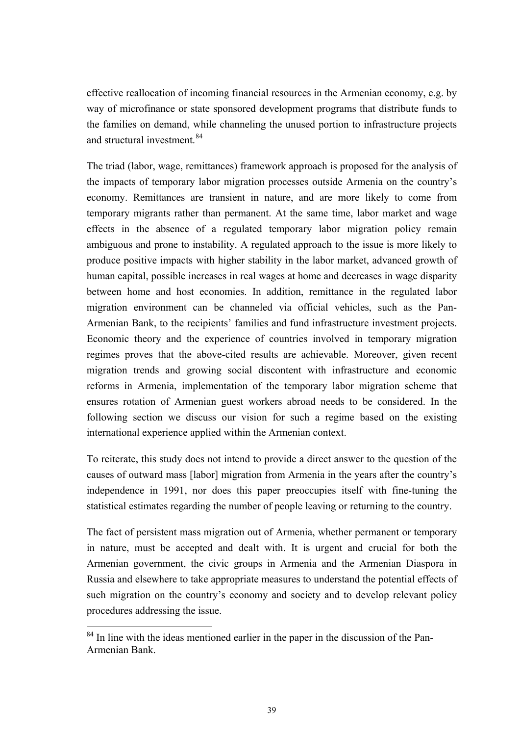effective reallocation of incoming financial resources in the Armenian economy, e.g. by way of microfinance or state sponsored development programs that distribute funds to the families on demand, while channeling the unused portion to infrastructure projects and structural investment.[84]

The triad (labor, wage, remittances) framework approach is proposed for the analysis of the impacts of temporary labor migration processes outside Armenia on the country's economy. Remittances are transient in nature, and are more likely to come from temporary migrants rather than permanent. At the same time, labor market and wage effects in the absence of a regulated temporary labor migration policy remain ambiguous and prone to instability. A regulated approach to the issue is more likely to produce positive impacts with higher stability in the labor market, advanced growth of human capital, possible increases in real wages at home and decreases in wage disparity between home and host economies. In addition, remittance in the regulated labor migration environment can be channeled via official vehicles, such as the Pan-Armenian Bank, to the recipients' families and fund infrastructure investment projects. Economic theory and the experience of countries involved in temporary migration regimes proves that the above-cited results are achievable. Moreover, given recent migration trends and growing social discontent with infrastructure and economic reforms in Armenia, implementation of the temporary labor migration scheme that ensures rotation of Armenian guest workers abroad needs to be considered. In the following section we discuss our vision for such a regime based on the existing international experience applied within the Armenian context.

To reiterate, this study does not intend to provide a direct answer to the question of the causes of outward mass [labor] migration from Armenia in the years after the country's independence in 1991, nor does this paper preoccupies itself with fine-tuning the statistical estimates regarding the number of people leaving or returning to the country.

The fact of persistent mass migration out of Armenia, whether permanent or temporary in nature, must be accepted and dealt with. It is urgent and crucial for both the Armenian government, the civic groups in Armenia and the Armenian Diaspora in Russia and elsewhere to take appropriate measures to understand the potential effects of such migration on the country's economy and society and to develop relevant policy procedures addressing the issue.

---

[84] In line with the ideas mentioned earlier in the paper in the discussion of the Pan-Armenian Bank.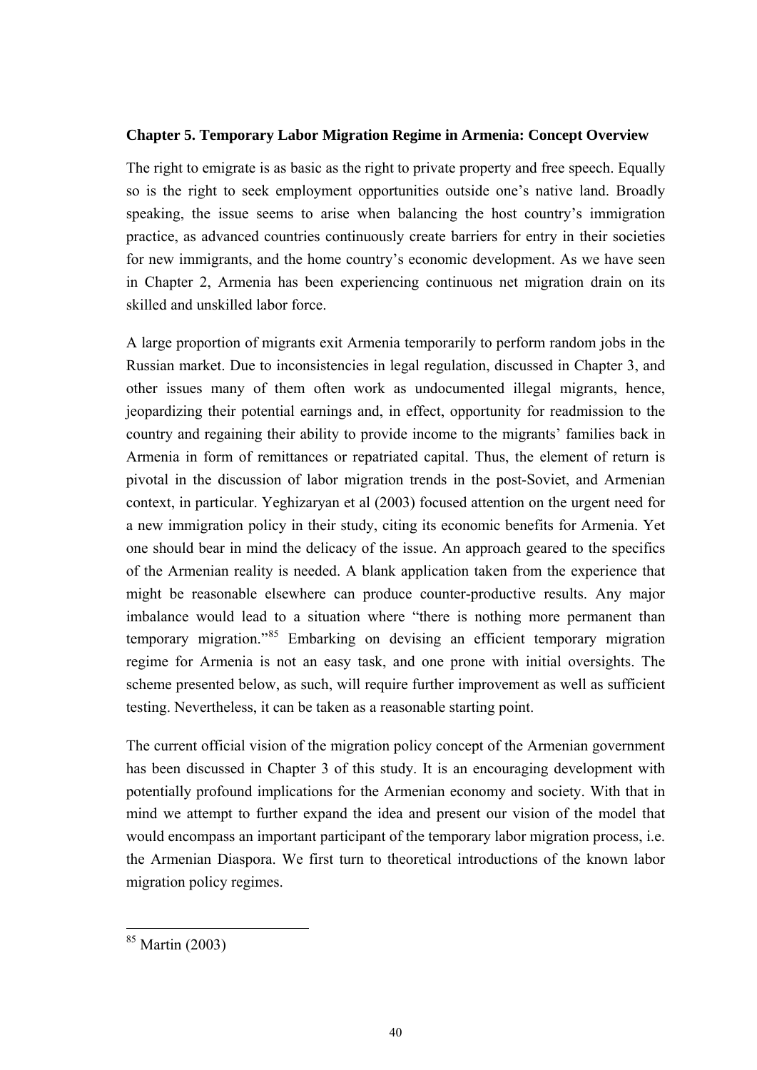## Chapter 5. Temporary Labor Migration Regime in Armenia: Concept Overview

The right to emigrate is as basic as the right to private property and free speech. Equally so is the right to seek employment opportunities outside one's native land. Broadly speaking, the issue seems to arise when balancing the host country's immigration practice, as advanced countries continuously create barriers for entry in their societies for new immigrants, and the home country's economic development. As we have seen in Chapter 2, Armenia has been experiencing continuous net migration drain on its skilled and unskilled labor force.

A large proportion of migrants exit Armenia temporarily to perform random jobs in the Russian market. Due to inconsistencies in legal regulation, discussed in Chapter 3, and other issues many of them often work as undocumented illegal migrants, hence, jeopardizing their potential earnings and, in effect, opportunity for readmission to the country and regaining their ability to provide income to the migrants' families back in Armenia in form of remittances or repatriated capital. Thus, the element of return is pivotal in the discussion of labor migration trends in the post-Soviet, and Armenian context, in particular. Yeghizaryan et al (2003) focused attention on the urgent need for a new immigration policy in their study, citing its economic benefits for Armenia. Yet one should bear in mind the delicacy of the issue. An approach geared to the specifics of the Armenian reality is needed. A blank application taken from the experience that might be reasonable elsewhere can produce counter-productive results. Any major imbalance would lead to a situation where "there is nothing more permanent than temporary migration."[85] Embarking on devising an efficient temporary migration regime for Armenia is not an easy task, and one prone with initial oversights. The scheme presented below, as such, will require further improvement as well as sufficient testing. Nevertheless, it can be taken as a reasonable starting point.

The current official vision of the migration policy concept of the Armenian government has been discussed in Chapter 3 of this study. It is an encouraging development with potentially profound implications for the Armenian economy and society. With that in mind we attempt to further expand the idea and present our vision of the model that would encompass an important participant of the temporary labor migration process, i.e. the Armenian Diaspora. We first turn to theoretical introductions of the known labor migration policy regimes.

[85] Martin (2003)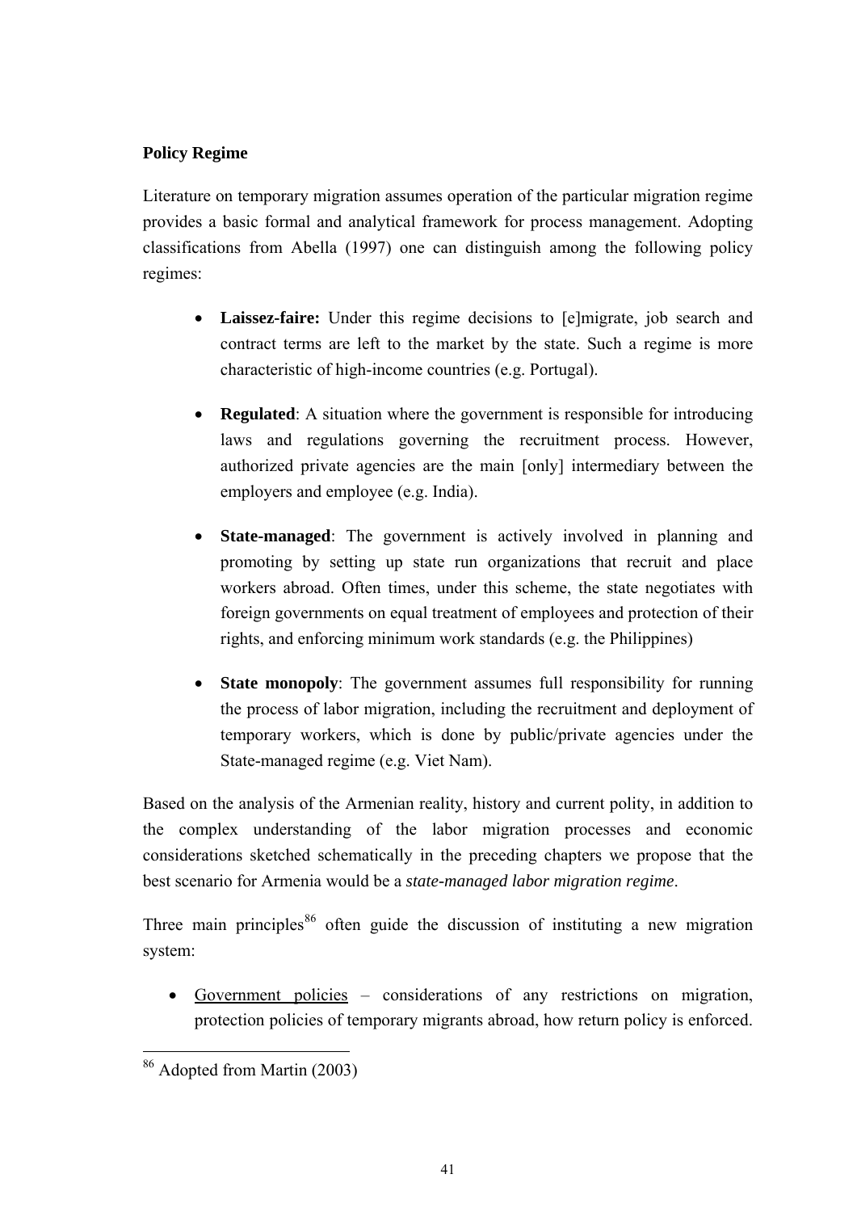**Policy Regime**

Literature on temporary migration assumes operation of the particular migration regime provides a basic formal and analytical framework for process management. Adopting classifications from Abella (1997) one can distinguish among the following policy regimes:

- **Laissez-faire:** Under this regime decisions to [e]migrate, job search and contract terms are left to the market by the state. Such a regime is more characteristic of high-income countries (e.g. Portugal).
- **Regulated**: A situation where the government is responsible for introducing laws and regulations governing the recruitment process. However, authorized private agencies are the main [only] intermediary between the employers and employee (e.g. India).
- **State-managed**: The government is actively involved in planning and promoting by setting up state run organizations that recruit and place workers abroad. Often times, under this scheme, the state negotiates with foreign governments on equal treatment of employees and protection of their rights, and enforcing minimum work standards (e.g. the Philippines)
- **State monopoly**: The government assumes full responsibility for running the process of labor migration, including the recruitment and deployment of temporary workers, which is done by public/private agencies under the State-managed regime (e.g. Viet Nam).

Based on the analysis of the Armenian reality, history and current polity, in addition to the complex understanding of the labor migration processes and economic considerations sketched schematically in the preceding chapters we propose that the best scenario for Armenia would be a *state-managed labor migration regime*.

Three main principles[86] often guide the discussion of instituting a new migration system:

- Government policies – considerations of any restrictions on migration, protection policies of temporary migrants abroad, how return policy is enforced.

[86] Adopted from Martin (2003)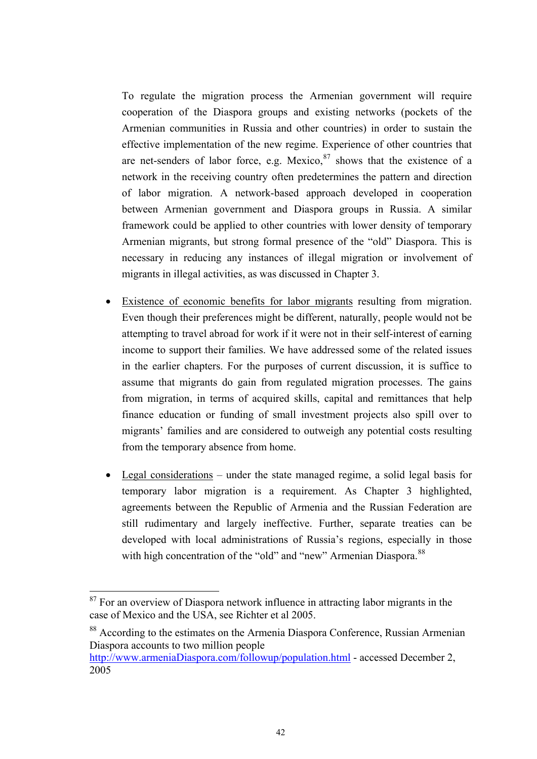To regulate the migration process the Armenian government will require cooperation of the Diaspora groups and existing networks (pockets of the Armenian communities in Russia and other countries) in order to sustain the effective implementation of the new regime. Experience of other countries that are net-senders of labor force, e.g. Mexico,[87] shows that the existence of a network in the receiving country often predetermines the pattern and direction of labor migration. A network-based approach developed in cooperation between Armenian government and Diaspora groups in Russia. A similar framework could be applied to other countries with lower density of temporary Armenian migrants, but strong formal presence of the "old" Diaspora. This is necessary in reducing any instances of illegal migration or involvement of migrants in illegal activities, as was discussed in Chapter 3.

- <u>Existence of economic benefits for labor migrants</u> resulting from migration. Even though their preferences might be different, naturally, people would not be attempting to travel abroad for work if it were not in their self-interest of earning income to support their families. We have addressed some of the related issues in the earlier chapters. For the purposes of current discussion, it is suffice to assume that migrants do gain from regulated migration processes. The gains from migration, in terms of acquired skills, capital and remittances that help finance education or funding of small investment projects also spill over to migrants' families and are considered to outweigh any potential costs resulting from the temporary absence from home.

- <u>Legal considerations</u> – under the state managed regime, a solid legal basis for temporary labor migration is a requirement. As Chapter 3 highlighted, agreements between the Republic of Armenia and the Russian Federation are still rudimentary and largely ineffective. Further, separate treaties can be developed with local administrations of Russia's regions, especially in those with high concentration of the "old" and "new" Armenian Diaspora.[88]

---

[87] For an overview of Diaspora network influence in attracting labor migrants in the case of Mexico and the USA, see Richter et al 2005.

[88] According to the estimates on the Armenia Diaspora Conference, Russian Armenian Diaspora accounts to two million people http://www.armeniaDiaspora.com/followup/population.html - accessed December 2, 2005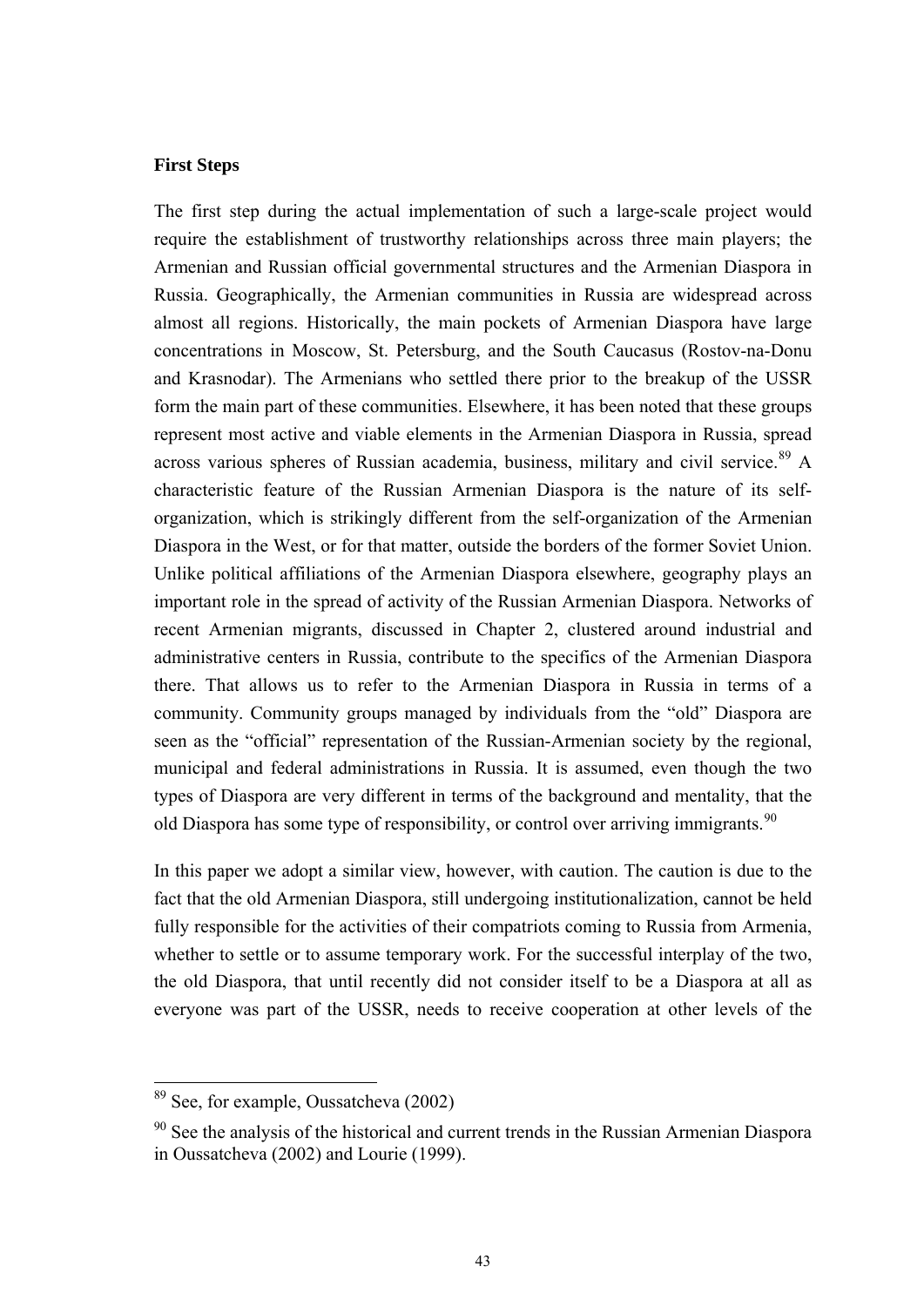### First Steps

The first step during the actual implementation of such a large-scale project would require the establishment of trustworthy relationships across three main players; the Armenian and Russian official governmental structures and the Armenian Diaspora in Russia. Geographically, the Armenian communities in Russia are widespread across almost all regions. Historically, the main pockets of Armenian Diaspora have large concentrations in Moscow, St. Petersburg, and the South Caucasus (Rostov-na-Donu and Krasnodar). The Armenians who settled there prior to the breakup of the USSR form the main part of these communities. Elsewhere, it has been noted that these groups represent most active and viable elements in the Armenian Diaspora in Russia, spread across various spheres of Russian academia, business, military and civil service.[89] A characteristic feature of the Russian Armenian Diaspora is the nature of its self-organization, which is strikingly different from the self-organization of the Armenian Diaspora in the West, or for that matter, outside the borders of the former Soviet Union. Unlike political affiliations of the Armenian Diaspora elsewhere, geography plays an important role in the spread of activity of the Russian Armenian Diaspora. Networks of recent Armenian migrants, discussed in Chapter 2, clustered around industrial and administrative centers in Russia, contribute to the specifics of the Armenian Diaspora there. That allows us to refer to the Armenian Diaspora in Russia in terms of a community. Community groups managed by individuals from the "old" Diaspora are seen as the "official" representation of the Russian-Armenian society by the regional, municipal and federal administrations in Russia. It is assumed, even though the two types of Diaspora are very different in terms of the background and mentality, that the old Diaspora has some type of responsibility, or control over arriving immigrants.[90]

In this paper we adopt a similar view, however, with caution. The caution is due to the fact that the old Armenian Diaspora, still undergoing institutionalization, cannot be held fully responsible for the activities of their compatriots coming to Russia from Armenia, whether to settle or to assume temporary work. For the successful interplay of the two, the old Diaspora, that until recently did not consider itself to be a Diaspora at all as everyone was part of the USSR, needs to receive cooperation at other levels of the

---

[89] See, for example, Oussatcheva (2002)

[90] See the analysis of the historical and current trends in the Russian Armenian Diaspora in Oussatcheva (2002) and Lourie (1999).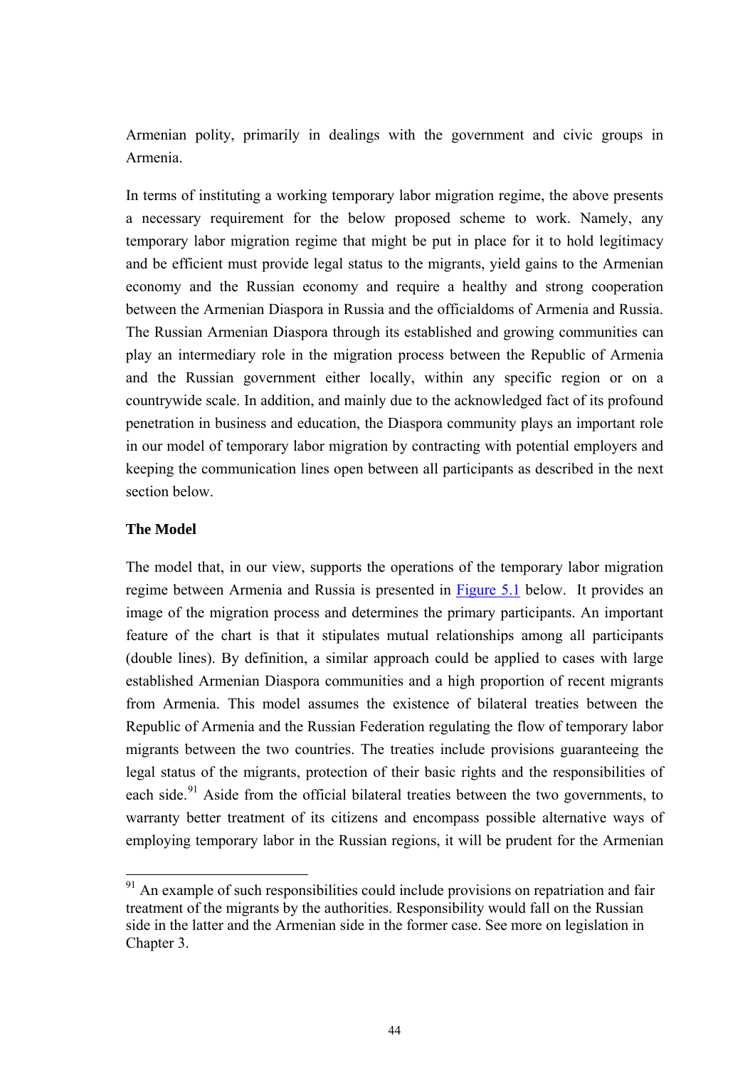Armenian polity, primarily in dealings with the government and civic groups in Armenia.

In terms of instituting a working temporary labor migration regime, the above presents a necessary requirement for the below proposed scheme to work. Namely, any temporary labor migration regime that might be put in place for it to hold legitimacy and be efficient must provide legal status to the migrants, yield gains to the Armenian economy and the Russian economy and require a healthy and strong cooperation between the Armenian Diaspora in Russia and the officialdoms of Armenia and Russia. The Russian Armenian Diaspora through its established and growing communities can play an intermediary role in the migration process between the Republic of Armenia and the Russian government either locally, within any specific region or on a countrywide scale. In addition, and mainly due to the acknowledged fact of its profound penetration in business and education, the Diaspora community plays an important role in our model of temporary labor migration by contracting with potential employers and keeping the communication lines open between all participants as described in the next section below.

**The Model**

The model that, in our view, supports the operations of the temporary labor migration regime between Armenia and Russia is presented in Figure 5.1 below. It provides an image of the migration process and determines the primary participants. An important feature of the chart is that it stipulates mutual relationships among all participants (double lines). By definition, a similar approach could be applied to cases with large established Armenian Diaspora communities and a high proportion of recent migrants from Armenia. This model assumes the existence of bilateral treaties between the Republic of Armenia and the Russian Federation regulating the flow of temporary labor migrants between the two countries. The treaties include provisions guaranteeing the legal status of the migrants, protection of their basic rights and the responsibilities of each side.[91] Aside from the official bilateral treaties between the two governments, to warranty better treatment of its citizens and encompass possible alternative ways of employing temporary labor in the Russian regions, it will be prudent for the Armenian

[91] An example of such responsibilities could include provisions on repatriation and fair treatment of the migrants by the authorities. Responsibility would fall on the Russian side in the latter and the Armenian side in the former case. See more on legislation in Chapter 3.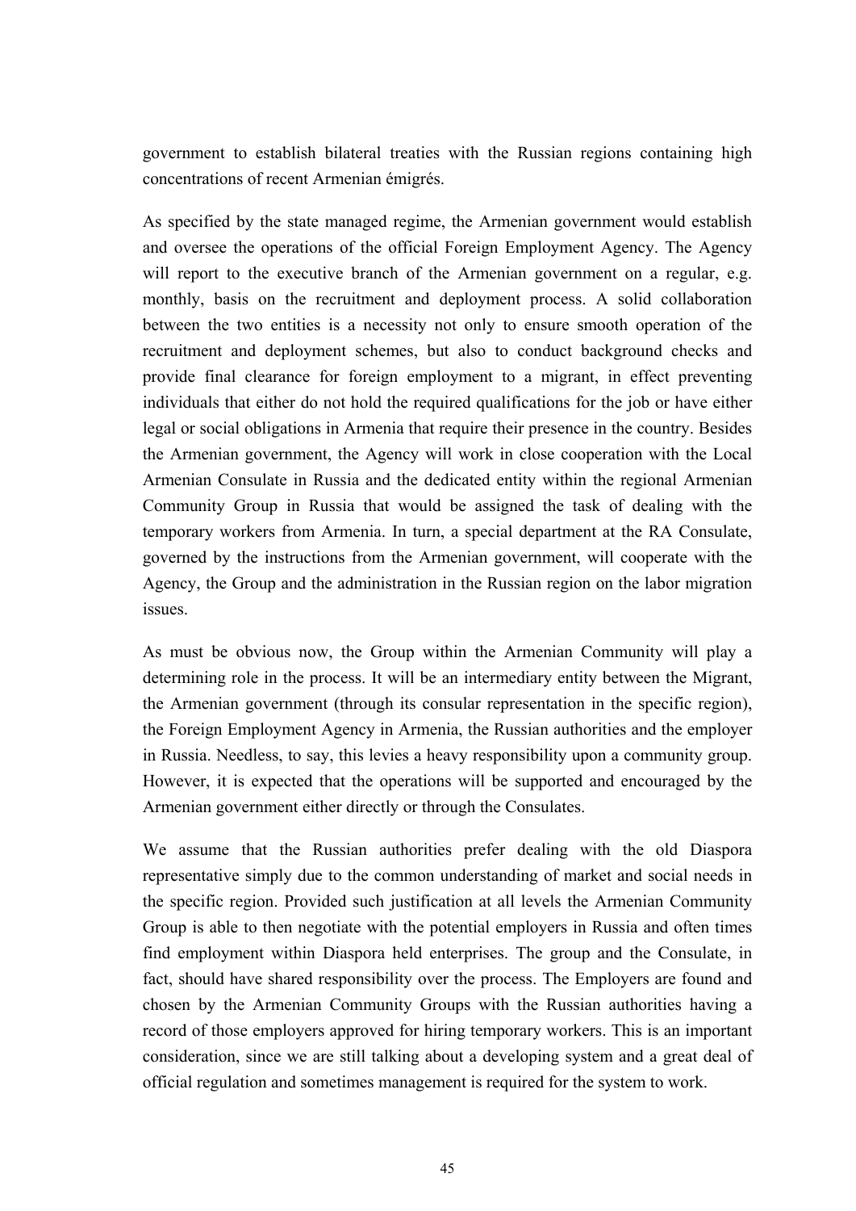government to establish bilateral treaties with the Russian regions containing high concentrations of recent Armenian émigrés.

As specified by the state managed regime, the Armenian government would establish and oversee the operations of the official Foreign Employment Agency. The Agency will report to the executive branch of the Armenian government on a regular, e.g. monthly, basis on the recruitment and deployment process. A solid collaboration between the two entities is a necessity not only to ensure smooth operation of the recruitment and deployment schemes, but also to conduct background checks and provide final clearance for foreign employment to a migrant, in effect preventing individuals that either do not hold the required qualifications for the job or have either legal or social obligations in Armenia that require their presence in the country. Besides the Armenian government, the Agency will work in close cooperation with the Local Armenian Consulate in Russia and the dedicated entity within the regional Armenian Community Group in Russia that would be assigned the task of dealing with the temporary workers from Armenia. In turn, a special department at the RA Consulate, governed by the instructions from the Armenian government, will cooperate with the Agency, the Group and the administration in the Russian region on the labor migration issues.

As must be obvious now, the Group within the Armenian Community will play a determining role in the process. It will be an intermediary entity between the Migrant, the Armenian government (through its consular representation in the specific region), the Foreign Employment Agency in Armenia, the Russian authorities and the employer in Russia. Needless, to say, this levies a heavy responsibility upon a community group. However, it is expected that the operations will be supported and encouraged by the Armenian government either directly or through the Consulates.

We assume that the Russian authorities prefer dealing with the old Diaspora representative simply due to the common understanding of market and social needs in the specific region. Provided such justification at all levels the Armenian Community Group is able to then negotiate with the potential employers in Russia and often times find employment within Diaspora held enterprises. The group and the Consulate, in fact, should have shared responsibility over the process. The Employers are found and chosen by the Armenian Community Groups with the Russian authorities having a record of those employers approved for hiring temporary workers. This is an important consideration, since we are still talking about a developing system and a great deal of official regulation and sometimes management is required for the system to work.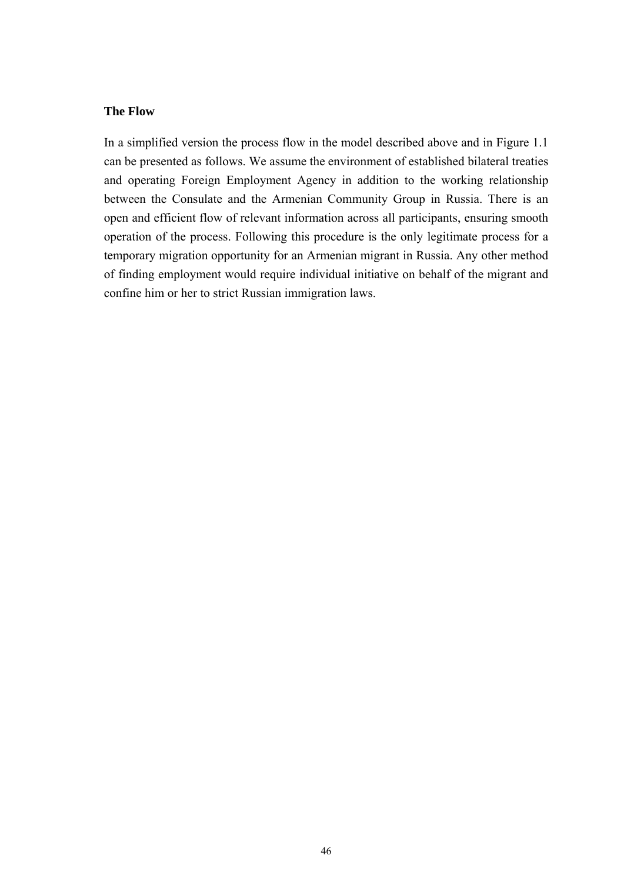### The Flow

In a simplified version the process flow in the model described above and in Figure 1.1 can be presented as follows. We assume the environment of established bilateral treaties and operating Foreign Employment Agency in addition to the working relationship between the Consulate and the Armenian Community Group in Russia. There is an open and efficient flow of relevant information across all participants, ensuring smooth operation of the process. Following this procedure is the only legitimate process for a temporary migration opportunity for an Armenian migrant in Russia. Any other method of finding employment would require individual initiative on behalf of the migrant and confine him or her to strict Russian immigration laws.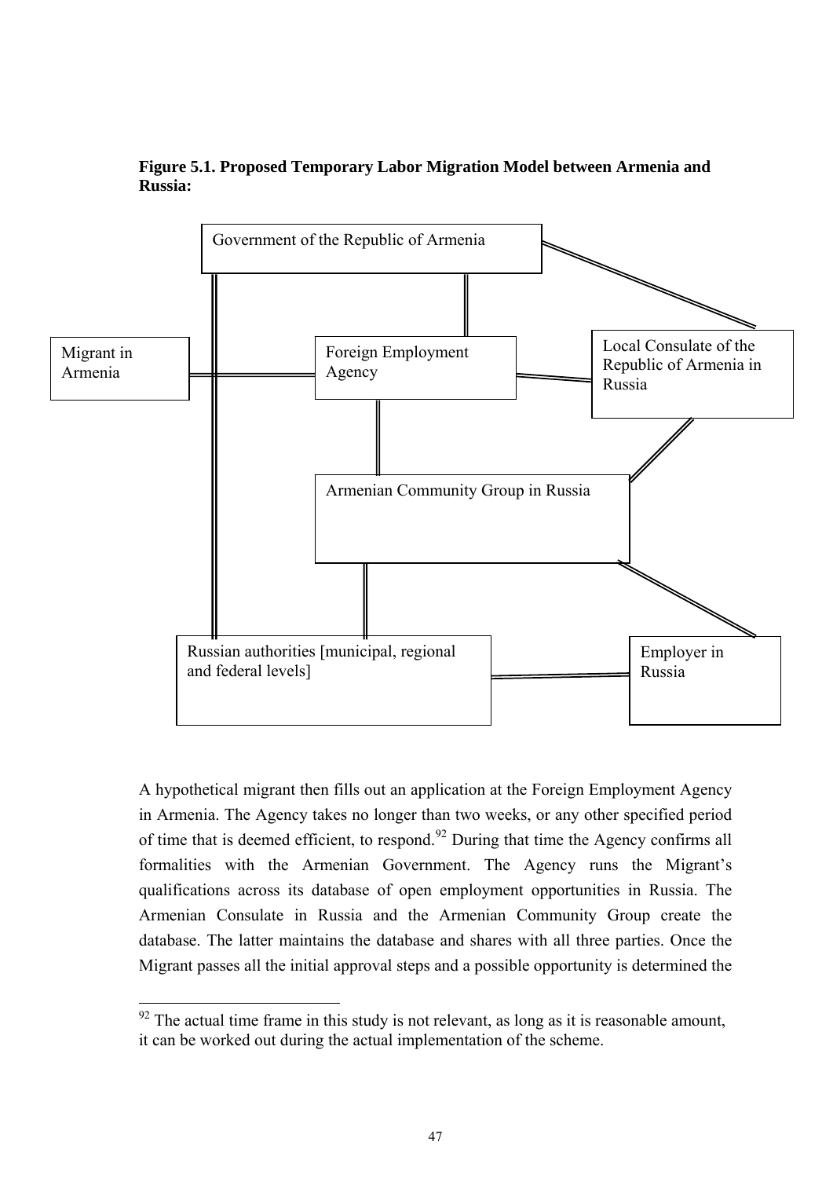**Figure 5.1. Proposed Temporary Labor Migration Model between Armenia and Russia:**

Government of the Republic of Armenia

Migrant in Armenia

Foreign Employment Agency

Local Consulate of the Republic of Armenia in Russia

Armenian Community Group in Russia

Russian authorities [municipal, regional and federal levels]

Employer in Russia

A hypothetical migrant then fills out an application at the Foreign Employment Agency in Armenia. The Agency takes no longer than two weeks, or any other specified period of time that is deemed efficient, to respond.[92] During that time the Agency confirms all formalities with the Armenian Government. The Agency runs the Migrant's qualifications across its database of open employment opportunities in Russia. The Armenian Consulate in Russia and the Armenian Community Group create the database. The latter maintains the database and shares with all three parties. Once the Migrant passes all the initial approval steps and a possible opportunity is determined the

[92] The actual time frame in this study is not relevant, as long as it is reasonable amount, it can be worked out during the actual implementation of the scheme.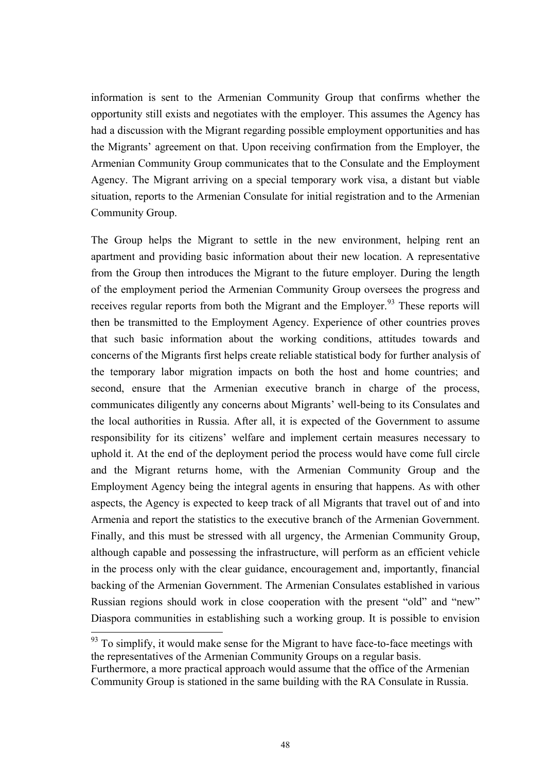information is sent to the Armenian Community Group that confirms whether the opportunity still exists and negotiates with the employer. This assumes the Agency has had a discussion with the Migrant regarding possible employment opportunities and has the Migrants' agreement on that. Upon receiving confirmation from the Employer, the Armenian Community Group communicates that to the Consulate and the Employment Agency. The Migrant arriving on a special temporary work visa, a distant but viable situation, reports to the Armenian Consulate for initial registration and to the Armenian Community Group.

The Group helps the Migrant to settle in the new environment, helping rent an apartment and providing basic information about their new location. A representative from the Group then introduces the Migrant to the future employer. During the length of the employment period the Armenian Community Group oversees the progress and receives regular reports from both the Migrant and the Employer.[93] These reports will then be transmitted to the Employment Agency. Experience of other countries proves that such basic information about the working conditions, attitudes towards and concerns of the Migrants first helps create reliable statistical body for further analysis of the temporary labor migration impacts on both the host and home countries; and second, ensure that the Armenian executive branch in charge of the process, communicates diligently any concerns about Migrants' well-being to its Consulates and the local authorities in Russia. After all, it is expected of the Government to assume responsibility for its citizens' welfare and implement certain measures necessary to uphold it. At the end of the deployment period the process would have come full circle and the Migrant returns home, with the Armenian Community Group and the Employment Agency being the integral agents in ensuring that happens. As with other aspects, the Agency is expected to keep track of all Migrants that travel out of and into Armenia and report the statistics to the executive branch of the Armenian Government. Finally, and this must be stressed with all urgency, the Armenian Community Group, although capable and possessing the infrastructure, will perform as an efficient vehicle in the process only with the clear guidance, encouragement and, importantly, financial backing of the Armenian Government. The Armenian Consulates established in various Russian regions should work in close cooperation with the present "old" and "new" Diaspora communities in establishing such a working group. It is possible to envision

[93] To simplify, it would make sense for the Migrant to have face-to-face meetings with the representatives of the Armenian Community Groups on a regular basis. Furthermore, a more practical approach would assume that the office of the Armenian Community Group is stationed in the same building with the RA Consulate in Russia.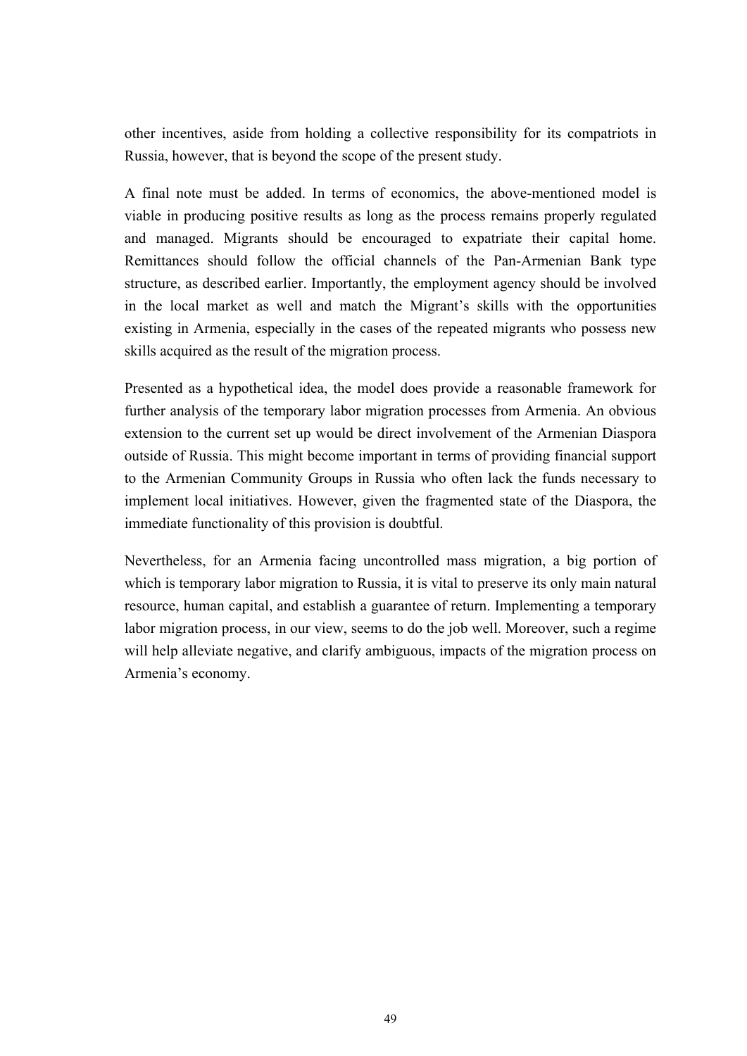other incentives, aside from holding a collective responsibility for its compatriots in Russia, however, that is beyond the scope of the present study.

A final note must be added. In terms of economics, the above-mentioned model is viable in producing positive results as long as the process remains properly regulated and managed. Migrants should be encouraged to expatriate their capital home. Remittances should follow the official channels of the Pan-Armenian Bank type structure, as described earlier. Importantly, the employment agency should be involved in the local market as well and match the Migrant's skills with the opportunities existing in Armenia, especially in the cases of the repeated migrants who possess new skills acquired as the result of the migration process.

Presented as a hypothetical idea, the model does provide a reasonable framework for further analysis of the temporary labor migration processes from Armenia. An obvious extension to the current set up would be direct involvement of the Armenian Diaspora outside of Russia. This might become important in terms of providing financial support to the Armenian Community Groups in Russia who often lack the funds necessary to implement local initiatives. However, given the fragmented state of the Diaspora, the immediate functionality of this provision is doubtful.

Nevertheless, for an Armenia facing uncontrolled mass migration, a big portion of which is temporary labor migration to Russia, it is vital to preserve its only main natural resource, human capital, and establish a guarantee of return. Implementing a temporary labor migration process, in our view, seems to do the job well. Moreover, such a regime will help alleviate negative, and clarify ambiguous, impacts of the migration process on Armenia's economy.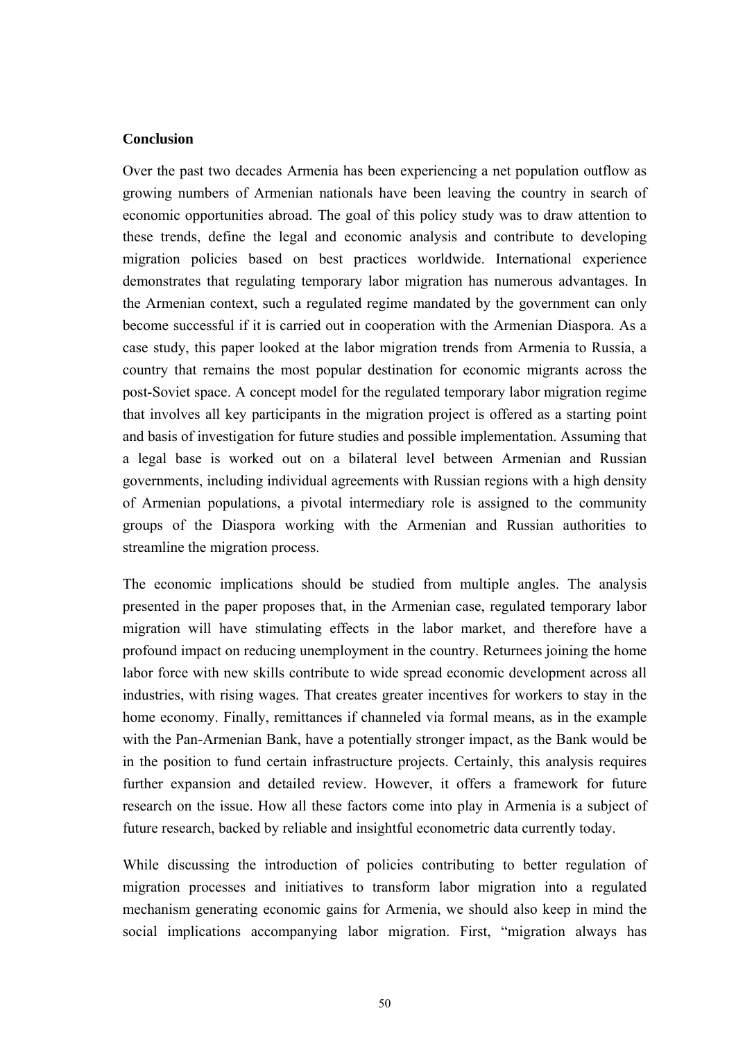**Conclusion**

Over the past two decades Armenia has been experiencing a net population outflow as growing numbers of Armenian nationals have been leaving the country in search of economic opportunities abroad. The goal of this policy study was to draw attention to these trends, define the legal and economic analysis and contribute to developing migration policies based on best practices worldwide. International experience demonstrates that regulating temporary labor migration has numerous advantages. In the Armenian context, such a regulated regime mandated by the government can only become successful if it is carried out in cooperation with the Armenian Diaspora. As a case study, this paper looked at the labor migration trends from Armenia to Russia, a country that remains the most popular destination for economic migrants across the post-Soviet space. A concept model for the regulated temporary labor migration regime that involves all key participants in the migration project is offered as a starting point and basis of investigation for future studies and possible implementation. Assuming that a legal base is worked out on a bilateral level between Armenian and Russian governments, including individual agreements with Russian regions with a high density of Armenian populations, a pivotal intermediary role is assigned to the community groups of the Diaspora working with the Armenian and Russian authorities to streamline the migration process.

The economic implications should be studied from multiple angles. The analysis presented in the paper proposes that, in the Armenian case, regulated temporary labor migration will have stimulating effects in the labor market, and therefore have a profound impact on reducing unemployment in the country. Returnees joining the home labor force with new skills contribute to wide spread economic development across all industries, with rising wages. That creates greater incentives for workers to stay in the home economy. Finally, remittances if channeled via formal means, as in the example with the Pan-Armenian Bank, have a potentially stronger impact, as the Bank would be in the position to fund certain infrastructure projects. Certainly, this analysis requires further expansion and detailed review. However, it offers a framework for future research on the issue. How all these factors come into play in Armenia is a subject of future research, backed by reliable and insightful econometric data currently today.

While discussing the introduction of policies contributing to better regulation of migration processes and initiatives to transform labor migration into a regulated mechanism generating economic gains for Armenia, we should also keep in mind the social implications accompanying labor migration. First, "migration always has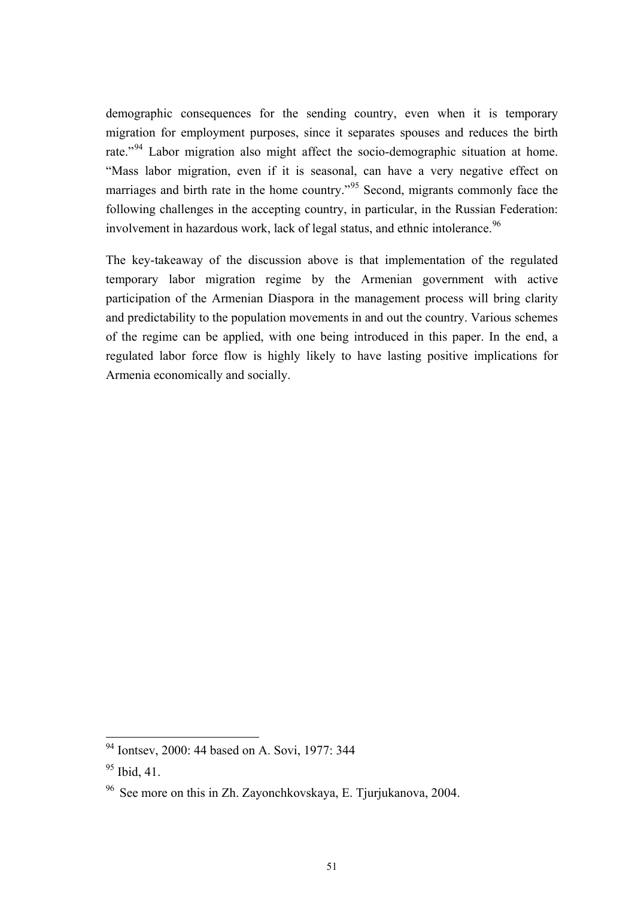demographic consequences for the sending country, even when it is temporary migration for employment purposes, since it separates spouses and reduces the birth rate."[94] Labor migration also might affect the socio-demographic situation at home. "Mass labor migration, even if it is seasonal, can have a very negative effect on marriages and birth rate in the home country."[95] Second, migrants commonly face the following challenges in the accepting country, in particular, in the Russian Federation: involvement in hazardous work, lack of legal status, and ethnic intolerance.[96]

The key-takeaway of the discussion above is that implementation of the regulated temporary labor migration regime by the Armenian government with active participation of the Armenian Diaspora in the management process will bring clarity and predictability to the population movements in and out the country. Various schemes of the regime can be applied, with one being introduced in this paper. In the end, a regulated labor force flow is highly likely to have lasting positive implications for Armenia economically and socially.

---

[94] Iontsev, 2000: 44 based on A. Sovi, 1977: 344

[95] Ibid, 41.

[96] See more on this in Zh. Zayonchkovskaya, E. Tjurjukanova, 2004.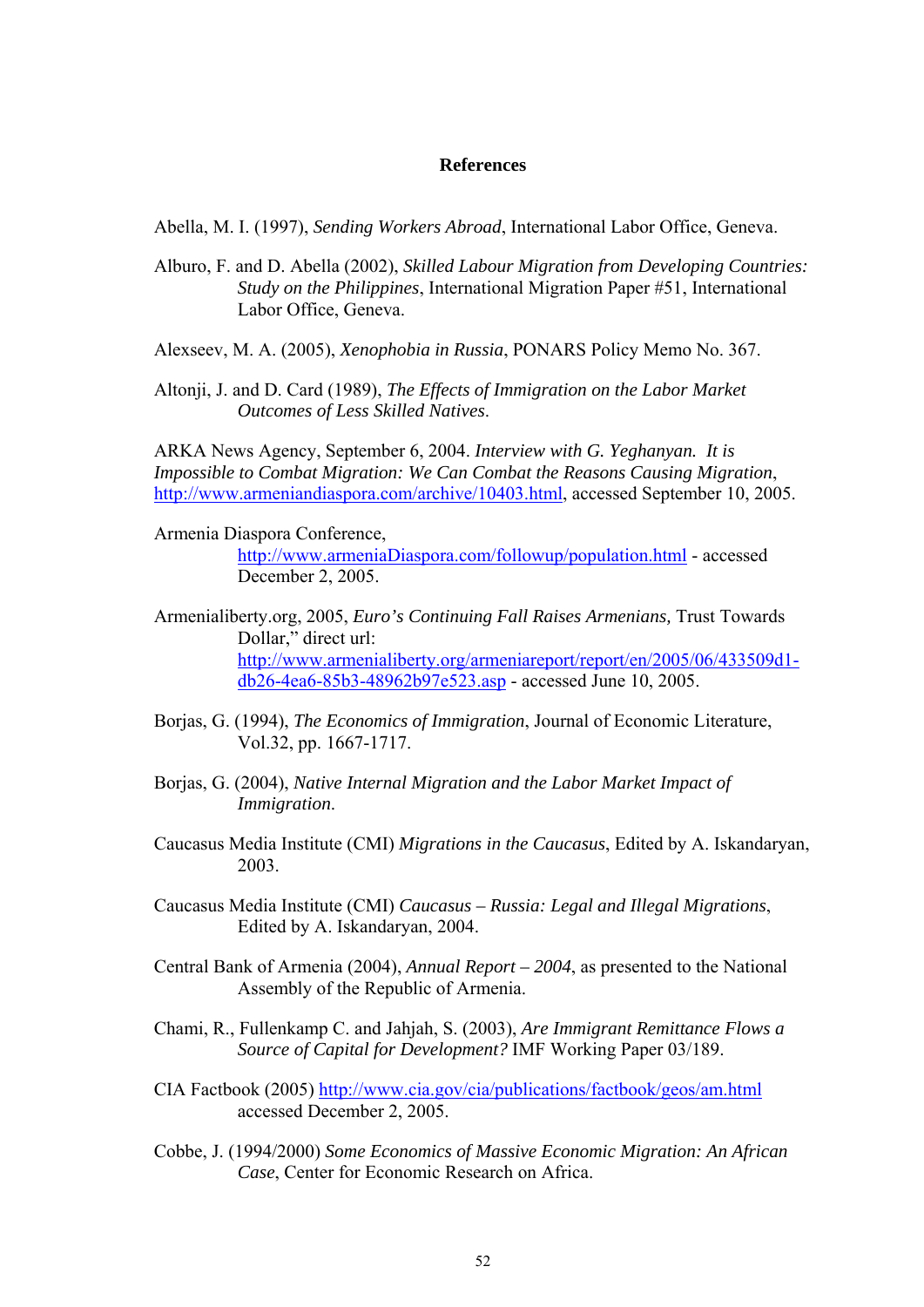# References

Abella, M. I. (1997), *Sending Workers Abroad*, International Labor Office, Geneva.

Alburo, F. and D. Abella (2002), *Skilled Labour Migration from Developing Countries: Study on the Philippines*, International Migration Paper #51, International Labor Office, Geneva.

Alexseev, M. A. (2005), *Xenophobia in Russia*, PONARS Policy Memo No. 367.

Altonji, J. and D. Card (1989), *The Effects of Immigration on the Labor Market Outcomes of Less Skilled Natives*.

ARKA News Agency, September 6, 2004. *Interview with G. Yeghanyan. It is Impossible to Combat Migration: We Can Combat the Reasons Causing Migration*, http://www.armeniandiaspora.com/archive/10403.html, accessed September 10, 2005.

Armenia Diaspora Conference, http://www.armeniaDiaspora.com/followup/population.html - accessed December 2, 2005.

Armenialiberty.org, 2005, *Euro's Continuing Fall Raises Armenians,* Trust Towards Dollar," direct url: http://www.armenialiberty.org/armeniareport/report/en/2005/06/433509d1-db26-4ea6-85b3-48962b97e523.asp - accessed June 10, 2005.

Borjas, G. (1994), *The Economics of Immigration*, Journal of Economic Literature, Vol.32, pp. 1667-1717.

Borjas, G. (2004), *Native Internal Migration and the Labor Market Impact of Immigration*.

Caucasus Media Institute (CMI) *Migrations in the Caucasus*, Edited by A. Iskandaryan, 2003.

Caucasus Media Institute (CMI) *Caucasus – Russia: Legal and Illegal Migrations*, Edited by A. Iskandaryan, 2004.

Central Bank of Armenia (2004), *Annual Report – 2004*, as presented to the National Assembly of the Republic of Armenia.

Chami, R., Fullenkamp C. and Jahjah, S. (2003), *Are Immigrant Remittance Flows a Source of Capital for Development?* IMF Working Paper 03/189.

CIA Factbook (2005) http://www.cia.gov/cia/publications/factbook/geos/am.html accessed December 2, 2005.

Cobbe, J. (1994/2000) *Some Economics of Massive Economic Migration: An African Case*, Center for Economic Research on Africa.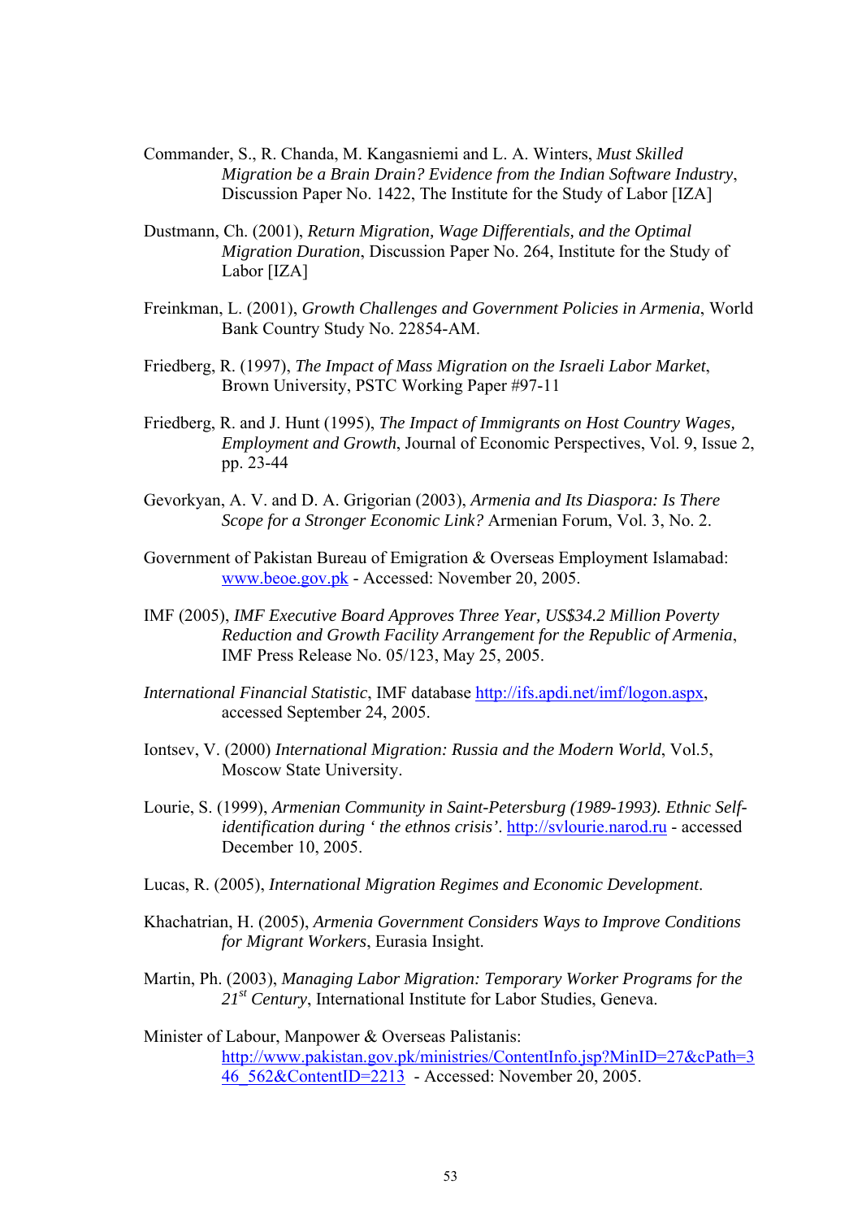Commander, S., R. Chanda, M. Kangasniemi and L. A. Winters, *Must Skilled Migration be a Brain Drain? Evidence from the Indian Software Industry*, Discussion Paper No. 1422, The Institute for the Study of Labor [IZA]

Dustmann, Ch. (2001), *Return Migration, Wage Differentials, and the Optimal Migration Duration*, Discussion Paper No. 264, Institute for the Study of Labor [IZA]

Freinkman, L. (2001), *Growth Challenges and Government Policies in Armenia*, World Bank Country Study No. 22854-AM.

Friedberg, R. (1997), *The Impact of Mass Migration on the Israeli Labor Market*, Brown University, PSTC Working Paper #97-11

Friedberg, R. and J. Hunt (1995), *The Impact of Immigrants on Host Country Wages, Employment and Growth*, Journal of Economic Perspectives, Vol. 9, Issue 2, pp. 23-44

Gevorkyan, A. V. and D. A. Grigorian (2003), *Armenia and Its Diaspora: Is There Scope for a Stronger Economic Link?* Armenian Forum, Vol. 3, No. 2.

Government of Pakistan Bureau of Emigration & Overseas Employment Islamabad: [www.beoe.gov.pk](www.beoe.gov.pk) - Accessed: November 20, 2005.

IMF (2005), *IMF Executive Board Approves Three Year, US$34.2 Million Poverty Reduction and Growth Facility Arrangement for the Republic of Armenia*, IMF Press Release No. 05/123, May 25, 2005.

*International Financial Statistic*, IMF database [http://ifs.apdi.net/imf/logon.aspx](http://ifs.apdi.net/imf/logon.aspx), accessed September 24, 2005.

Iontsev, V. (2000) *International Migration: Russia and the Modern World*, Vol.5, Moscow State University.

Lourie, S. (1999), *Armenian Community in Saint-Petersburg (1989-1993). Ethnic Self-identification during ' the ethnos crisis'*. [http://svlourie.narod.ru](http://svlourie.narod.ru) - accessed December 10, 2005.

Lucas, R. (2005), *International Migration Regimes and Economic Development*.

Khachatrian, H. (2005), *Armenia Government Considers Ways to Improve Conditions for Migrant Workers*, Eurasia Insight.

Martin, Ph. (2003), *Managing Labor Migration: Temporary Worker Programs for the 21st Century*, International Institute for Labor Studies, Geneva.

Minister of Labour, Manpower & Overseas Palistanis: [http://www.pakistan.gov.pk/ministries/ContentInfo.jsp?MinID=27&cPath=346_562&ContentID=2213](http://www.pakistan.gov.pk/ministries/ContentInfo.jsp?MinID=27&cPath=346_562&ContentID=2213) - Accessed: November 20, 2005.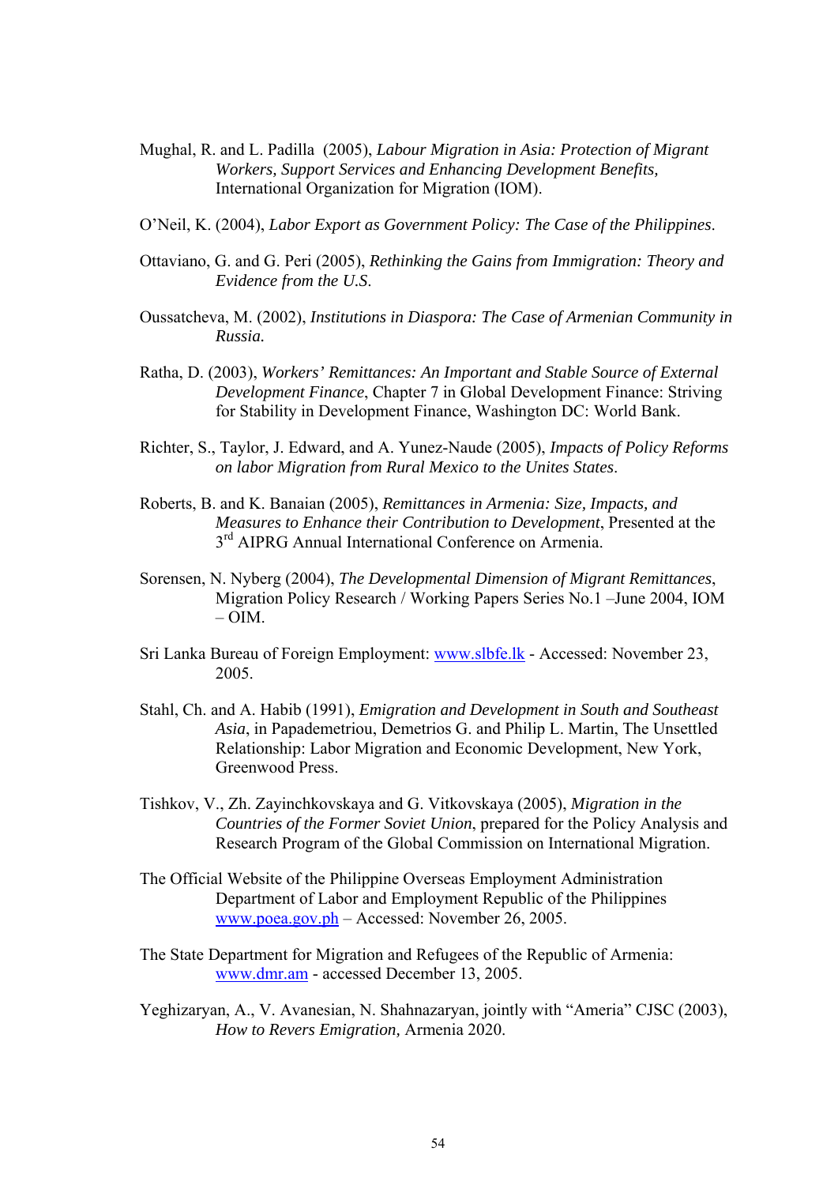Mughal, R. and L. Padilla (2005), *Labour Migration in Asia: Protection of Migrant Workers, Support Services and Enhancing Development Benefits,* International Organization for Migration (IOM).

O'Neil, K. (2004), *Labor Export as Government Policy: The Case of the Philippines*.

Ottaviano, G. and G. Peri (2005), *Rethinking the Gains from Immigration: Theory and Evidence from the U.S*.

Oussatcheva, M. (2002), *Institutions in Diaspora: The Case of Armenian Community in Russia.*

Ratha, D. (2003), *Workers' Remittances: An Important and Stable Source of External Development Finance*, Chapter 7 in Global Development Finance: Striving for Stability in Development Finance, Washington DC: World Bank.

Richter, S., Taylor, J. Edward, and A. Yunez-Naude (2005), *Impacts of Policy Reforms on labor Migration from Rural Mexico to the Unites States*.

Roberts, B. and K. Banaian (2005), *Remittances in Armenia: Size, Impacts, and Measures to Enhance their Contribution to Development*, Presented at the 3rd AIPRG Annual International Conference on Armenia.

Sorensen, N. Nyberg (2004), *The Developmental Dimension of Migrant Remittances*, Migration Policy Research / Working Papers Series No.1 –June 2004, IOM – OIM.

Sri Lanka Bureau of Foreign Employment: www.slbfe.lk - Accessed: November 23, 2005.

Stahl, Ch. and A. Habib (1991), *Emigration and Development in South and Southeast Asia*, in Papademetriou, Demetrios G. and Philip L. Martin, The Unsettled Relationship: Labor Migration and Economic Development, New York, Greenwood Press.

Tishkov, V., Zh. Zayinchkovskaya and G. Vitkovskaya (2005), *Migration in the Countries of the Former Soviet Union*, prepared for the Policy Analysis and Research Program of the Global Commission on International Migration.

The Official Website of the Philippine Overseas Employment Administration Department of Labor and Employment Republic of the Philippines www.poea.gov.ph – Accessed: November 26, 2005.

The State Department for Migration and Refugees of the Republic of Armenia: www.dmr.am - accessed December 13, 2005.

Yeghizaryan, A., V. Avanesian, N. Shahnazaryan, jointly with "Ameria" CJSC (2003), *How to Revers Emigration,* Armenia 2020.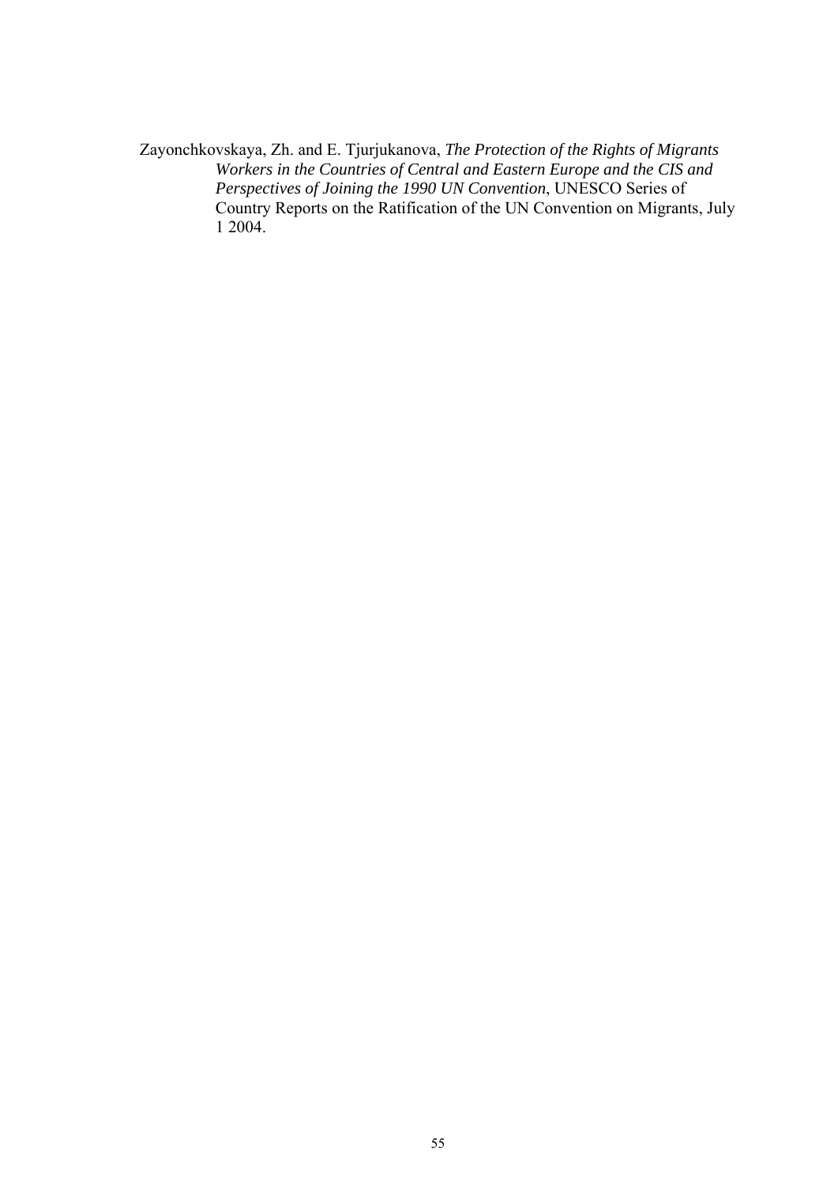Zayonchkovskaya, Zh. and E. Tjurjukanova, *The Protection of the Rights of Migrants Workers in the Countries of Central and Eastern Europe and the CIS and Perspectives of Joining the 1990 UN Convention*, UNESCO Series of Country Reports on the Ratification of the UN Convention on Migrants, July 1 2004.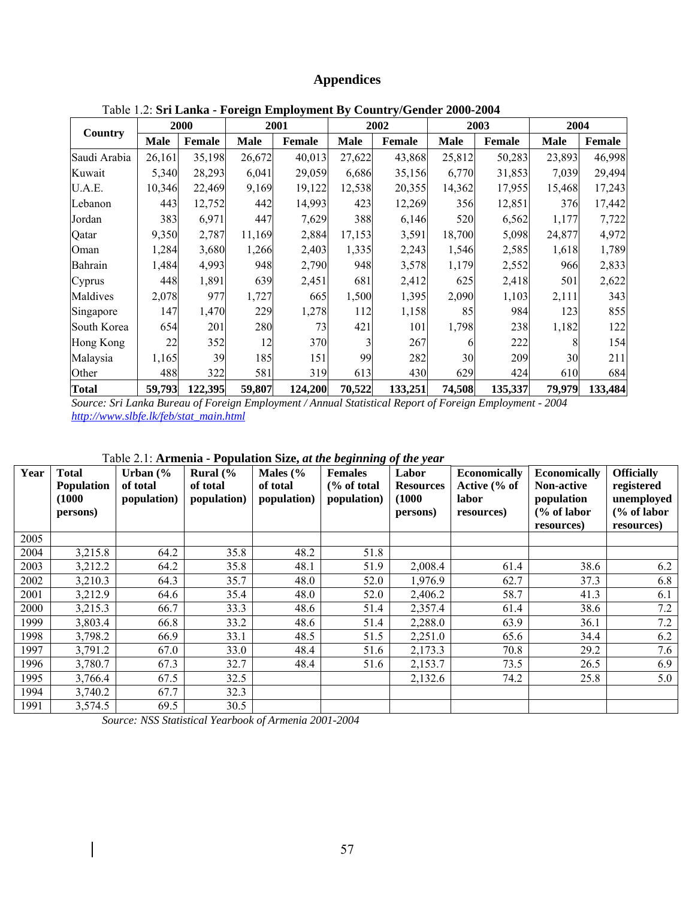# Appendices

Table 1.2: **Sri Lanka - Foreign Employment By Country/Gender 2000-2004**

| Country | 2000 | | 2001 | | 2002 | | 2003 | | 2004 | |
|---|---|---|---|---|---|---|---|---|---|---|
| | Male | Female | Male | Female | Male | Female | Male | Female | Male | Female |
| Saudi Arabia | 26,161 | 35,198 | 26,672 | 40,013 | 27,622 | 43,868 | 25,812 | 50,283 | 23,893 | 46,998 |
| Kuwait | 5,340 | 28,293 | 6,041 | 29,059 | 6,686 | 35,156 | 6,770 | 31,853 | 7,039 | 29,494 |
| U.A.E. | 10,346 | 22,469 | 9,169 | 19,122 | 12,538 | 20,355 | 14,362 | 17,955 | 15,468 | 17,243 |
| Lebanon | 443 | 12,752 | 442 | 14,993 | 423 | 12,269 | 356 | 12,851 | 376 | 17,442 |
| Jordan | 383 | 6,971 | 447 | 7,629 | 388 | 6,146 | 520 | 6,562 | 1,177 | 7,722 |
| Qatar | 9,350 | 2,787 | 11,169 | 2,884 | 17,153 | 3,591 | 18,700 | 5,098 | 24,877 | 4,972 |
| Oman | 1,284 | 3,680 | 1,266 | 2,403 | 1,335 | 2,243 | 1,546 | 2,585 | 1,618 | 1,789 |
| Bahrain | 1,484 | 4,993 | 948 | 2,790 | 948 | 3,578 | 1,179 | 2,552 | 966 | 2,833 |
| Cyprus | 448 | 1,891 | 639 | 2,451 | 681 | 2,412 | 625 | 2,418 | 501 | 2,622 |
| Maldives | 2,078 | 977 | 1,727 | 665 | 1,500 | 1,395 | 2,090 | 1,103 | 2,111 | 343 |
| Singapore | 147 | 1,470 | 229 | 1,278 | 112 | 1,158 | 85 | 984 | 123 | 855 |
| South Korea | 654 | 201 | 280 | 73 | 421 | 101 | 1,798 | 238 | 1,182 | 122 |
| Hong Kong | 22 | 352 | 12 | 370 | 3 | 267 | 6 | 222 | 8 | 154 |
| Malaysia | 1,165 | 39 | 185 | 151 | 99 | 282 | 30 | 209 | 30 | 211 |
| Other | 488 | 322 | 581 | 319 | 613 | 430 | 629 | 424 | 610 | 684 |
| **Total** | **59,793** | **122,395** | **59,807** | **124,200** | **70,522** | **133,251** | **74,508** | **135,337** | **79,979** | **133,484** |

*Source: Sri Lanka Bureau of Foreign Employment / Annual Statistical Report of Foreign Employment - 2004*
*http://www.slbfe.lk/feb/stat_main.html*

Table 2.1: **Armenia - Population Size,** ***at the beginning of the year***

| Year | Total Population (1000 persons) | Urban (% of total population) | Rural (% of total population) | Males (% of total population) | Females (% of total population) | Labor Resources (1000 persons) | Economically Active (% of labor resources) | Economically Non-active population (% of labor resources) | Officially registered unemployed (% of labor resources) |
|---|---|---|---|---|---|---|---|---|---|
| 2005 | | | | | | | | | |
| 2004 | 3,215.8 | 64.2 | 35.8 | 48.2 | 51.8 | | | | |
| 2003 | 3,212.2 | 64.2 | 35.8 | 48.1 | 51.9 | 2,008.4 | 61.4 | 38.6 | 6.2 |
| 2002 | 3,210.3 | 64.3 | 35.7 | 48.0 | 52.0 | 1,976.9 | 62.7 | 37.3 | 6.8 |
| 2001 | 3,212.9 | 64.6 | 35.4 | 48.0 | 52.0 | 2,406.2 | 58.7 | 41.3 | 6.1 |
| 2000 | 3,215.3 | 66.7 | 33.3 | 48.6 | 51.4 | 2,357.4 | 61.4 | 38.6 | 7.2 |
| 1999 | 3,803.4 | 66.8 | 33.2 | 48.6 | 51.4 | 2,288.0 | 63.9 | 36.1 | 7.2 |
| 1998 | 3,798.2 | 66.9 | 33.1 | 48.5 | 51.5 | 2,251.0 | 65.6 | 34.4 | 6.2 |
| 1997 | 3,791.2 | 67.0 | 33.0 | 48.4 | 51.6 | 2,173.3 | 70.8 | 29.2 | 7.6 |
| 1996 | 3,780.7 | 67.3 | 32.7 | 48.4 | 51.6 | 2,153.7 | 73.5 | 26.5 | 6.9 |
| 1995 | 3,766.4 | 67.5 | 32.5 | | | 2,132.6 | 74.2 | 25.8 | 5.0 |
| 1994 | 3,740.2 | 67.7 | 32.3 | | | | | | |
| 1991 | 3,574.5 | 69.5 | 30.5 | | | | | | |

*Source: NSS Statistical Yearbook of Armenia 2001-2004*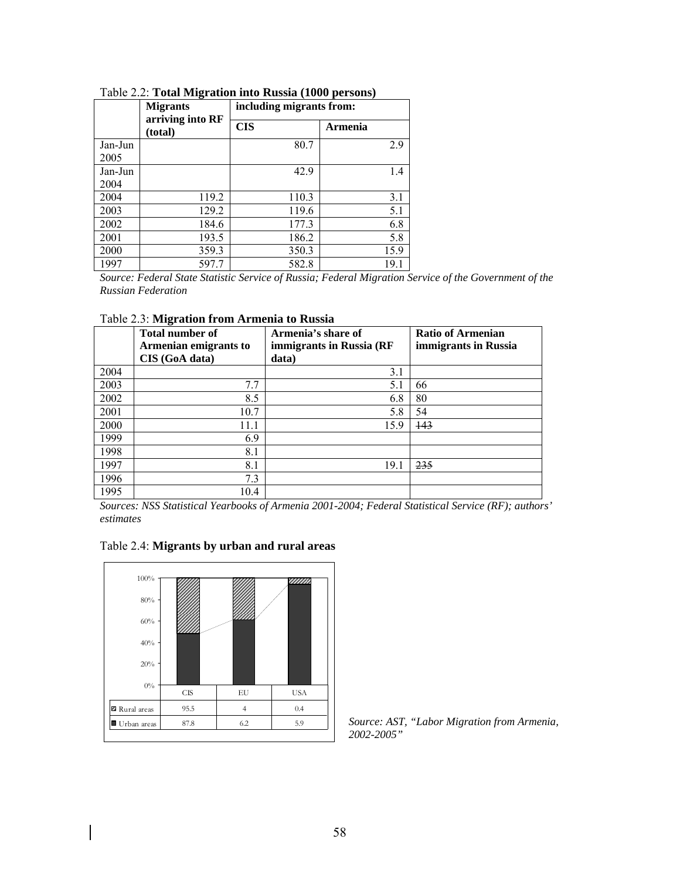Table 2.2: **Total Migration into Russia (1000 persons)**

| | Migrants arriving into RF (total) | including migrants from: | |
|---|---|---|---|
| | | CIS | Armenia |
| Jan-Jun 2005 | | 80.7 | 2.9 |
| Jan-Jun 2004 | | 42.9 | 1.4 |
| 2004 | 119.2 | 110.3 | 3.1 |
| 2003 | 129.2 | 119.6 | 5.1 |
| 2002 | 184.6 | 177.3 | 6.8 |
| 2001 | 193.5 | 186.2 | 5.8 |
| 2000 | 359.3 | 350.3 | 15.9 |
| 1997 | 597.7 | 582.8 | 19.1 |

*Source: Federal State Statistic Service of Russia; Federal Migration Service of the Government of the Russian Federation*

Table 2.3: **Migration from Armenia to Russia**

| | Total number of Armenian emigrants to CIS (GoA data) | Armenia's share of immigrants in Russia (RF data) | Ratio of Armenian immigrants in Russia |
|---|---|---|---|
| 2004 | | 3.1 | |
| 2003 | 7.7 | 5.1 | 66 |
| 2002 | 8.5 | 6.8 | 80 |
| 2001 | 10.7 | 5.8 | 54 |
| 2000 | 11.1 | 15.9 | ~~143~~ |
| 1999 | 6.9 | | |
| 1998 | 8.1 | | |
| 1997 | 8.1 | 19.1 | ~~235~~ |
| 1996 | 7.3 | | |
| 1995 | 10.4 | | |

*Sources: NSS Statistical Yearbooks of Armenia 2001-2004; Federal Statistical Service (RF); authors' estimates*

Table 2.4: **Migrants by urban and rural areas**

| | CIS | EU | USA |
|---|---|---|---|
| Rural areas | 95.5 | 4 | 0.4 |
| Urban areas | 87.8 | 6.2 | 5.9 |

*Source: AST, "Labor Migration from Armenia, 2002-2005"*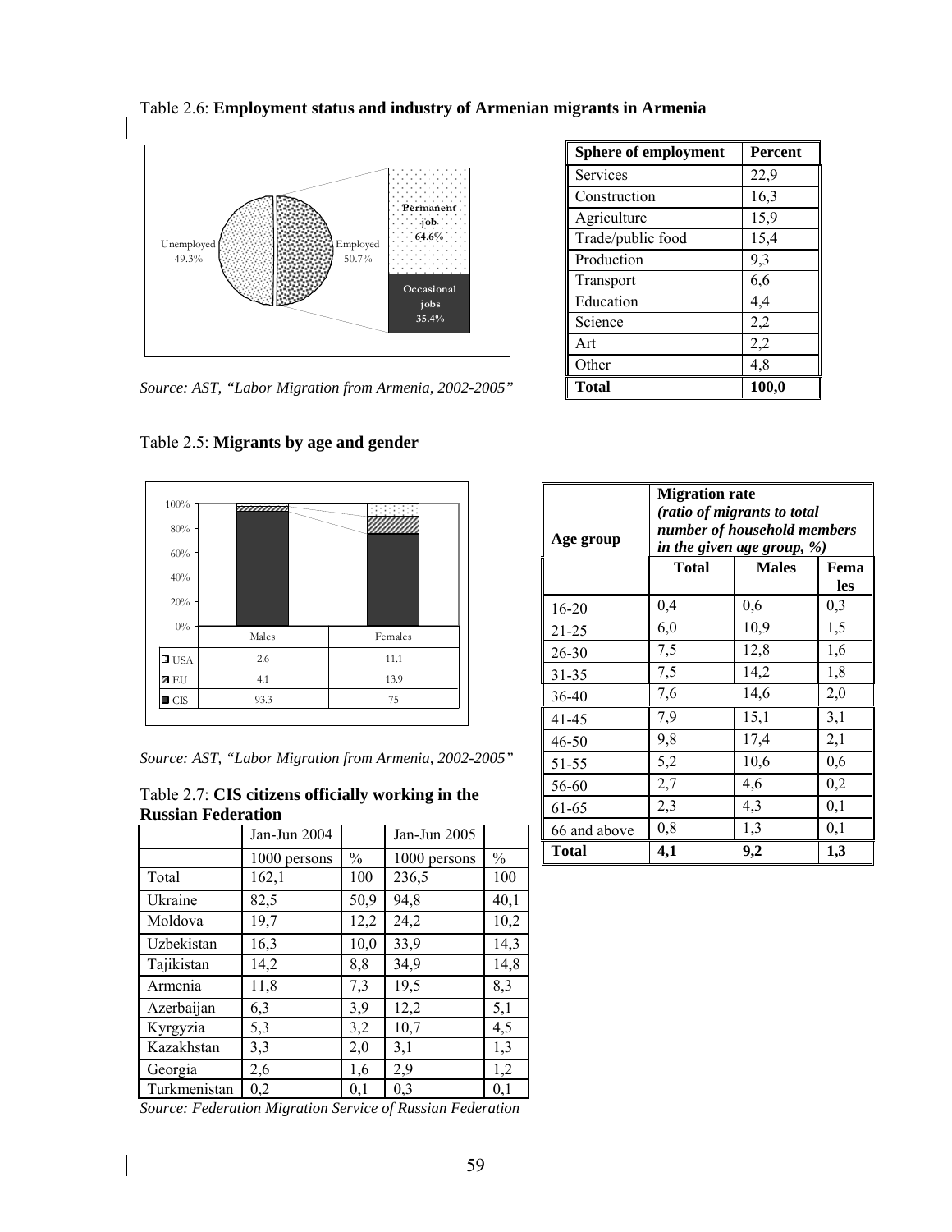Table 2.6: **Employment status and industry of Armenian migrants in Armenia**

Unemployed 49.3%

Employed 50.7%

Permanent job 64.6%

Occasional jobs 35.4%

*Source: AST, "Labor Migration from Armenia, 2002-2005"*

| Sphere of employment | Percent |
|---|---|
| Services | 22,9 |
| Construction | 16,3 |
| Agriculture | 15,9 |
| Trade/public food | 15,4 |
| Production | 9,3 |
| Transport | 6,6 |
| Education | 4,4 |
| Science | 2,2 |
| Art | 2,2 |
| Other | 4,8 |
| **Total** | **100,0** |

Table 2.5: **Migrants by age and gender**

| | Males | Females |
|---|---|---|
| USA | 2.6 | 11.1 |
| EU | 4.1 | 13.9 |
| CIS | 93.3 | 75 |

*Source: AST, "Labor Migration from Armenia, 2002-2005"*

| Age group | **Migration rate** *(ratio of migrants to total number of household members in the given age group, %)* | | |
|---|---|---|---|
| | **Total** | **Males** | **Females** |
| 16-20 | 0,4 | 0,6 | 0,3 |
| 21-25 | 6,0 | 10,9 | 1,5 |
| 26-30 | 7,5 | 12,8 | 1,6 |
| 31-35 | 7,5 | 14,2 | 1,8 |
| 36-40 | 7,6 | 14,6 | 2,0 |
| 41-45 | 7,9 | 15,1 | 3,1 |
| 46-50 | 9,8 | 17,4 | 2,1 |
| 51-55 | 5,2 | 10,6 | 0,6 |
| 56-60 | 2,7 | 4,6 | 0,2 |
| 61-65 | 2,3 | 4,3 | 0,1 |
| 66 and above | 0,8 | 1,3 | 0,1 |
| **Total** | **4,1** | **9,2** | **1,3** |

Table 2.7: **CIS citizens officially working in the Russian Federation**

| | Jan-Jun 2004 | | Jan-Jun 2005 | |
|---|---|---|---|---|
| | 1000 persons | % | 1000 persons | % |
| Total | 162,1 | 100 | 236,5 | 100 |
| Ukraine | 82,5 | 50,9 | 94,8 | 40,1 |
| Moldova | 19,7 | 12,2 | 24,2 | 10,2 |
| Uzbekistan | 16,3 | 10,0 | 33,9 | 14,3 |
| Tajikistan | 14,2 | 8,8 | 34,9 | 14,8 |
| Armenia | 11,8 | 7,3 | 19,5 | 8,3 |
| Azerbaijan | 6,3 | 3,9 | 12,2 | 5,1 |
| Kyrgyzia | 5,3 | 3,2 | 10,7 | 4,5 |
| Kazakhstan | 3,3 | 2,0 | 3,1 | 1,3 |
| Georgia | 2,6 | 1,6 | 2,9 | 1,2 |
| Turkmenistan | 0,2 | 0,1 | 0,3 | 0,1 |

*Source: Federation Migration Service of Russian Federation*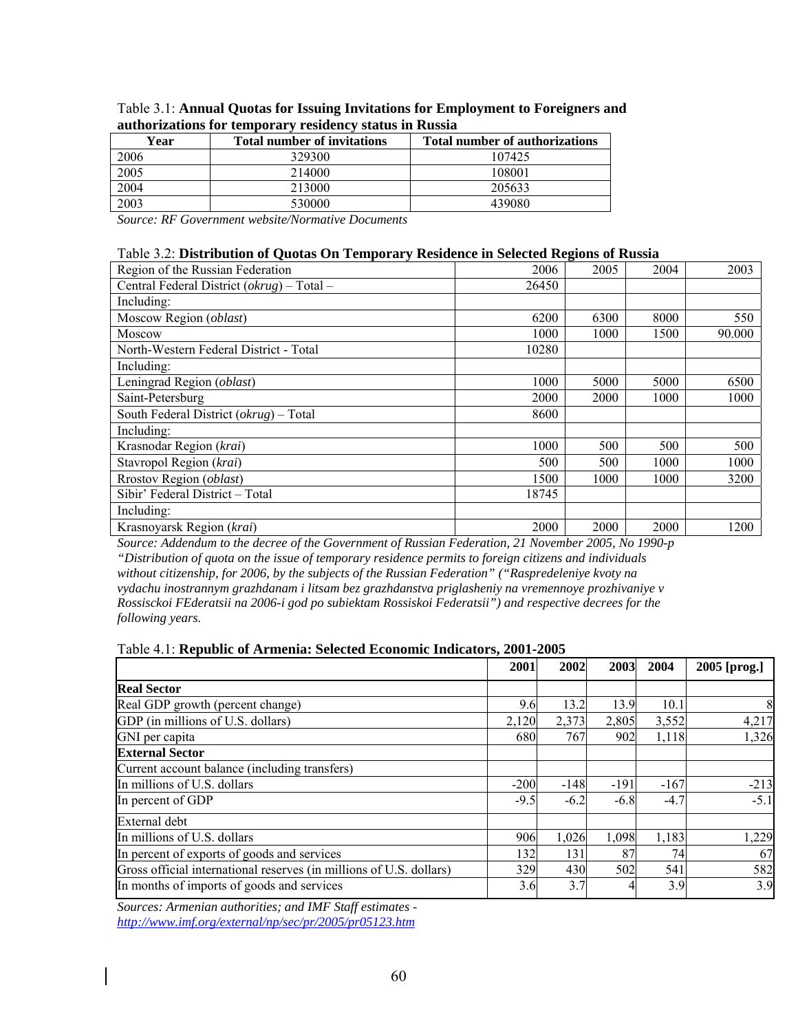Table 3.1: **Annual Quotas for Issuing Invitations for Employment to Foreigners and authorizations for temporary residency status in Russia**

| Year | Total number of invitations | Total number of authorizations |
|---|---|---|
| 2006 | 329300 | 107425 |
| 2005 | 214000 | 108001 |
| 2004 | 213000 | 205633 |
| 2003 | 530000 | 439080 |

*Source: RF Government website/Normative Documents*

Table 3.2: **Distribution of Quotas On Temporary Residence in Selected Regions of Russia**

| Region of the Russian Federation | 2006 | 2005 | 2004 | 2003 |
|---|---|---|---|---|
| Central Federal District (*okrug*) – Total – | 26450 | | | |
| Including: | | | | |
| Moscow Region (*oblast*) | 6200 | 6300 | 8000 | 550 |
| Moscow | 1000 | 1000 | 1500 | 90.000 |
| North-Western Federal District - Total | 10280 | | | |
| Including: | | | | |
| Leningrad Region (*oblast*) | 1000 | 5000 | 5000 | 6500 |
| Saint-Petersburg | 2000 | 2000 | 1000 | 1000 |
| South Federal District (*okrug*) – Total | 8600 | | | |
| Including: | | | | |
| Krasnodar Region (*krai*) | 1000 | 500 | 500 | 500 |
| Stavropol Region (*krai*) | 500 | 500 | 1000 | 1000 |
| Rrostov Region (*oblast*) | 1500 | 1000 | 1000 | 3200 |
| Sibir' Federal District – Total | 18745 | | | |
| Including: | | | | |
| Krasnoyarsk Region (*krai*) | 2000 | 2000 | 2000 | 1200 |

*Source: Addendum to the decree of the Government of Russian Federation, 21 November 2005, No 1990-p "Distribution of quota on the issue of temporary residence permits to foreign citizens and individuals without citizenship, for 2006, by the subjects of the Russian Federation" ("Raspredeleniye kvoty na vydachu inostrannym grazhdanam i litsam bez grazhdanstva priglasheniy na vremennoye prozhivaniye v Rossisckoi FEderatsii na 2006-i god po subiektam Rossiskoi Federatsii") and respective decrees for the following years.*

Table 4.1: **Republic of Armenia: Selected Economic Indicators, 2001-2005**

| | 2001 | 2002 | 2003 | 2004 | 2005 [prog.] |
|---|---|---|---|---|---|
| **Real Sector** | | | | | |
| Real GDP growth (percent change) | 9.6 | 13.2 | 13.9 | 10.1 | 8 |
| GDP (in millions of U.S. dollars) | 2,120 | 2,373 | 2,805 | 3,552 | 4,217 |
| GNI per capita | 680 | 767 | 902 | 1,118 | 1,326 |
| **External Sector** | | | | | |
| Current account balance (including transfers) | | | | | |
| In millions of U.S. dollars | -200 | -148 | -191 | -167 | -213 |
| In percent of GDP | -9.5 | -6.2 | -6.8 | -4.7 | -5.1 |
| External debt | | | | | |
| In millions of U.S. dollars | 906 | 1,026 | 1,098 | 1,183 | 1,229 |
| In percent of exports of goods and services | 132 | 131 | 87 | 74 | 67 |
| Gross official international reserves (in millions of U.S. dollars) | 329 | 430 | 502 | 541 | 582 |
| In months of imports of goods and services | 3.6 | 3.7 | 4 | 3.9 | 3.9 |

*Sources: Armenian authorities; and IMF Staff estimates - http://www.imf.org/external/np/sec/pr/2005/pr05123.htm*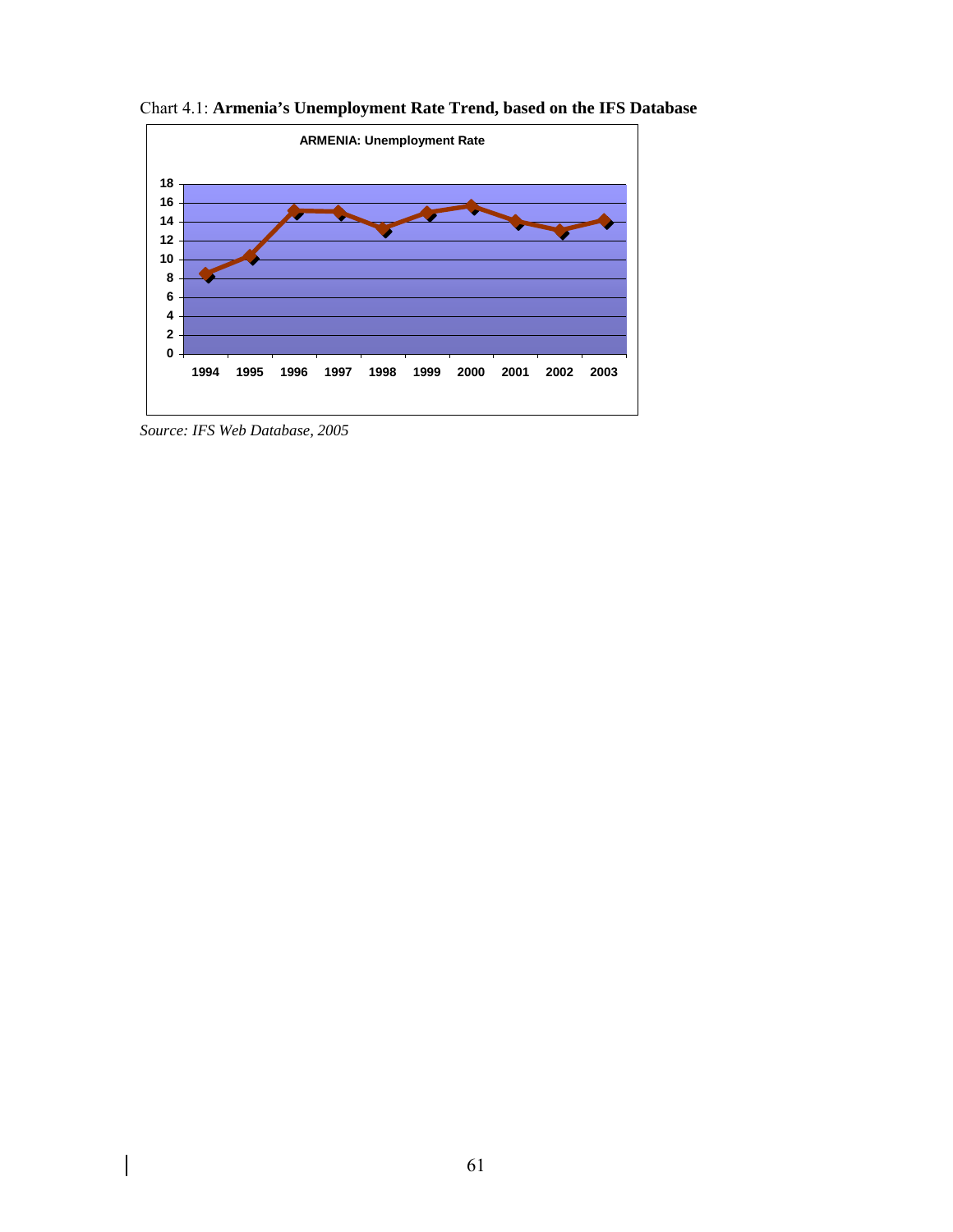Chart 4.1: **Armenia's Unemployment Rate Trend, based on the IFS Database**

ARMENIA: Unemployment Rate

18
16
14
12
10
8
6
4
2
0

1994 1995 1996 1997 1998 1999 2000 2001 2002 2003

*Source: IFS Web Database, 2005*